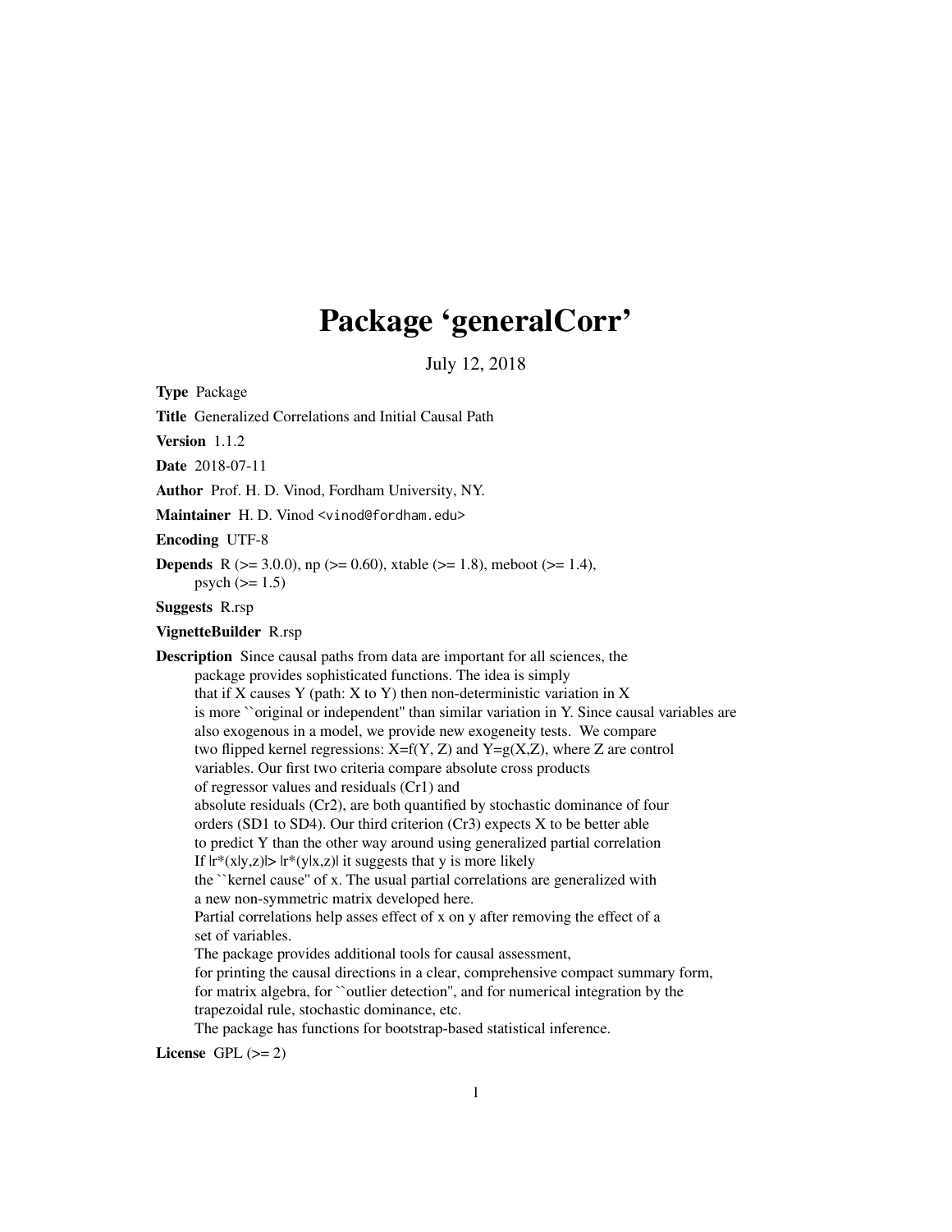# Package 'generalCorr'

July 12, 2018

**Type** Package

**Title** Generalized Correlations and Initial Causal Path

**Version** 1.1.2

**Date** 2018-07-11

**Author** Prof. H. D. Vinod, Fordham University, NY.

**Maintainer** H. D. Vinod <vinod@fordham.edu>

**Encoding** UTF-8

**Depends** R (>= 3.0.0), np (>= 0.60), xtable (>= 1.8), meboot (>= 1.4), psych (>= 1.5)

**Suggests** R.rsp

**VignetteBuilder** R.rsp

**Description** Since causal paths from data are important for all sciences, the package provides sophisticated functions. The idea is simply that if X causes Y (path: X to Y) then non-deterministic variation in X is more ``original or independent'' than similar variation in Y. Since causal variables are also exogenous in a model, we provide new exogeneity tests. We compare two flipped kernel regressions: X=f(Y, Z) and Y=g(X,Z), where Z are control variables. Our first two criteria compare absolute cross products of regressor values and residuals (Cr1) and absolute residuals (Cr2), are both quantified by stochastic dominance of four orders (SD1 to SD4). Our third criterion (Cr3) expects X to be better able to predict Y than the other way around using generalized partial correlation If |r*(x|y,z)|> |r*(y|x,z)| it suggests that y is more likely the ``kernel cause'' of x. The usual partial correlations are generalized with a new non-symmetric matrix developed here. Partial correlations help asses effect of x on y after removing the effect of a set of variables. The package provides additional tools for causal assessment, for printing the causal directions in a clear, comprehensive compact summary form, for matrix algebra, for ``outlier detection'', and for numerical integration by the trapezoidal rule, stochastic dominance, etc. The package has functions for bootstrap-based statistical inference.

**License** GPL (>= 2)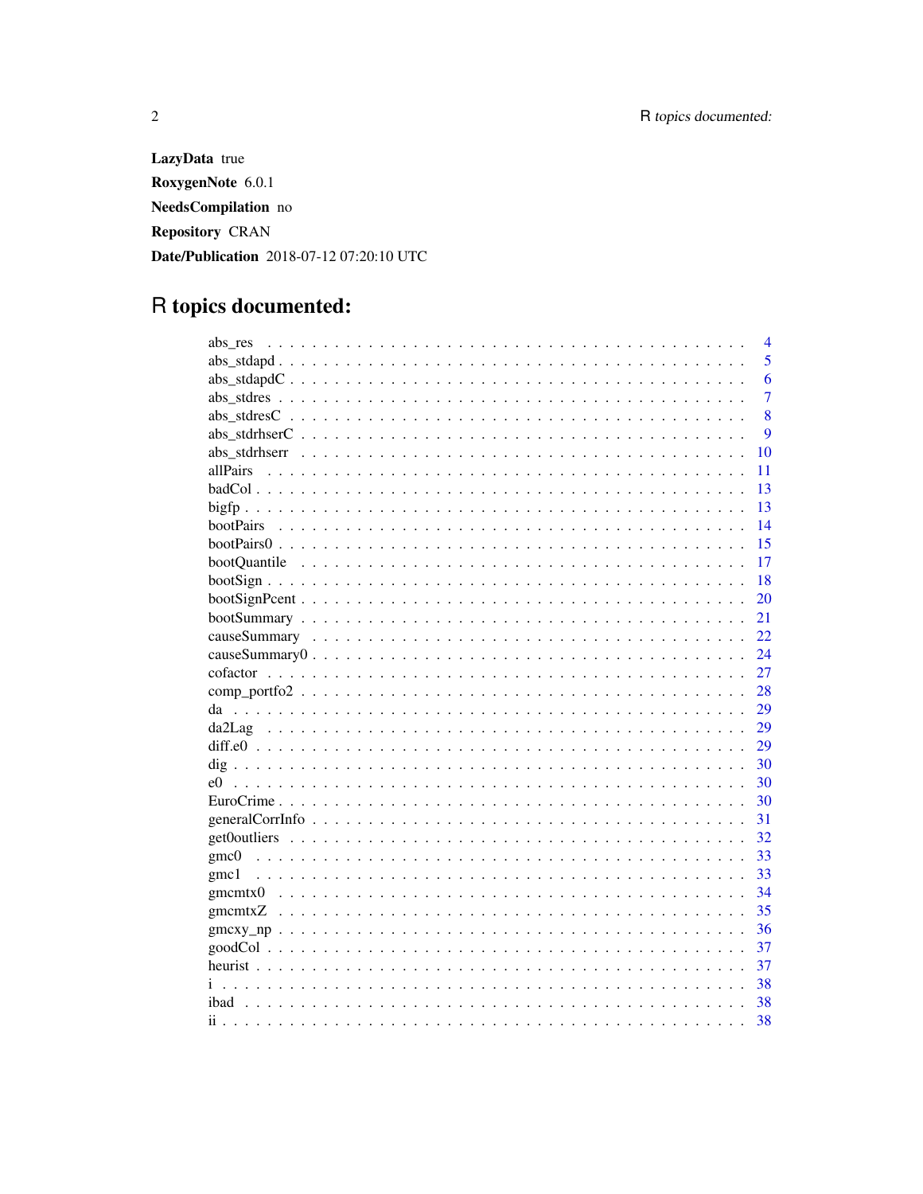**LazyData** true

**RoxygenNote** 6.0.1

**NeedsCompilation** no

**Repository** CRAN

**Date/Publication** 2018-07-12 07:20:10 UTC

# R topics documented:

| | |
|---|---|
| abs_res | 4 |
| abs_stdapd | 5 |
| abs_stdapdC | 6 |
| abs_stdres | 7 |
| abs_stdresC | 8 |
| abs_stdrhserC | 9 |
| abs_stdrhserr | 10 |
| allPairs | 11 |
| badCol | 13 |
| bigfp | 13 |
| bootPairs | 14 |
| bootPairs0 | 15 |
| bootQuantile | 17 |
| bootSign | 18 |
| bootSignPcent | 20 |
| bootSummary | 21 |
| causeSummary | 22 |
| causeSummary0 | 24 |
| cofactor | 27 |
| comp_portfo2 | 28 |
| da | 29 |
| da2Lag | 29 |
| diff.e0 | 29 |
| dig | 30 |
| e0 | 30 |
| EuroCrime | 30 |
| generalCorrInfo | 31 |
| get0outliers | 32 |
| gmc0 | 33 |
| gmc1 | 33 |
| gmcmtx0 | 34 |
| gmcmtxZ | 35 |
| gmcxy_np | 36 |
| goodCol | 37 |
| heurist | 37 |
| i | 38 |
| ibad | 38 |
| ii | 38 |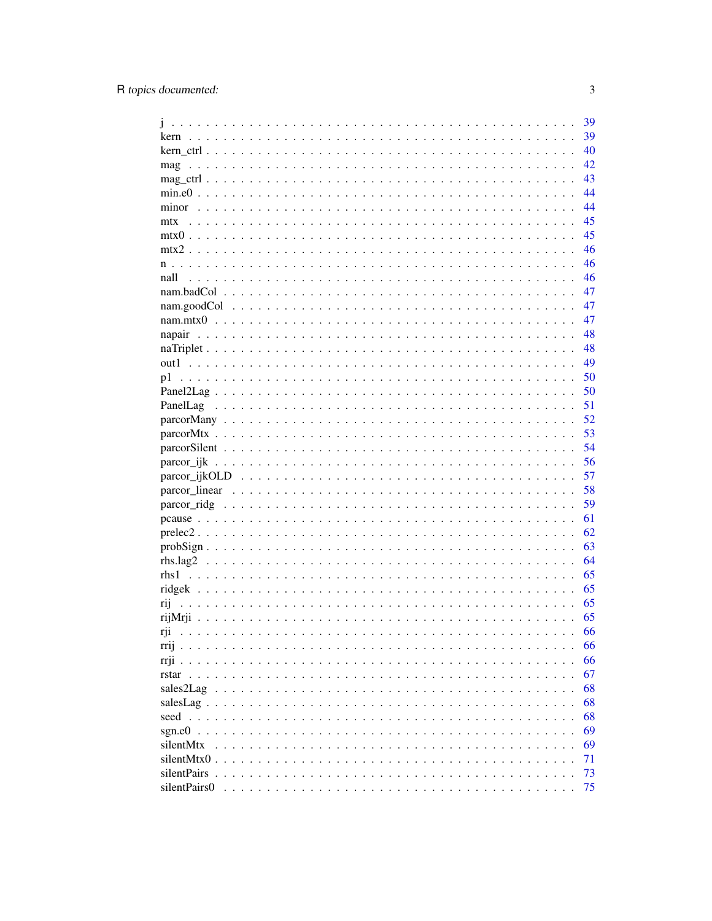| | |
|---|---|
| j | 39 |
| kern | 39 |
| kern_ctrl | 40 |
| mag | 42 |
| mag_ctrl | 43 |
| min.e0 | 44 |
| minor | 44 |
| mtx | 45 |
| mtx0 | 45 |
| mtx2 | 46 |
| n | 46 |
| nall | 46 |
| nam.badCol | 47 |
| nam.goodCol | 47 |
| nam.mtx0 | 47 |
| napair | 48 |
| naTriplet | 48 |
| out1 | 49 |
| p1 | 50 |
| Panel2Lag | 50 |
| PanelLag | 51 |
| parcorMany | 52 |
| parcorMtx | 53 |
| parcorSilent | 54 |
| parcor_ijk | 56 |
| parcor_ijkOLD | 57 |
| parcor_linear | 58 |
| parcor_ridg | 59 |
| pcause | 61 |
| prelec2 | 62 |
| probSign | 63 |
| rhs.lag2 | 64 |
| rhs1 | 65 |
| ridgek | 65 |
| rij | 65 |
| rijMrji | 65 |
| rji | 66 |
| rrij | 66 |
| rrji | 66 |
| rstar | 67 |
| sales2Lag | 68 |
| salesLag | 68 |
| seed | 68 |
| sgn.e0 | 69 |
| silentMtx | 69 |
| silentMtx0 | 71 |
| silentPairs | 73 |
| silentPairs0 | 75 |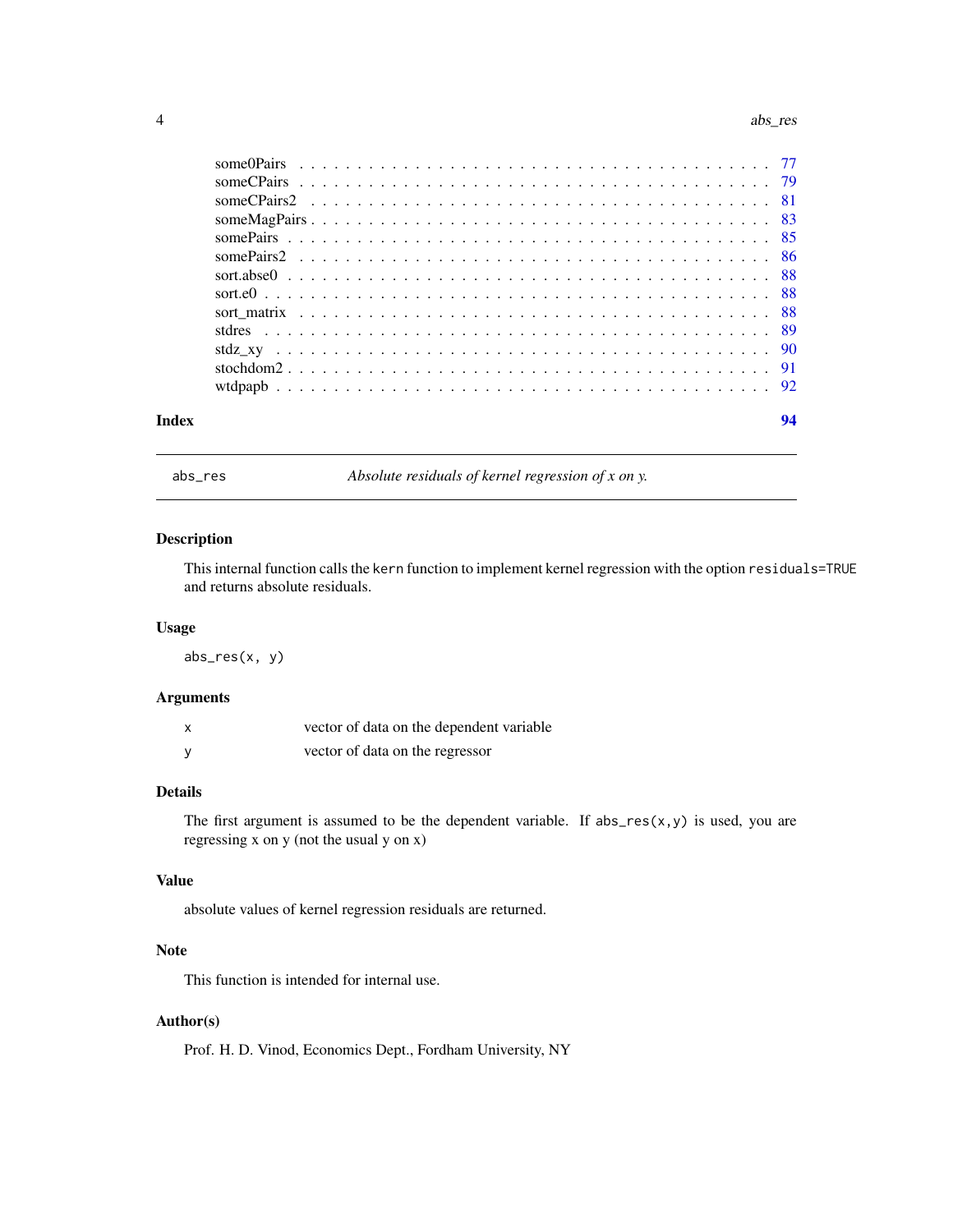| | |
|---|---|
| some0Pairs | 77 |
| someCPairs | 79 |
| someCPairs2 | 81 |
| someMagPairs | 83 |
| somePairs | 85 |
| somePairs2 | 86 |
| sort.abse0 | 88 |
| sort.e0 | 88 |
| sort_matrix | 88 |
| stdres | 89 |
| stdz_xy | 90 |
| stochdom2 | 91 |
| wtdpapb | 92 |

**Index** **94**

---

`abs_res` *Absolute residuals of kernel regression of x on y.*

---

## Description

This internal function calls the `kern` function to implement kernel regression with the option `residuals=TRUE` and returns absolute residuals.

## Usage

```
abs_res(x, y)
```

## Arguments

| | |
|---|---|
| x | vector of data on the dependent variable |
| y | vector of data on the regressor |

## Details

The first argument is assumed to be the dependent variable. If `abs_res(x,y)` is used, you are regressing x on y (not the usual y on x)

## Value

absolute values of kernel regression residuals are returned.

## Note

This function is intended for internal use.

## Author(s)

Prof. H. D. Vinod, Economics Dept., Fordham University, NY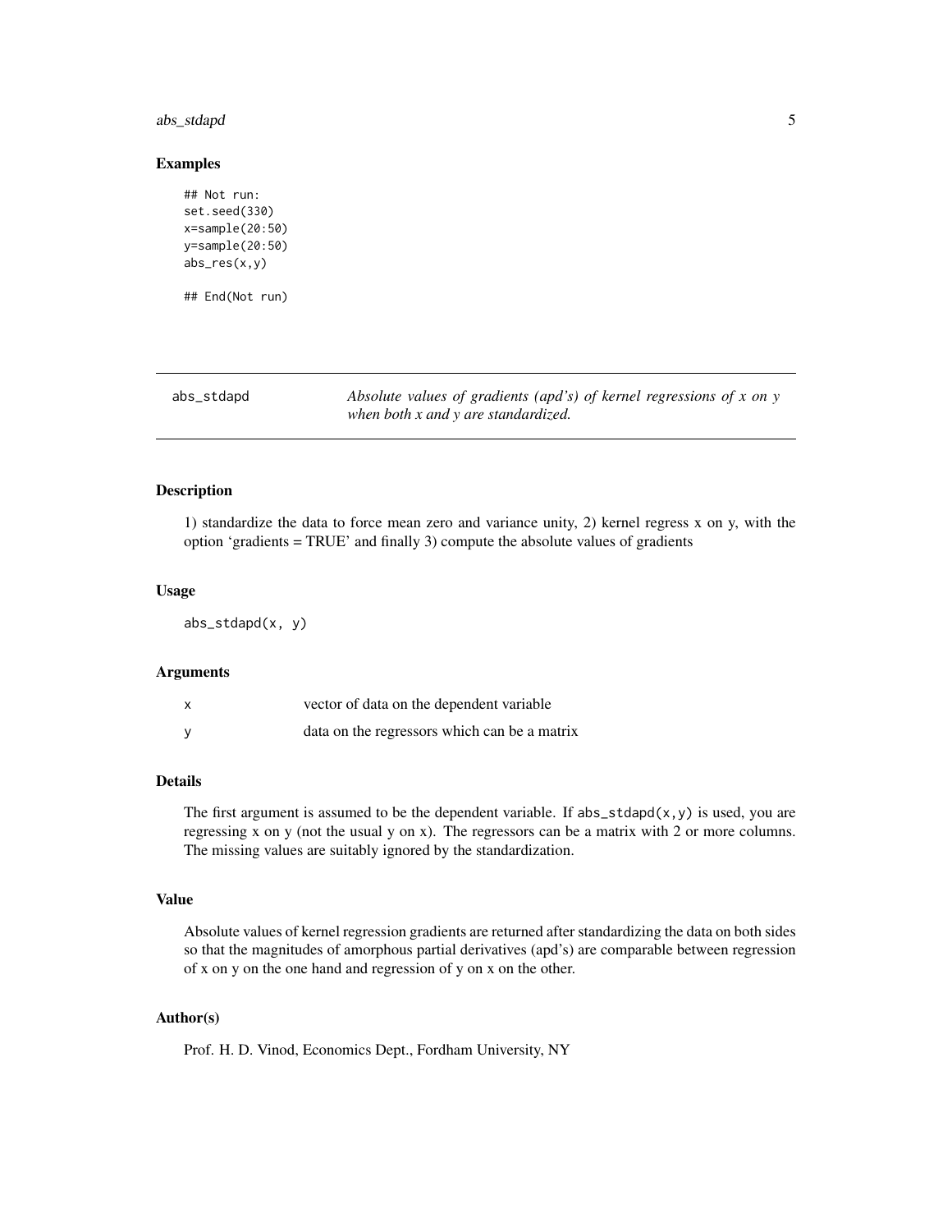## Examples

```
## Not run:
set.seed(330)
x=sample(20:50)
y=sample(20:50)
abs_res(x,y)

## End(Not run)
```

---

# abs_stdapd — *Absolute values of gradients (apd's) of kernel regressions of x on y when both x and y are standardized.*

---

## Description

1) standardize the data to force mean zero and variance unity, 2) kernel regress x on y, with the option 'gradients = TRUE' and finally 3) compute the absolute values of gradients

## Usage

```
abs_stdapd(x, y)
```

## Arguments

| | |
|---|---|
| x | vector of data on the dependent variable |
| y | data on the regressors which can be a matrix |

## Details

The first argument is assumed to be the dependent variable. If `abs_stdapd(x,y)` is used, you are regressing x on y (not the usual y on x). The regressors can be a matrix with 2 or more columns. The missing values are suitably ignored by the standardization.

## Value

Absolute values of kernel regression gradients are returned after standardizing the data on both sides so that the magnitudes of amorphous partial derivatives (apd's) are comparable between regression of x on y on the one hand and regression of y on x on the other.

## Author(s)

Prof. H. D. Vinod, Economics Dept., Fordham University, NY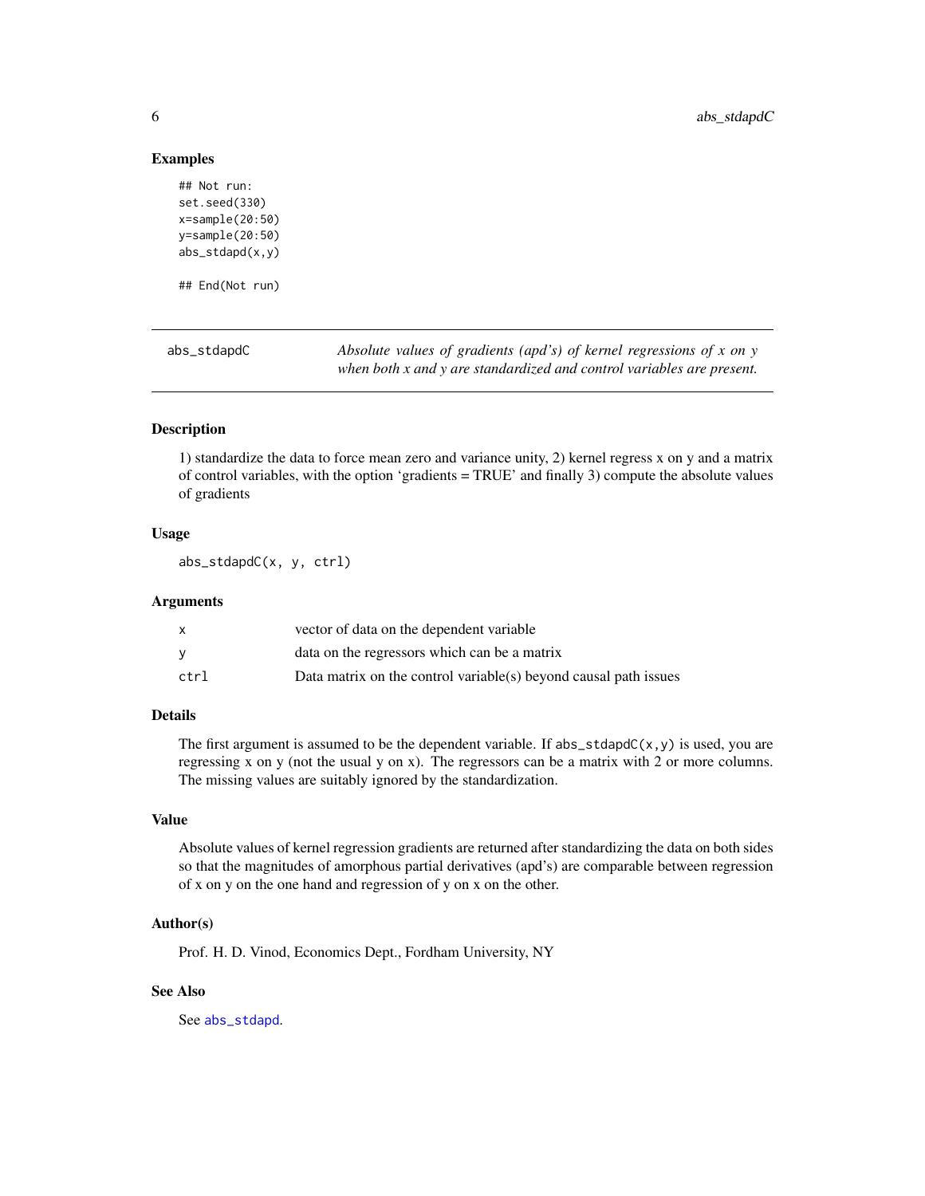## Examples

```
## Not run:
set.seed(330)
x=sample(20:50)
y=sample(20:50)
abs_stdapd(x,y)

## End(Not run)
```

---

`abs_stdapdC` *Absolute values of gradients (apd's) of kernel regressions of x on y when both x and y are standardized and control variables are present.*

---

### Description

1) standardize the data to force mean zero and variance unity, 2) kernel regress x on y and a matrix of control variables, with the option 'gradients = TRUE' and finally 3) compute the absolute values of gradients

### Usage

```
abs_stdapdC(x, y, ctrl)
```

### Arguments

| | |
|---|---|
| `x` | vector of data on the dependent variable |
| `y` | data on the regressors which can be a matrix |
| `ctrl` | Data matrix on the control variable(s) beyond causal path issues |

### Details

The first argument is assumed to be the dependent variable. If `abs_stdapdC(x,y)` is used, you are regressing x on y (not the usual y on x). The regressors can be a matrix with 2 or more columns. The missing values are suitably ignored by the standardization.

### Value

Absolute values of kernel regression gradients are returned after standardizing the data on both sides so that the magnitudes of amorphous partial derivatives (apd's) are comparable between regression of x on y on the one hand and regression of y on x on the other.

### Author(s)

Prof. H. D. Vinod, Economics Dept., Fordham University, NY

### See Also

See `abs_stdapd`.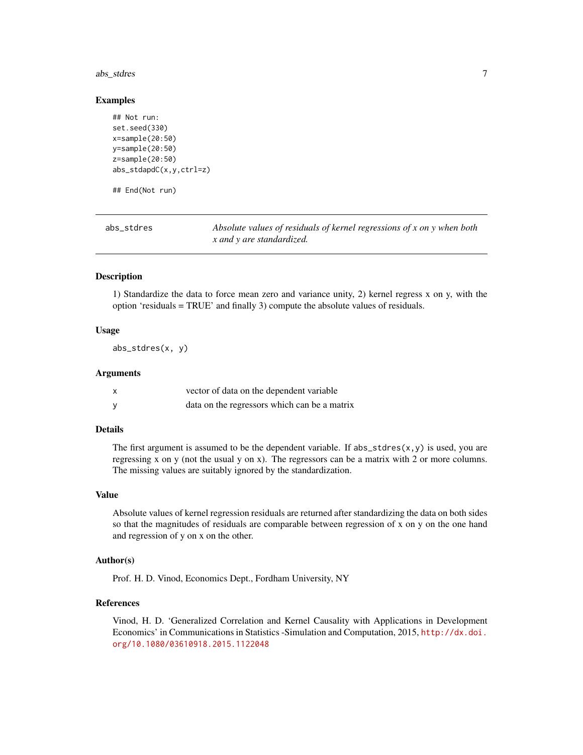## Examples

```
## Not run:
set.seed(330)
x=sample(20:50)
y=sample(20:50)
z=sample(20:50)
abs_stdapdC(x,y,ctrl=z)

## End(Not run)
```

---

abs_stdres — *Absolute values of residuals of kernel regressions of x on y when both x and y are standardized.*

---

### Description

1) Standardize the data to force mean zero and variance unity, 2) kernel regress x on y, with the option 'residuals = TRUE' and finally 3) compute the absolute values of residuals.

### Usage

```
abs_stdres(x, y)
```

### Arguments

| | |
|---|---|
| x | vector of data on the dependent variable |
| y | data on the regressors which can be a matrix |

### Details

The first argument is assumed to be the dependent variable. If `abs_stdres(x,y)` is used, you are regressing x on y (not the usual y on x). The regressors can be a matrix with 2 or more columns. The missing values are suitably ignored by the standardization.

### Value

Absolute values of kernel regression residuals are returned after standardizing the data on both sides so that the magnitudes of residuals are comparable between regression of x on y on the one hand and regression of y on x on the other.

### Author(s)

Prof. H. D. Vinod, Economics Dept., Fordham University, NY

### References

Vinod, H. D. 'Generalized Correlation and Kernel Causality with Applications in Development Economics' in Communications in Statistics -Simulation and Computation, 2015, http://dx.doi.org/10.1080/03610918.2015.1122048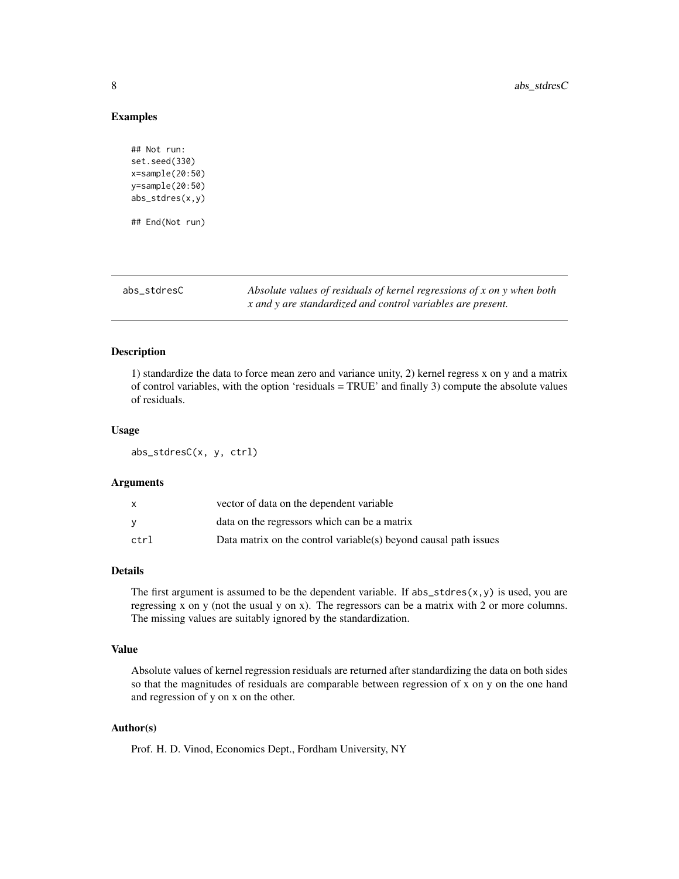## Examples

```
## Not run:
set.seed(330)
x=sample(20:50)
y=sample(20:50)
abs_stdres(x,y)

## End(Not run)
```

---

abs_stdresC &emsp; *Absolute values of residuals of kernel regressions of x on y when both x and y are standardized and control variables are present.*

---

### Description

1) standardize the data to force mean zero and variance unity, 2) kernel regress x on y and a matrix of control variables, with the option 'residuals = TRUE' and finally 3) compute the absolute values of residuals.

### Usage

```
abs_stdresC(x, y, ctrl)
```

### Arguments

| | |
|---|---|
| x | vector of data on the dependent variable |
| y | data on the regressors which can be a matrix |
| ctrl | Data matrix on the control variable(s) beyond causal path issues |

### Details

The first argument is assumed to be the dependent variable. If `abs_stdres(x,y)` is used, you are regressing x on y (not the usual y on x). The regressors can be a matrix with 2 or more columns. The missing values are suitably ignored by the standardization.

### Value

Absolute values of kernel regression residuals are returned after standardizing the data on both sides so that the magnitudes of residuals are comparable between regression of x on y on the one hand and regression of y on x on the other.

### Author(s)

Prof. H. D. Vinod, Economics Dept., Fordham University, NY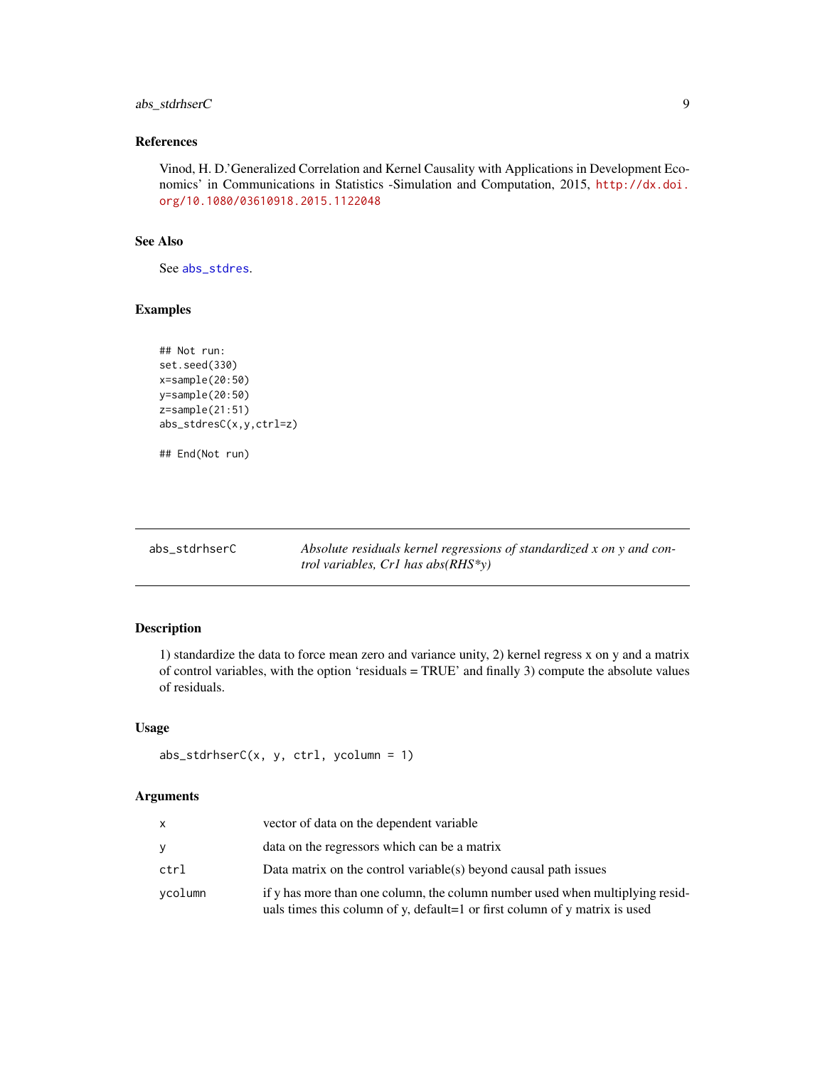## References

Vinod, H. D.'Generalized Correlation and Kernel Causality with Applications in Development Economics' in Communications in Statistics -Simulation and Computation, 2015, http://dx.doi.org/10.1080/03610918.2015.1122048

## See Also

See abs_stdres.

## Examples

```
## Not run:
set.seed(330)
x=sample(20:50)
y=sample(20:50)
z=sample(21:51)
abs_stdresC(x,y,ctrl=z)

## End(Not run)
```

---

# abs_stdrhserC — *Absolute residuals kernel regressions of standardized x on y and control variables, Cr1 has abs(RHS*y)*

## Description

1) standardize the data to force mean zero and variance unity, 2) kernel regress x on y and a matrix of control variables, with the option 'residuals = TRUE' and finally 3) compute the absolute values of residuals.

## Usage

```
abs_stdrhserC(x, y, ctrl, ycolumn = 1)
```

## Arguments

| | |
|---|---|
| x | vector of data on the dependent variable |
| y | data on the regressors which can be a matrix |
| ctrl | Data matrix on the control variable(s) beyond causal path issues |
| ycolumn | if y has more than one column, the column number used when multiplying residuals times this column of y, default=1 or first column of y matrix is used |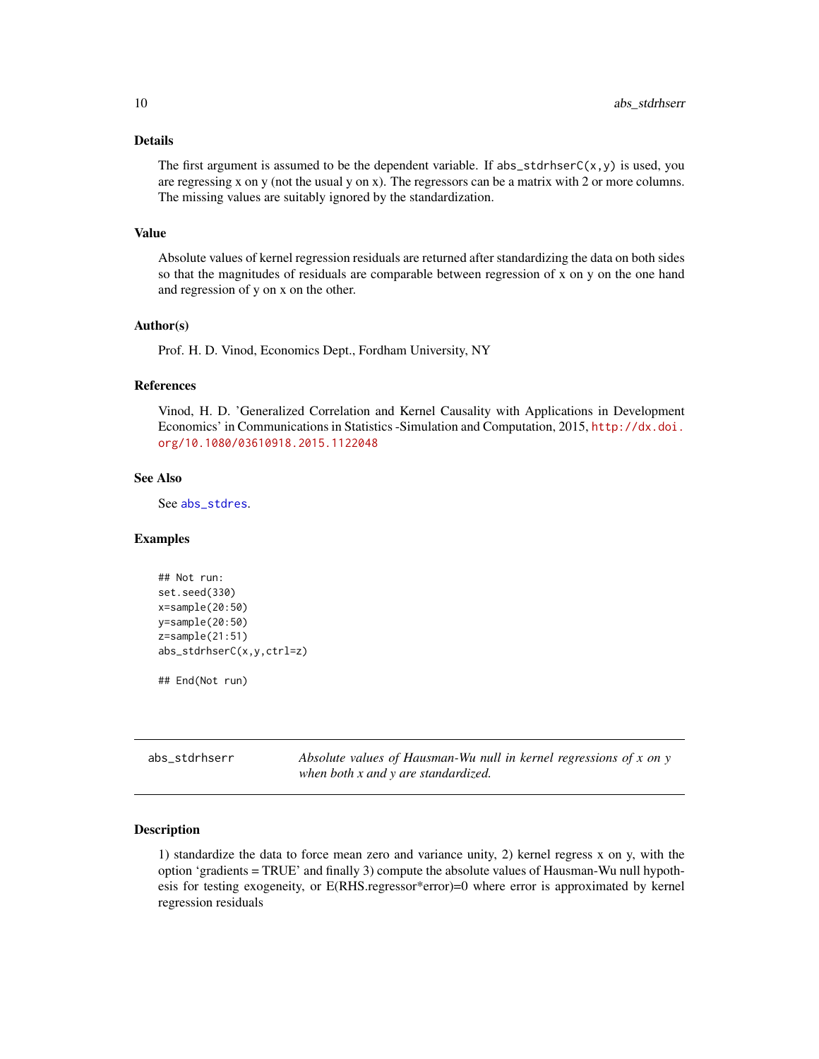### Details

The first argument is assumed to be the dependent variable. If `abs_stdrhserC(x,y)` is used, you are regressing x on y (not the usual y on x). The regressors can be a matrix with 2 or more columns. The missing values are suitably ignored by the standardization.

### Value

Absolute values of kernel regression residuals are returned after standardizing the data on both sides so that the magnitudes of residuals are comparable between regression of x on y on the one hand and regression of y on x on the other.

### Author(s)

Prof. H. D. Vinod, Economics Dept., Fordham University, NY

### References

Vinod, H. D. 'Generalized Correlation and Kernel Causality with Applications in Development Economics' in Communications in Statistics -Simulation and Computation, 2015, http://dx.doi.org/10.1080/03610918.2015.1122048

### See Also

See `abs_stdres`.

### Examples

```
## Not run:
set.seed(330)
x=sample(20:50)
y=sample(20:50)
z=sample(21:51)
abs_stdrhserC(x,y,ctrl=z)

## End(Not run)
```

---

## abs_stdrhserr *Absolute values of Hausman-Wu null in kernel regressions of x on y when both x and y are standardized.*

---

### Description

1) standardize the data to force mean zero and variance unity, 2) kernel regress x on y, with the option 'gradients = TRUE' and finally 3) compute the absolute values of Hausman-Wu null hypothesis for testing exogeneity, or E(RHS.regressor*error)=0 where error is approximated by kernel regression residuals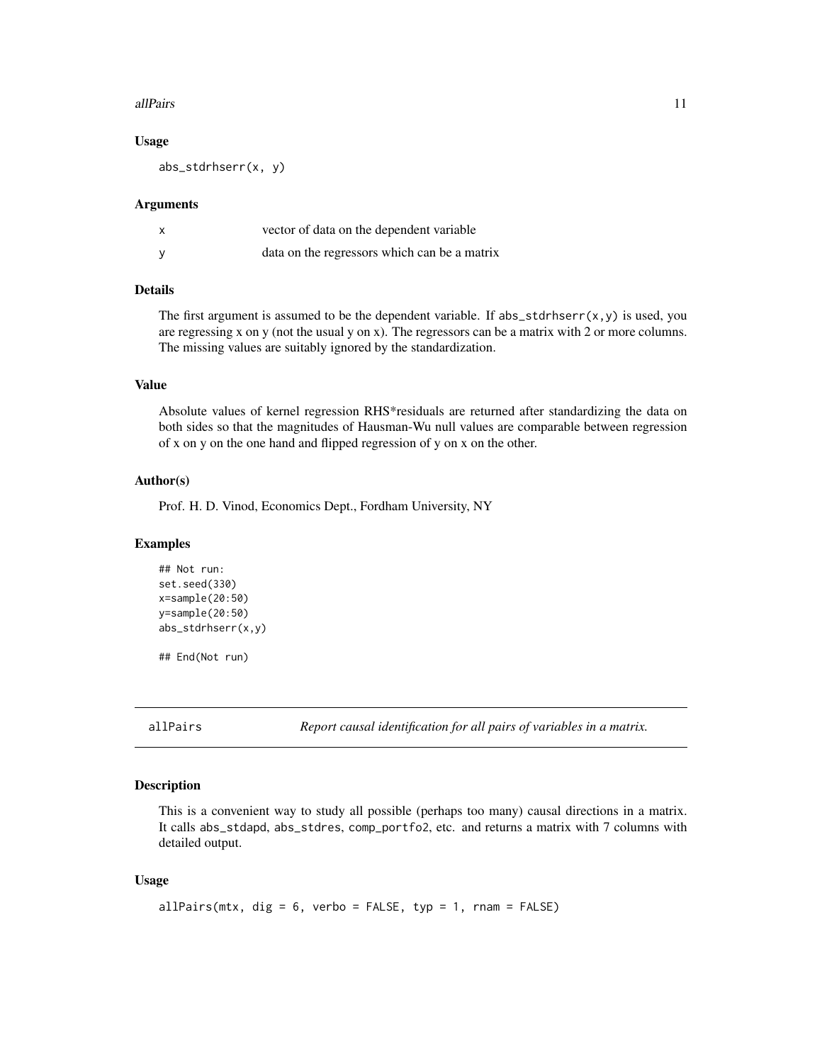### Usage

```
abs_stdrhserr(x, y)
```

### Arguments

| | |
|---|---|
| x | vector of data on the dependent variable |
| y | data on the regressors which can be a matrix |

### Details

The first argument is assumed to be the dependent variable. If `abs_stdrhserr(x,y)` is used, you are regressing x on y (not the usual y on x). The regressors can be a matrix with 2 or more columns. The missing values are suitably ignored by the standardization.

### Value

Absolute values of kernel regression RHS*residuals are returned after standardizing the data on both sides so that the magnitudes of Hausman-Wu null values are comparable between regression of x on y on the one hand and flipped regression of y on x on the other.

### Author(s)

Prof. H. D. Vinod, Economics Dept., Fordham University, NY

### Examples

```
## Not run:
set.seed(330)
x=sample(20:50)
y=sample(20:50)
abs_stdrhserr(x,y)

## End(Not run)
```

---

## allPairs — *Report causal identification for all pairs of variables in a matrix.*

### Description

This is a convenient way to study all possible (perhaps too many) causal directions in a matrix. It calls `abs_stdapd`, `abs_stdres`, `comp_portfo2`, etc. and returns a matrix with 7 columns with detailed output.

### Usage

```
allPairs(mtx, dig = 6, verbo = FALSE, typ = 1, rnam = FALSE)
```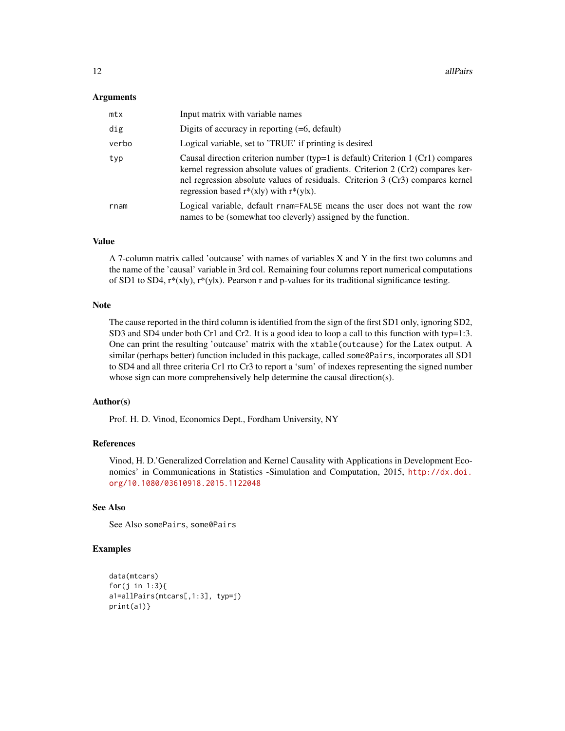## Arguments

| | |
|---|---|
| `mtx` | Input matrix with variable names |
| `dig` | Digits of accuracy in reporting (=6, default) |
| `verbo` | Logical variable, set to 'TRUE' if printing is desired |
| `typ` | Causal direction criterion number (typ=1 is default) Criterion 1 (Cr1) compares kernel regression absolute values of gradients. Criterion 2 (Cr2) compares kernel regression absolute values of residuals. Criterion 3 (Cr3) compares kernel regression based r*(x\|y) with r*(y\|x). |
| `rnam` | Logical variable, default `rnam=FALSE` means the user does not want the row names to be (somewhat too cleverly) assigned by the function. |

## Value

A 7-column matrix called 'outcause' with names of variables X and Y in the first two columns and the name of the 'causal' variable in 3rd col. Remaining four columns report numerical computations of SD1 to SD4, r*(x|y), r*(y|x). Pearson r and p-values for its traditional significance testing.

## Note

The cause reported in the third column is identified from the sign of the first SD1 only, ignoring SD2, SD3 and SD4 under both Cr1 and Cr2. It is a good idea to loop a call to this function with typ=1:3. One can print the resulting 'outcause' matrix with the `xtable(outcause)` for the Latex output. A similar (perhaps better) function included in this package, called `some0Pairs`, incorporates all SD1 to SD4 and all three criteria Cr1 rto Cr3 to report a 'sum' of indexes representing the signed number whose sign can more comprehensively help determine the causal direction(s).

## Author(s)

Prof. H. D. Vinod, Economics Dept., Fordham University, NY

## References

Vinod, H. D.'Generalized Correlation and Kernel Causality with Applications in Development Economics' in Communications in Statistics -Simulation and Computation, 2015, http://dx.doi.org/10.1080/03610918.2015.1122048

## See Also

See Also `somePairs`, `some0Pairs`

## Examples

```
data(mtcars)
for(j in 1:3){
a1=allPairs(mtcars[,1:3], typ=j)
print(a1)}
```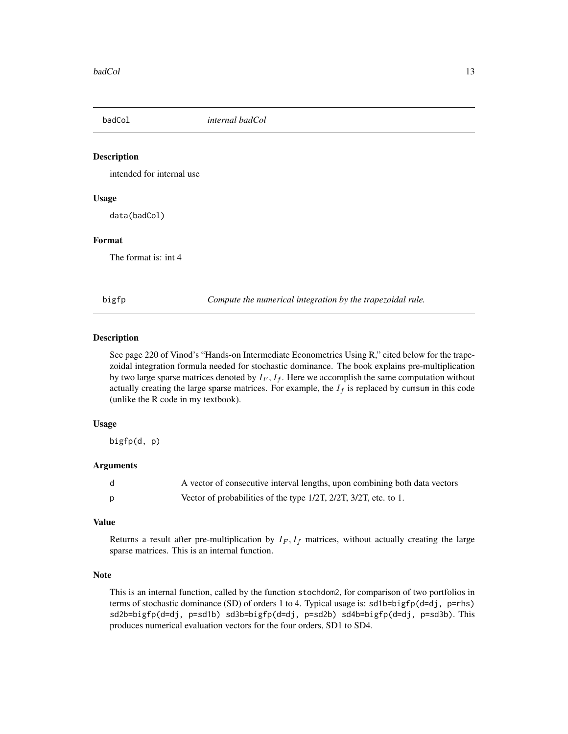## badCol *internal badCol*

### Description

intended for internal use

### Usage

```
data(badCol)
```

### Format

The format is: int 4

## bigfp *Compute the numerical integration by the trapezoidal rule.*

### Description

See page 220 of Vinod's "Hands-on Intermediate Econometrics Using R," cited below for the trapezoidal integration formula needed for stochastic dominance. The book explains pre-multiplication by two large sparse matrices denoted by $I_F, I_f$. Here we accomplish the same computation without actually creating the large sparse matrices. For example, the $I_f$ is replaced by `cumsum` in this code (unlike the R code in my textbook).

### Usage

```
bigfp(d, p)
```

### Arguments

| | |
|---|---|
| d | A vector of consecutive interval lengths, upon combining both data vectors |
| p | Vector of probabilities of the type 1/2T, 2/2T, 3/2T, etc. to 1. |

### Value

Returns a result after pre-multiplication by $I_F, I_f$ matrices, without actually creating the large sparse matrices. This is an internal function.

### Note

This is an internal function, called by the function `stochdom2`, for comparison of two portfolios in terms of stochastic dominance (SD) of orders 1 to 4. Typical usage is: `sd1b=bigfp(d=dj, p=rhs) sd2b=bigfp(d=dj, p=sd1b) sd3b=bigfp(d=dj, p=sd2b) sd4b=bigfp(d=dj, p=sd3b)`. This produces numerical evaluation vectors for the four orders, SD1 to SD4.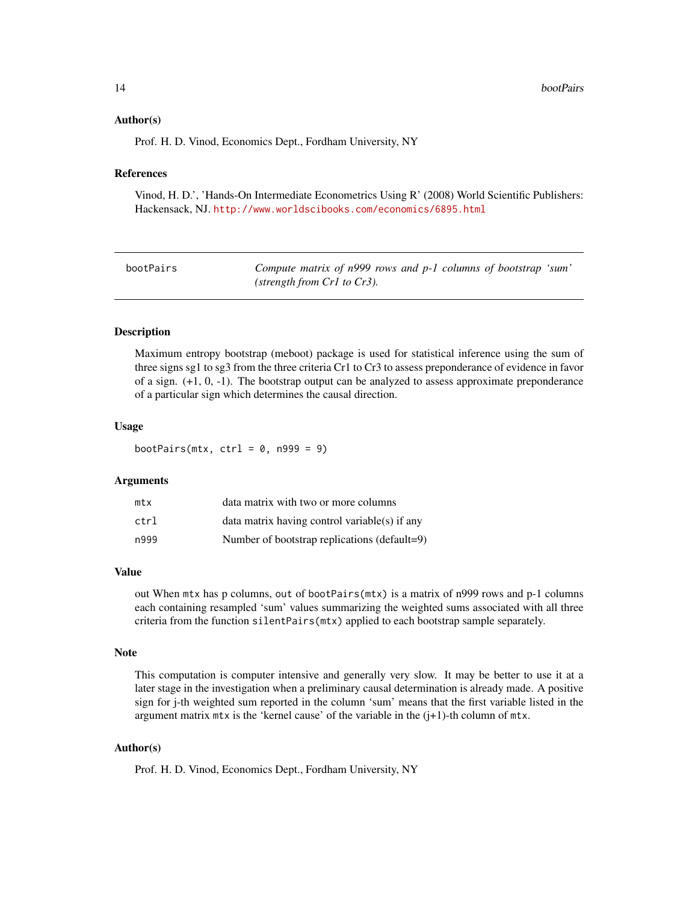### Author(s)

Prof. H. D. Vinod, Economics Dept., Fordham University, NY

### References

Vinod, H. D.', 'Hands-On Intermediate Econometrics Using R' (2008) World Scientific Publishers: Hackensack, NJ. http://www.worldscibooks.com/economics/6895.html

---

## bootPairs — *Compute matrix of n999 rows and p-1 columns of bootstrap 'sum' (strength from Cr1 to Cr3).*

---

### Description

Maximum entropy bootstrap (meboot) package is used for statistical inference using the sum of three signs sg1 to sg3 from the three criteria Cr1 to Cr3 to assess preponderance of evidence in favor of a sign. (+1, 0, -1). The bootstrap output can be analyzed to assess approximate preponderance of a particular sign which determines the causal direction.

### Usage

```
bootPairs(mtx, ctrl = 0, n999 = 9)
```

### Arguments

| | |
|---|---|
| `mtx` | data matrix with two or more columns |
| `ctrl` | data matrix having control variable(s) if any |
| `n999` | Number of bootstrap replications (default=9) |

### Value

out When `mtx` has p columns, `out` of `bootPairs(mtx)` is a matrix of n999 rows and p-1 columns each containing resampled 'sum' values summarizing the weighted sums associated with all three criteria from the function `silentPairs(mtx)` applied to each bootstrap sample separately.

### Note

This computation is computer intensive and generally very slow. It may be better to use it at a later stage in the investigation when a preliminary causal determination is already made. A positive sign for j-th weighted sum reported in the column 'sum' means that the first variable listed in the argument matrix `mtx` is the 'kernel cause' of the variable in the (j+1)-th column of `mtx`.

### Author(s)

Prof. H. D. Vinod, Economics Dept., Fordham University, NY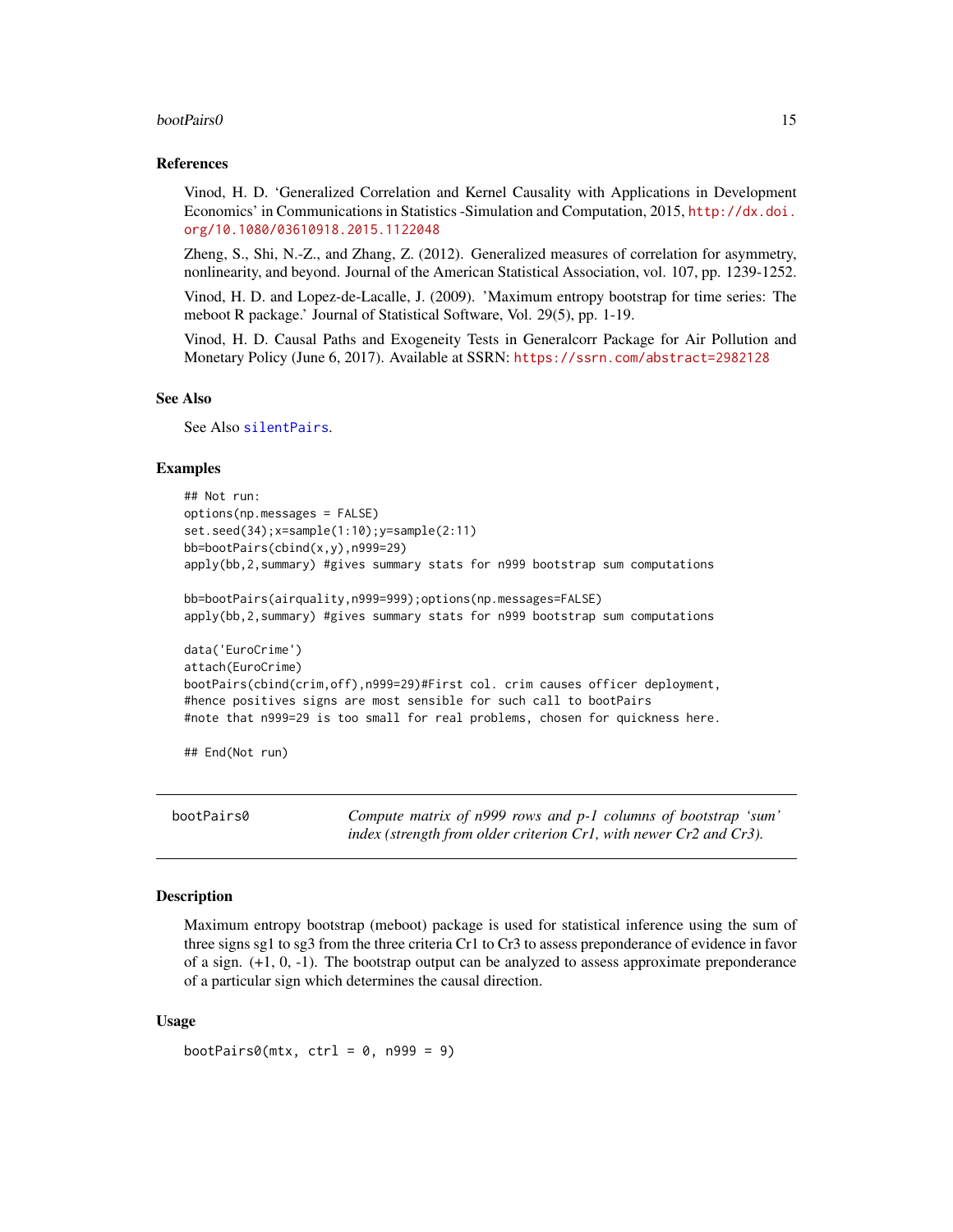### References

Vinod, H. D. 'Generalized Correlation and Kernel Causality with Applications in Development Economics' in Communications in Statistics -Simulation and Computation, 2015, http://dx.doi.org/10.1080/03610918.2015.1122048

Zheng, S., Shi, N.-Z., and Zhang, Z. (2012). Generalized measures of correlation for asymmetry, nonlinearity, and beyond. Journal of the American Statistical Association, vol. 107, pp. 1239-1252.

Vinod, H. D. and Lopez-de-Lacalle, J. (2009). 'Maximum entropy bootstrap for time series: The meboot R package.' Journal of Statistical Software, Vol. 29(5), pp. 1-19.

Vinod, H. D. Causal Paths and Exogeneity Tests in Generalcorr Package for Air Pollution and Monetary Policy (June 6, 2017). Available at SSRN: https://ssrn.com/abstract=2982128

### See Also

See Also silentPairs.

### Examples

```
## Not run:
options(np.messages = FALSE)
set.seed(34);x=sample(1:10);y=sample(2:11)
bb=bootPairs(cbind(x,y),n999=29)
apply(bb,2,summary) #gives summary stats for n999 bootstrap sum computations

bb=bootPairs(airquality,n999=999);options(np.messages=FALSE)
apply(bb,2,summary) #gives summary stats for n999 bootstrap sum computations

data('EuroCrime')
attach(EuroCrime)
bootPairs(cbind(crim,off),n999=29)#First col. crim causes officer deployment,
#hence positives signs are most sensible for such call to bootPairs
#note that n999=29 is too small for real problems, chosen for quickness here.

## End(Not run)
```

---

## bootPairs0 — *Compute matrix of n999 rows and p-1 columns of bootstrap 'sum' index (strength from older criterion Cr1, with newer Cr2 and Cr3).*

### Description

Maximum entropy bootstrap (meboot) package is used for statistical inference using the sum of three signs sg1 to sg3 from the three criteria Cr1 to Cr3 to assess preponderance of evidence in favor of a sign. (+1, 0, -1). The bootstrap output can be analyzed to assess approximate preponderance of a particular sign which determines the causal direction.

### Usage

```
bootPairs0(mtx, ctrl = 0, n999 = 9)
```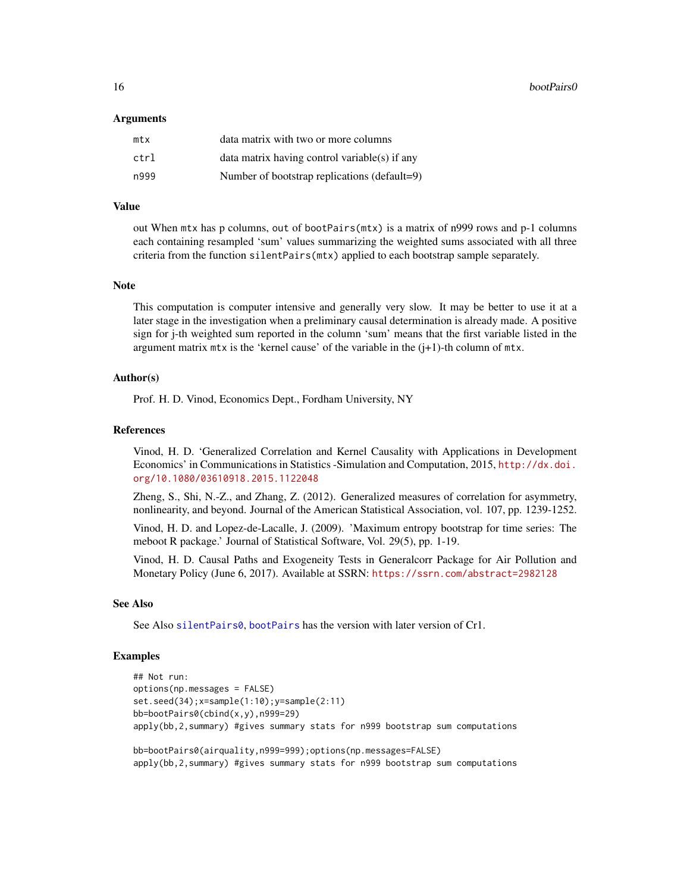### Arguments

| | |
|---|---|
| mtx | data matrix with two or more columns |
| ctrl | data matrix having control variable(s) if any |
| n999 | Number of bootstrap replications (default=9) |

### Value

out When `mtx` has p columns, out of `bootPairs(mtx)` is a matrix of n999 rows and p-1 columns each containing resampled 'sum' values summarizing the weighted sums associated with all three criteria from the function `silentPairs(mtx)` applied to each bootstrap sample separately.

### Note

This computation is computer intensive and generally very slow. It may be better to use it at a later stage in the investigation when a preliminary causal determination is already made. A positive sign for j-th weighted sum reported in the column 'sum' means that the first variable listed in the argument matrix `mtx` is the 'kernel cause' of the variable in the (j+1)-th column of `mtx`.

### Author(s)

Prof. H. D. Vinod, Economics Dept., Fordham University, NY

### References

Vinod, H. D. 'Generalized Correlation and Kernel Causality with Applications in Development Economics' in Communications in Statistics -Simulation and Computation, 2015, http://dx.doi.org/10.1080/03610918.2015.1122048

Zheng, S., Shi, N.-Z., and Zhang, Z. (2012). Generalized measures of correlation for asymmetry, nonlinearity, and beyond. Journal of the American Statistical Association, vol. 107, pp. 1239-1252.

Vinod, H. D. and Lopez-de-Lacalle, J. (2009). 'Maximum entropy bootstrap for time series: The meboot R package.' Journal of Statistical Software, Vol. 29(5), pp. 1-19.

Vinod, H. D. Causal Paths and Exogeneity Tests in Generalcorr Package for Air Pollution and Monetary Policy (June 6, 2017). Available at SSRN: https://ssrn.com/abstract=2982128

### See Also

See Also `silentPairs0`, `bootPairs` has the version with later version of Cr1.

### Examples

```
## Not run:
options(np.messages = FALSE)
set.seed(34);x=sample(1:10);y=sample(2:11)
bb=bootPairs0(cbind(x,y),n999=29)
apply(bb,2,summary) #gives summary stats for n999 bootstrap sum computations

bb=bootPairs0(airquality,n999=999);options(np.messages=FALSE)
apply(bb,2,summary) #gives summary stats for n999 bootstrap sum computations
```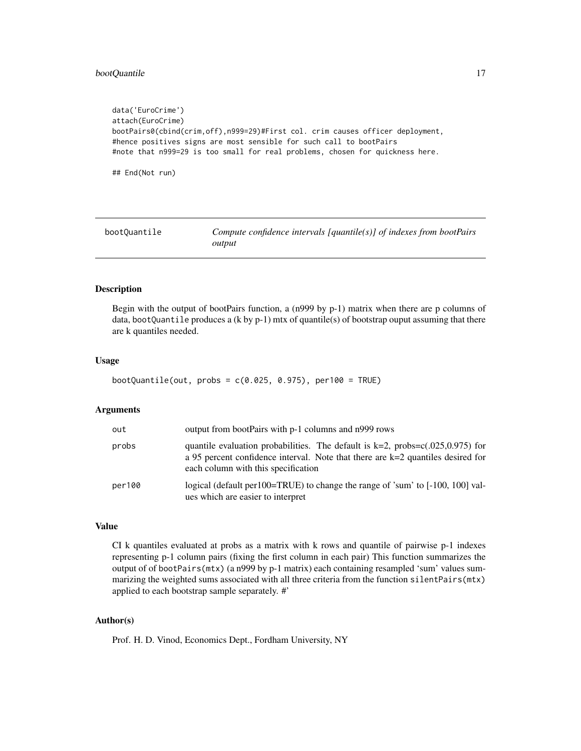```
data('EuroCrime')
attach(EuroCrime)
bootPairs0(cbind(crim,off),n999=29)#First col. crim causes officer deployment,
#hence positives signs are most sensible for such call to bootPairs
#note that n999=29 is too small for real problems, chosen for quickness here.

## End(Not run)
```

---

## bootQuantile — *Compute confidence intervals [quantile(s)] of indexes from bootPairs output*

---

### Description

Begin with the output of bootPairs function, a (n999 by p-1) matrix when there are p columns of data, `bootQuantile` produces a (k by p-1) mtx of quantile(s) of bootstrap ouput assuming that there are k quantiles needed.

### Usage

```
bootQuantile(out, probs = c(0.025, 0.975), per100 = TRUE)
```

### Arguments

| | |
|---|---|
| `out` | output from bootPairs with p-1 columns and n999 rows |
| `probs` | quantile evaluation probabilities. The default is k=2, probs=c(.025,0.975) for a 95 percent confidence interval. Note that there are k=2 quantiles desired for each column with this specification |
| `per100` | logical (default per100=TRUE) to change the range of 'sum' to [-100, 100] values which are easier to interpret |

### Value

CI k quantiles evaluated at probs as a matrix with k rows and quantile of pairwise p-1 indexes representing p-1 column pairs (fixing the first column in each pair) This function summarizes the output of of `bootPairs(mtx)` (a n999 by p-1 matrix) each containing resampled 'sum' values summarizing the weighted sums associated with all three criteria from the function `silentPairs(mtx)` applied to each bootstrap sample separately. #'

### Author(s)

Prof. H. D. Vinod, Economics Dept., Fordham University, NY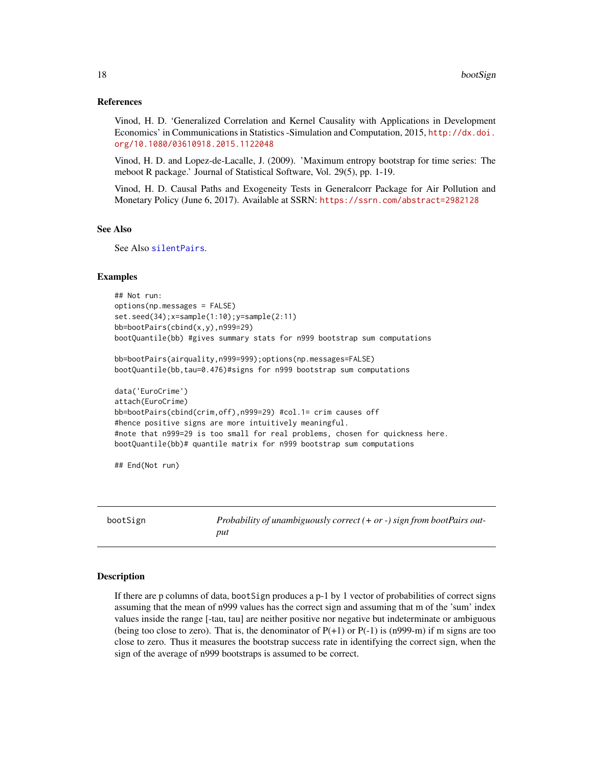### References

Vinod, H. D. 'Generalized Correlation and Kernel Causality with Applications in Development Economics' in Communications in Statistics -Simulation and Computation, 2015, http://dx.doi.org/10.1080/03610918.2015.1122048

Vinod, H. D. and Lopez-de-Lacalle, J. (2009). 'Maximum entropy bootstrap for time series: The meboot R package.' Journal of Statistical Software, Vol. 29(5), pp. 1-19.

Vinod, H. D. Causal Paths and Exogeneity Tests in Generalcorr Package for Air Pollution and Monetary Policy (June 6, 2017). Available at SSRN: https://ssrn.com/abstract=2982128

### See Also

See Also `silentPairs`.

### Examples

```
## Not run:
options(np.messages = FALSE)
set.seed(34);x=sample(1:10);y=sample(2:11)
bb=bootPairs(cbind(x,y),n999=29)
bootQuantile(bb) #gives summary stats for n999 bootstrap sum computations

bb=bootPairs(airquality,n999=999);options(np.messages=FALSE)
bootQuantile(bb,tau=0.476)#signs for n999 bootstrap sum computations

data('EuroCrime')
attach(EuroCrime)
bb=bootPairs(cbind(crim,off),n999=29) #col.1= crim causes off
#hence positive signs are more intuitively meaningful.
#note that n999=29 is too small for real problems, chosen for quickness here.
bootQuantile(bb)# quantile matrix for n999 bootstrap sum computations

## End(Not run)
```

---

## bootSign — *Probability of unambiguously correct (+ or -) sign from bootPairs output*

### Description

If there are p columns of data, `bootSign` produces a p-1 by 1 vector of probabilities of correct signs assuming that the mean of n999 values has the correct sign and assuming that m of the 'sum' index values inside the range [-tau, tau] are neither positive nor negative but indeterminate or ambiguous (being too close to zero). That is, the denominator of P(+1) or P(-1) is (n999-m) if m signs are too close to zero. Thus it measures the bootstrap success rate in identifying the correct sign, when the sign of the average of n999 bootstraps is assumed to be correct.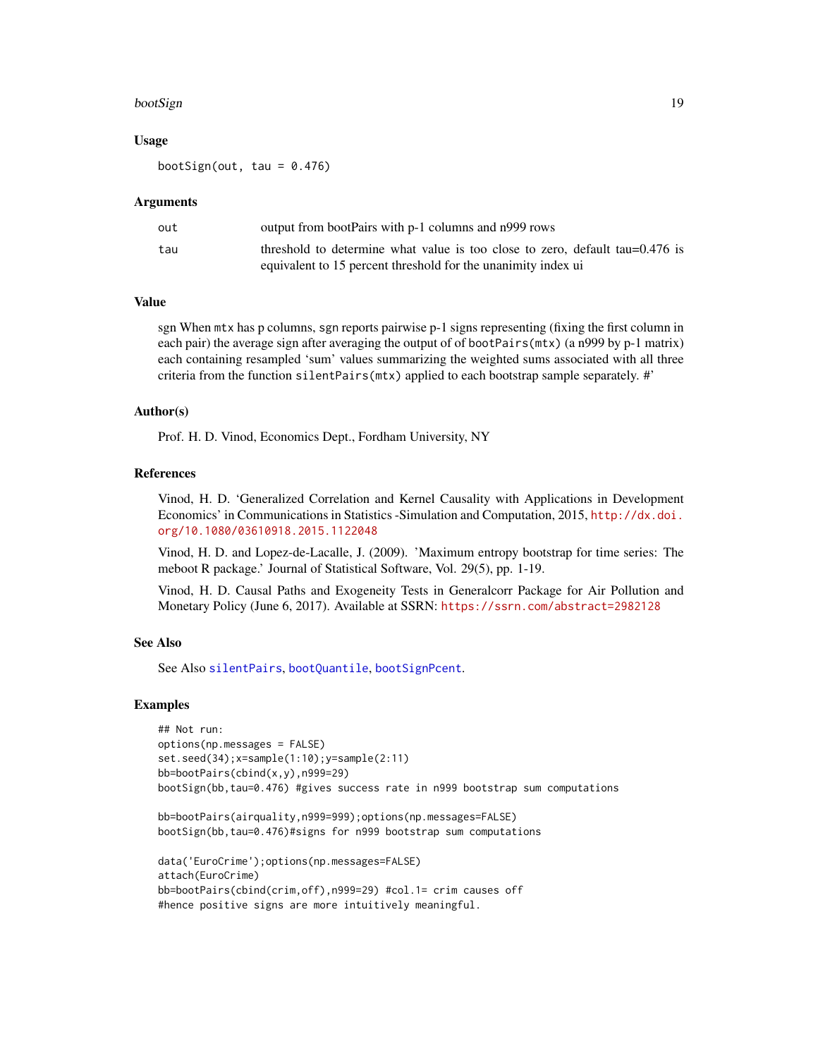### Usage

```
bootSign(out, tau = 0.476)
```

### Arguments

| | |
|---|---|
| out | output from bootPairs with p-1 columns and n999 rows |
| tau | threshold to determine what value is too close to zero, default tau=0.476 is equivalent to 15 percent threshold for the unanimity index ui |

### Value

sgn When `mtx` has p columns, `sgn` reports pairwise p-1 signs representing (fixing the first column in each pair) the average sign after averaging the output of of `bootPairs(mtx)` (a n999 by p-1 matrix) each containing resampled 'sum' values summarizing the weighted sums associated with all three criteria from the function `silentPairs(mtx)` applied to each bootstrap sample separately. #'

### Author(s)

Prof. H. D. Vinod, Economics Dept., Fordham University, NY

### References

Vinod, H. D. 'Generalized Correlation and Kernel Causality with Applications in Development Economics' in Communications in Statistics -Simulation and Computation, 2015, http://dx.doi.org/10.1080/03610918.2015.1122048

Vinod, H. D. and Lopez-de-Lacalle, J. (2009). 'Maximum entropy bootstrap for time series: The meboot R package.' Journal of Statistical Software, Vol. 29(5), pp. 1-19.

Vinod, H. D. Causal Paths and Exogeneity Tests in Generalcorr Package for Air Pollution and Monetary Policy (June 6, 2017). Available at SSRN: https://ssrn.com/abstract=2982128

### See Also

See Also `silentPairs`, `bootQuantile`, `bootSignPcent`.

### Examples

```
## Not run:
options(np.messages = FALSE)
set.seed(34);x=sample(1:10);y=sample(2:11)
bb=bootPairs(cbind(x,y),n999=29)
bootSign(bb,tau=0.476) #gives success rate in n999 bootstrap sum computations

bb=bootPairs(airquality,n999=999);options(np.messages=FALSE)
bootSign(bb,tau=0.476)#signs for n999 bootstrap sum computations

data('EuroCrime');options(np.messages=FALSE)
attach(EuroCrime)
bb=bootPairs(cbind(crim,off),n999=29) #col.1= crim causes off
#hence positive signs are more intuitively meaningful.
```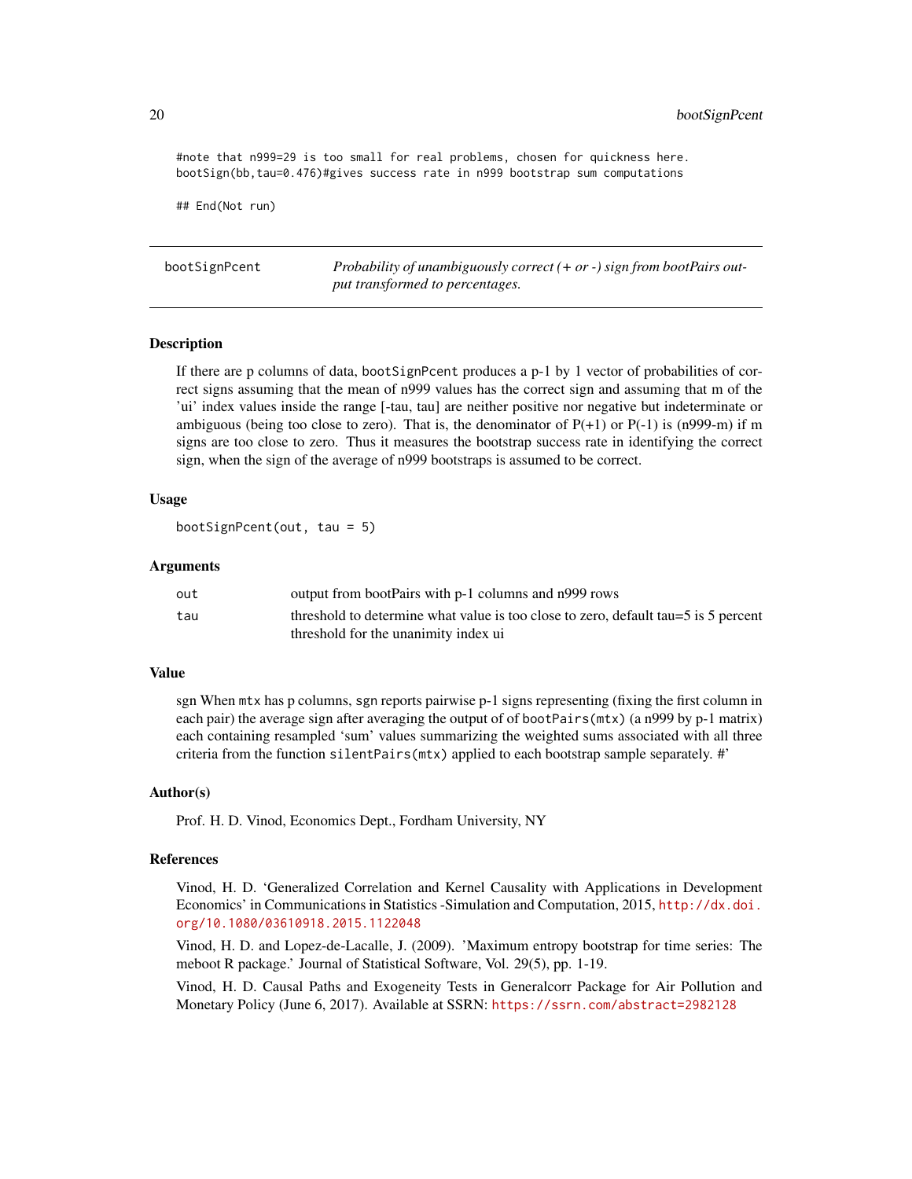```
#note that n999=29 is too small for real problems, chosen for quickness here.
bootSign(bb,tau=0.476)#gives success rate in n999 bootstrap sum computations

## End(Not run)
```

---

## bootSignPcent — *Probability of unambiguously correct (+ or -) sign from bootPairs output transformed to percentages.*

### Description

If there are p columns of data, `bootSignPcent` produces a p-1 by 1 vector of probabilities of correct signs assuming that the mean of n999 values has the correct sign and assuming that m of the 'ui' index values inside the range [-tau, tau] are neither positive nor negative but indeterminate or ambiguous (being too close to zero). That is, the denominator of P(+1) or P(-1) is (n999-m) if m signs are too close to zero. Thus it measures the bootstrap success rate in identifying the correct sign, when the sign of the average of n999 bootstraps is assumed to be correct.

### Usage

```
bootSignPcent(out, tau = 5)
```

### Arguments

| | |
|---|---|
| `out` | output from bootPairs with p-1 columns and n999 rows |
| `tau` | threshold to determine what value is too close to zero, default tau=5 is 5 percent threshold for the unanimity index ui |

### Value

sgn When `mtx` has p columns, `sgn` reports pairwise p-1 signs representing (fixing the first column in each pair) the average sign after averaging the output of of `bootPairs(mtx)` (a n999 by p-1 matrix) each containing resampled 'sum' values summarizing the weighted sums associated with all three criteria from the function `silentPairs(mtx)` applied to each bootstrap sample separately. #'

### Author(s)

Prof. H. D. Vinod, Economics Dept., Fordham University, NY

### References

Vinod, H. D. 'Generalized Correlation and Kernel Causality with Applications in Development Economics' in Communications in Statistics -Simulation and Computation, 2015, http://dx.doi.org/10.1080/03610918.2015.1122048

Vinod, H. D. and Lopez-de-Lacalle, J. (2009). 'Maximum entropy bootstrap for time series: The meboot R package.' Journal of Statistical Software, Vol. 29(5), pp. 1-19.

Vinod, H. D. Causal Paths and Exogeneity Tests in Generalcorr Package for Air Pollution and Monetary Policy (June 6, 2017). Available at SSRN: https://ssrn.com/abstract=2982128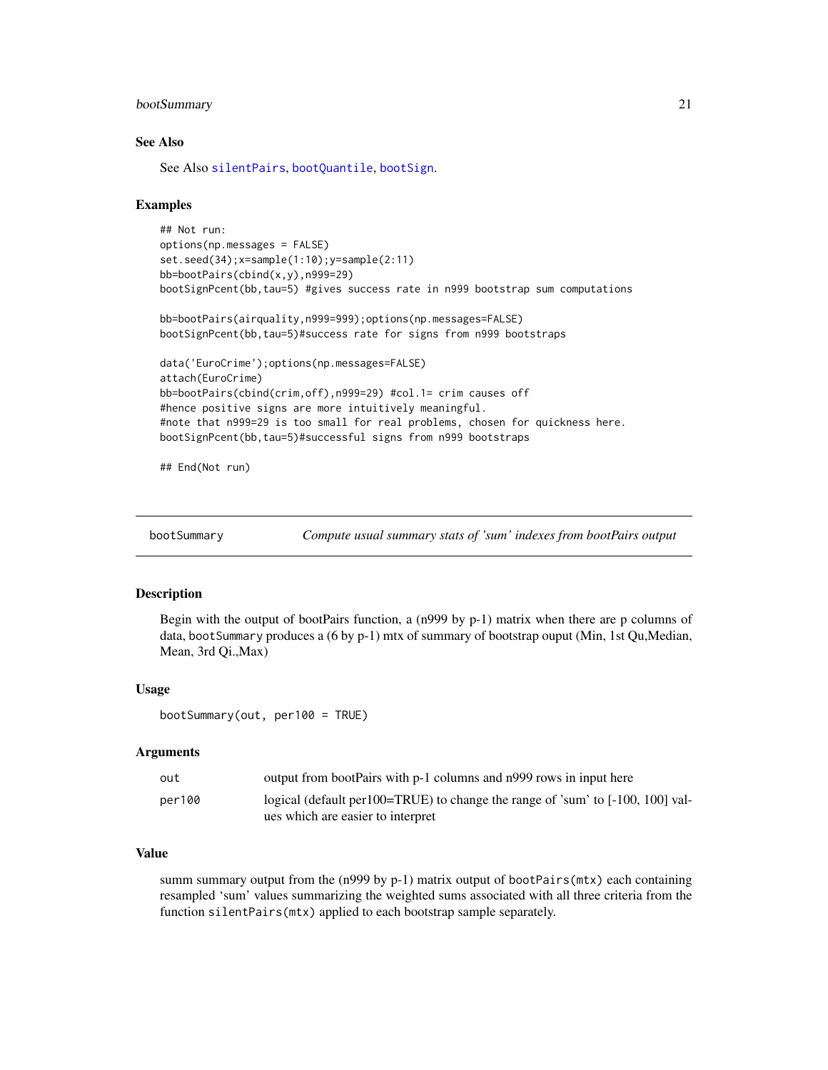### See Also

See Also `silentPairs`, `bootQuantile`, `bootSign`.

### Examples

```
## Not run:
options(np.messages = FALSE)
set.seed(34);x=sample(1:10);y=sample(2:11)
bb=bootPairs(cbind(x,y),n999=29)
bootSignPcent(bb,tau=5) #gives success rate in n999 bootstrap sum computations

bb=bootPairs(airquality,n999=999);options(np.messages=FALSE)
bootSignPcent(bb,tau=5)#success rate for signs from n999 bootstraps

data('EuroCrime');options(np.messages=FALSE)
attach(EuroCrime)
bb=bootPairs(cbind(crim,off),n999=29) #col.1= crim causes off
#hence positive signs are more intuitively meaningful.
#note that n999=29 is too small for real problems, chosen for quickness here.
bootSignPcent(bb,tau=5)#successful signs from n999 bootstraps

## End(Not run)
```

---

## bootSummary — *Compute usual summary stats of 'sum' indexes from bootPairs output*

### Description

Begin with the output of bootPairs function, a (n999 by p-1) matrix when there are p columns of data, `bootSummary` produces a (6 by p-1) mtx of summary of bootstrap ouput (Min, 1st Qu,Median, Mean, 3rd Qi.,Max)

### Usage

```
bootSummary(out, per100 = TRUE)
```

### Arguments

| | |
|---|---|
| `out` | output from bootPairs with p-1 columns and n999 rows in input here |
| `per100` | logical (default per100=TRUE) to change the range of 'sum' to [-100, 100] values which are easier to interpret |

### Value

summ summary output from the (n999 by p-1) matrix output of `bootPairs(mtx)` each containing resampled 'sum' values summarizing the weighted sums associated with all three criteria from the function `silentPairs(mtx)` applied to each bootstrap sample separately.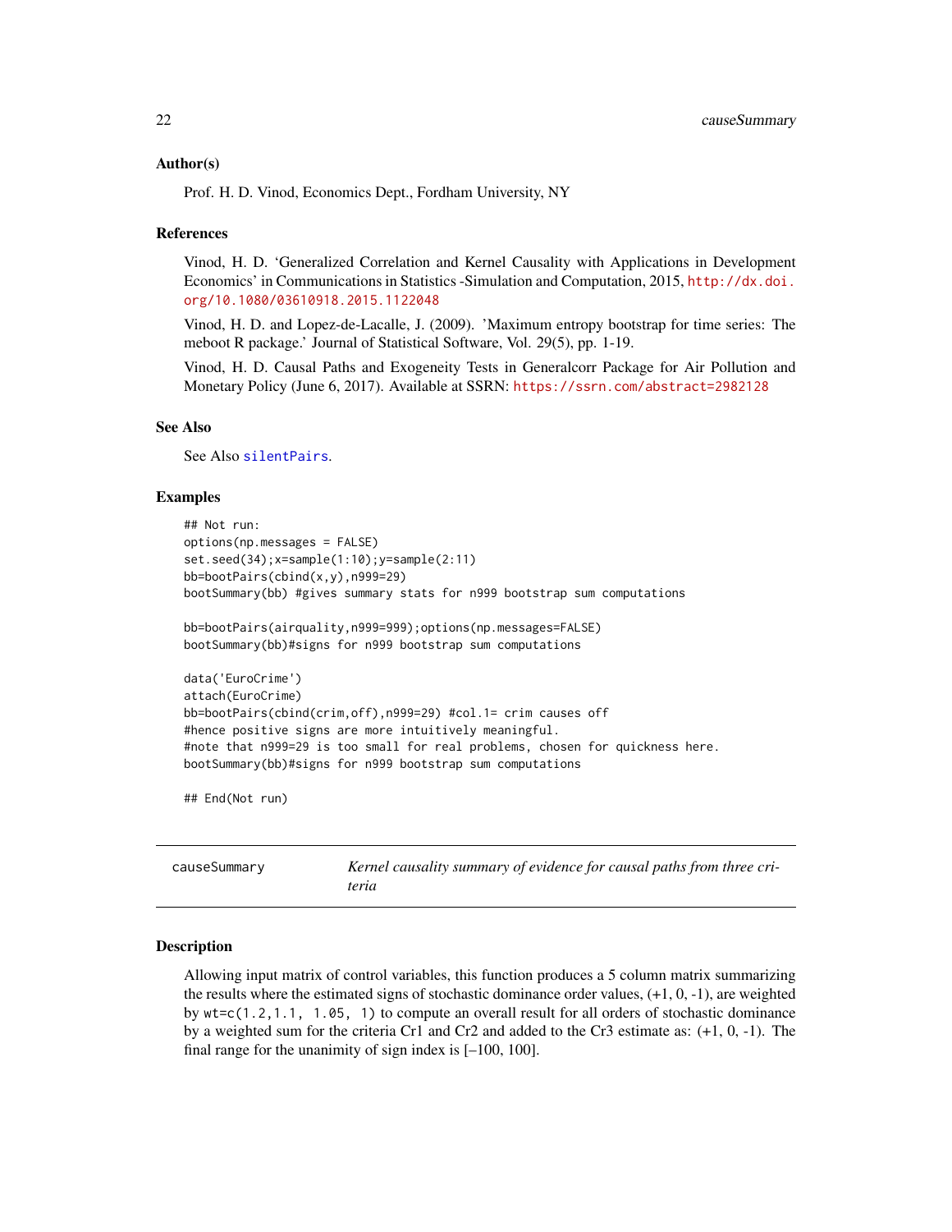### Author(s)

Prof. H. D. Vinod, Economics Dept., Fordham University, NY

### References

Vinod, H. D. 'Generalized Correlation and Kernel Causality with Applications in Development Economics' in Communications in Statistics -Simulation and Computation, 2015, http://dx.doi.org/10.1080/03610918.2015.1122048

Vinod, H. D. and Lopez-de-Lacalle, J. (2009). 'Maximum entropy bootstrap for time series: The meboot R package.' Journal of Statistical Software, Vol. 29(5), pp. 1-19.

Vinod, H. D. Causal Paths and Exogeneity Tests in Generalcorr Package for Air Pollution and Monetary Policy (June 6, 2017). Available at SSRN: https://ssrn.com/abstract=2982128

### See Also

See Also `silentPairs`.

### Examples

```
## Not run:
options(np.messages = FALSE)
set.seed(34);x=sample(1:10);y=sample(2:11)
bb=bootPairs(cbind(x,y),n999=29)
bootSummary(bb) #gives summary stats for n999 bootstrap sum computations

bb=bootPairs(airquality,n999=999);options(np.messages=FALSE)
bootSummary(bb)#signs for n999 bootstrap sum computations

data('EuroCrime')
attach(EuroCrime)
bb=bootPairs(cbind(crim,off),n999=29) #col.1= crim causes off
#hence positive signs are more intuitively meaningful.
#note that n999=29 is too small for real problems, chosen for quickness here.
bootSummary(bb)#signs for n999 bootstrap sum computations

## End(Not run)
```

---

## causeSummary — *Kernel causality summary of evidence for causal paths from three criteria*

### Description

Allowing input matrix of control variables, this function produces a 5 column matrix summarizing the results where the estimated signs of stochastic dominance order values, (+1, 0, -1), are weighted by `wt=c(1.2,1.1, 1.05, 1)` to compute an overall result for all orders of stochastic dominance by a weighted sum for the criteria Cr1 and Cr2 and added to the Cr3 estimate as: (+1, 0, -1). The final range for the unanimity of sign index is [–100, 100].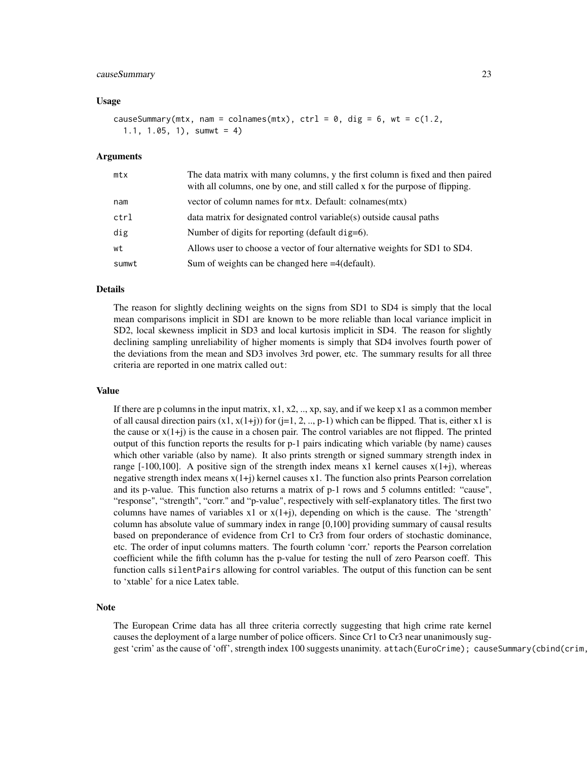### Usage

```
causeSummary(mtx, nam = colnames(mtx), ctrl = 0, dig = 6, wt = c(1.2,
  1.1, 1.05, 1), sumwt = 4)
```

### Arguments

| | |
|---|---|
| mtx | The data matrix with many columns, y the first column is fixed and then paired with all columns, one by one, and still called x for the purpose of flipping. |
| nam | vector of column names for mtx. Default: colnames(mtx) |
| ctrl | data matrix for designated control variable(s) outside causal paths |
| dig | Number of digits for reporting (default dig=6). |
| wt | Allows user to choose a vector of four alternative weights for SD1 to SD4. |
| sumwt | Sum of weights can be changed here =4(default). |

### Details

The reason for slightly declining weights on the signs from SD1 to SD4 is simply that the local mean comparisons implicit in SD1 are known to be more reliable than local variance implicit in SD2, local skewness implicit in SD3 and local kurtosis implicit in SD4. The reason for slightly declining sampling unreliability of higher moments is simply that SD4 involves fourth power of the deviations from the mean and SD3 involves 3rd power, etc. The summary results for all three criteria are reported in one matrix called out:

### Value

If there are p columns in the input matrix, x1, x2, .., xp, say, and if we keep x1 as a common member of all causal direction pairs (x1, x(1+j)) for (j=1, 2, .., p-1) which can be flipped. That is, either x1 is the cause or x(1+j) is the cause in a chosen pair. The control variables are not flipped. The printed output of this function reports the results for p-1 pairs indicating which variable (by name) causes which other variable (also by name). It also prints strength or signed summary strength index in range [-100,100]. A positive sign of the strength index means x1 kernel causes x(1+j), whereas negative strength index means x(1+j) kernel causes x1. The function also prints Pearson correlation and its p-value. This function also returns a matrix of p-1 rows and 5 columns entitled: "cause", "response", "strength", "corr." and "p-value", respectively with self-explanatory titles. The first two columns have names of variables x1 or x(1+j), depending on which is the cause. The 'strength' column has absolute value of summary index in range [0,100] providing summary of causal results based on preponderance of evidence from Cr1 to Cr3 from four orders of stochastic dominance, etc. The order of input columns matters. The fourth column 'corr.' reports the Pearson correlation coefficient while the fifth column has the p-value for testing the null of zero Pearson coeff. This function calls silentPairs allowing for control variables. The output of this function can be sent to 'xtable' for a nice Latex table.

### Note

The European Crime data has all three criteria correctly suggesting that high crime rate kernel causes the deployment of a large number of police officers. Since Cr1 to Cr3 near unanimously suggest 'crim' as the cause of 'off', strength index 100 suggests unanimity. attach(EuroCrime); causeSummary(cbind(crim,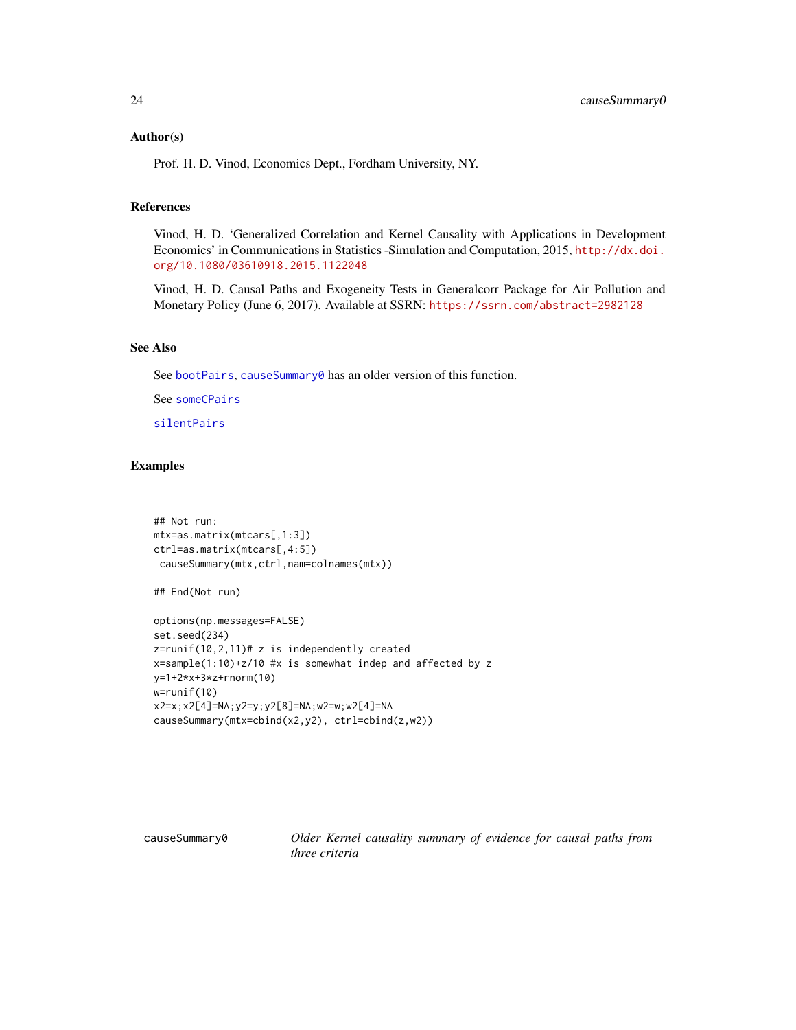## Author(s)

Prof. H. D. Vinod, Economics Dept., Fordham University, NY.

## References

Vinod, H. D. 'Generalized Correlation and Kernel Causality with Applications in Development Economics' in Communications in Statistics -Simulation and Computation, 2015, http://dx.doi.org/10.1080/03610918.2015.1122048

Vinod, H. D. Causal Paths and Exogeneity Tests in Generalcorr Package for Air Pollution and Monetary Policy (June 6, 2017). Available at SSRN: https://ssrn.com/abstract=2982128

## See Also

See bootPairs, causeSummary0 has an older version of this function.

See someCPairs

silentPairs

## Examples

```
## Not run:
mtx=as.matrix(mtcars[,1:3])
ctrl=as.matrix(mtcars[,4:5])
 causeSummary(mtx,ctrl,nam=colnames(mtx))

## End(Not run)

options(np.messages=FALSE)
set.seed(234)
z=runif(10,2,11)# z is independently created
x=sample(1:10)+z/10 #x is somewhat indep and affected by z
y=1+2*x+3*z+rnorm(10)
w=runif(10)
x2=x;x2[4]=NA;y2=y;y2[8]=NA;w2=w;w2[4]=NA
causeSummary(mtx=cbind(x2,y2), ctrl=cbind(z,w2))
```

---

causeSummary0 — *Older Kernel causality summary of evidence for causal paths from three criteria*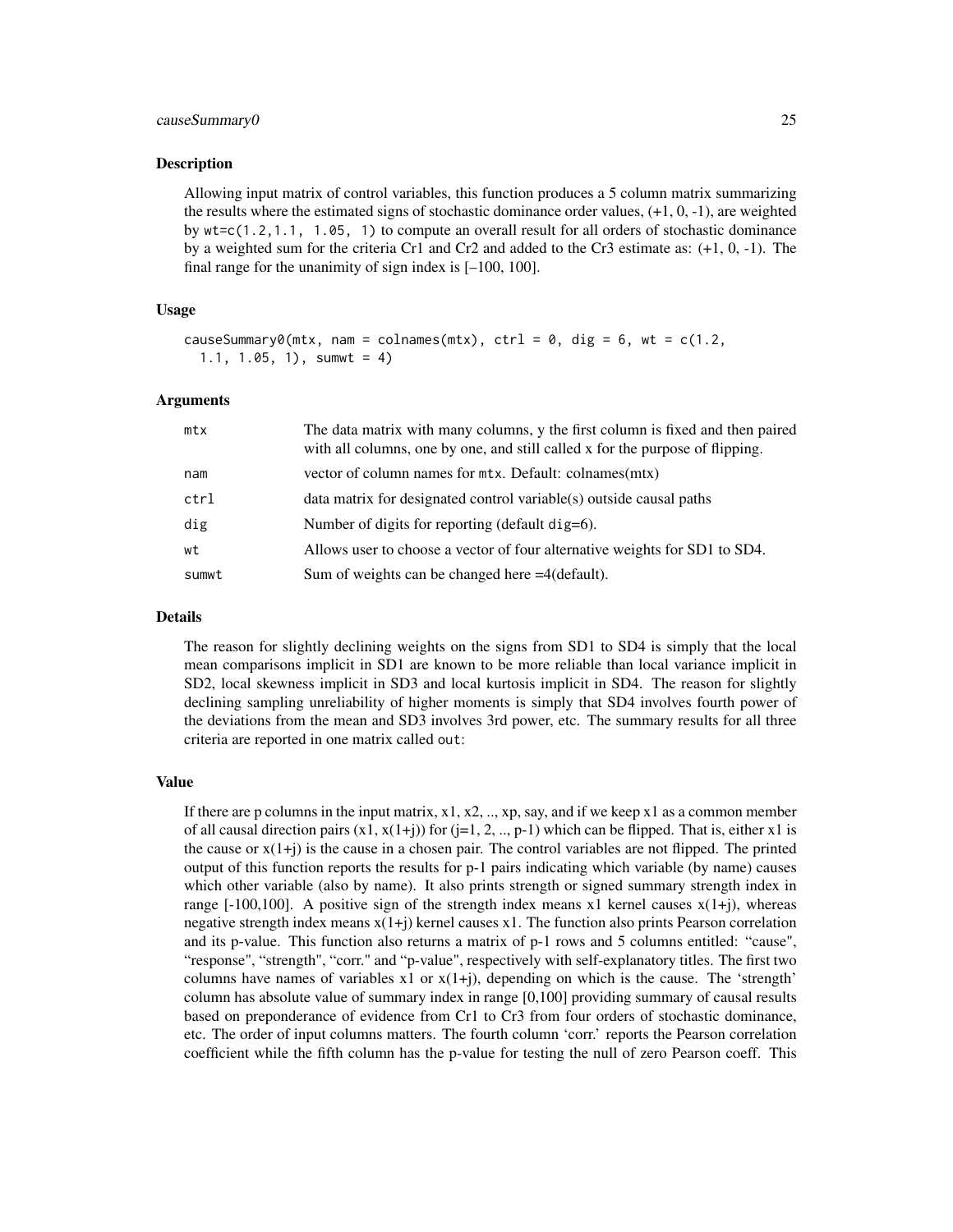## Description

Allowing input matrix of control variables, this function produces a 5 column matrix summarizing the results where the estimated signs of stochastic dominance order values, (+1, 0, -1), are weighted by `wt=c(1.2,1.1, 1.05, 1)` to compute an overall result for all orders of stochastic dominance by a weighted sum for the criteria Cr1 and Cr2 and added to the Cr3 estimate as: (+1, 0, -1). The final range for the unanimity of sign index is [–100, 100].

## Usage

```
causeSummary0(mtx, nam = colnames(mtx), ctrl = 0, dig = 6, wt = c(1.2,
  1.1, 1.05, 1), sumwt = 4)
```

## Arguments

| | |
|---|---|
| `mtx` | The data matrix with many columns, y the first column is fixed and then paired with all columns, one by one, and still called x for the purpose of flipping. |
| `nam` | vector of column names for `mtx`. Default: colnames(mtx) |
| `ctrl` | data matrix for designated control variable(s) outside causal paths |
| `dig` | Number of digits for reporting (default `dig=6`). |
| `wt` | Allows user to choose a vector of four alternative weights for SD1 to SD4. |
| `sumwt` | Sum of weights can be changed here =4(default). |

## Details

The reason for slightly declining weights on the signs from SD1 to SD4 is simply that the local mean comparisons implicit in SD1 are known to be more reliable than local variance implicit in SD2, local skewness implicit in SD3 and local kurtosis implicit in SD4. The reason for slightly declining sampling unreliability of higher moments is simply that SD4 involves fourth power of the deviations from the mean and SD3 involves 3rd power, etc. The summary results for all three criteria are reported in one matrix called `out`:

## Value

If there are p columns in the input matrix, x1, x2, .., xp, say, and if we keep x1 as a common member of all causal direction pairs (x1, x(1+j)) for (j=1, 2, .., p-1) which can be flipped. That is, either x1 is the cause or x(1+j) is the cause in a chosen pair. The control variables are not flipped. The printed output of this function reports the results for p-1 pairs indicating which variable (by name) causes which other variable (also by name). It also prints strength or signed summary strength index in range [-100,100]. A positive sign of the strength index means x1 kernel causes x(1+j), whereas negative strength index means x(1+j) kernel causes x1. The function also prints Pearson correlation and its p-value. This function also returns a matrix of p-1 rows and 5 columns entitled: "cause", "response", "strength", "corr." and "p-value", respectively with self-explanatory titles. The first two columns have names of variables x1 or x(1+j), depending on which is the cause. The 'strength' column has absolute value of summary index in range [0,100] providing summary of causal results based on preponderance of evidence from Cr1 to Cr3 from four orders of stochastic dominance, etc. The order of input columns matters. The fourth column 'corr.' reports the Pearson correlation coefficient while the fifth column has the p-value for testing the null of zero Pearson coeff. This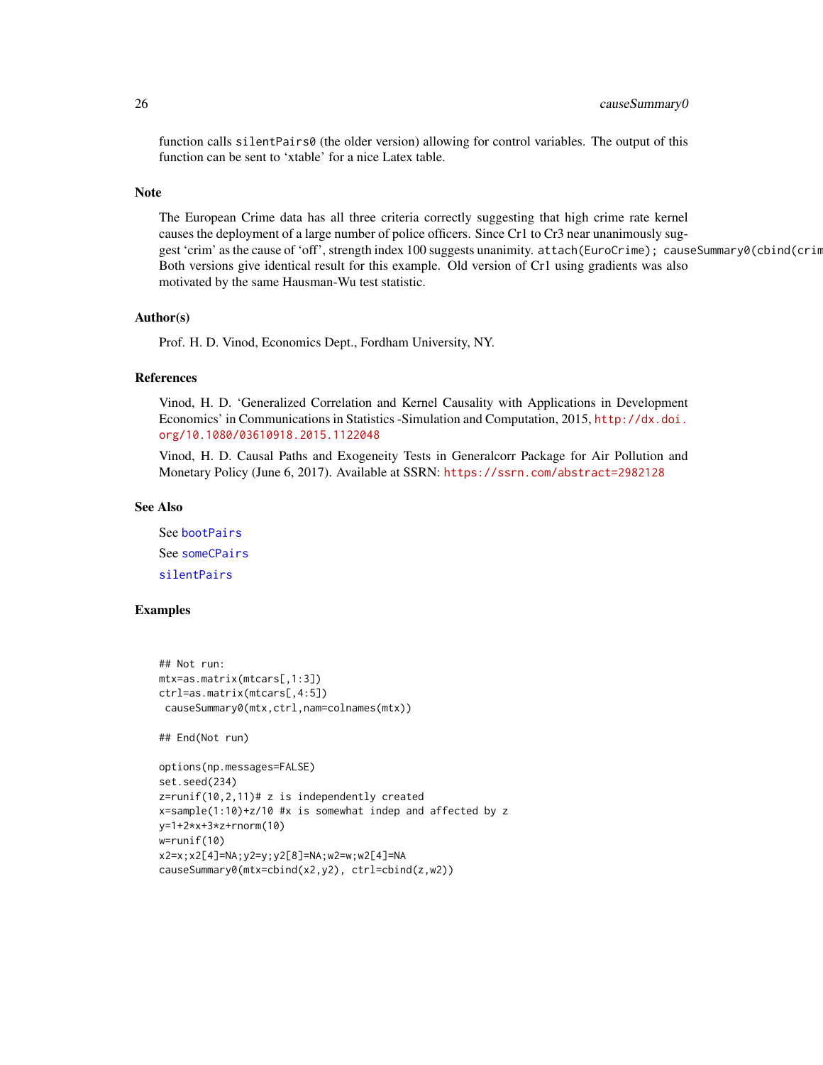function calls `silentPairs0` (the older version) allowing for control variables. The output of this function can be sent to 'xtable' for a nice Latex table.

## Note

The European Crime data has all three criteria correctly suggesting that high crime rate kernel causes the deployment of a large number of police officers. Since Cr1 to Cr3 near unanimously suggest 'crim' as the cause of 'off', strength index 100 suggests unanimity. `attach(EuroCrime); causeSummary0(cbind(crim`
Both versions give identical result for this example. Old version of Cr1 using gradients was also motivated by the same Hausman-Wu test statistic.

## Author(s)

Prof. H. D. Vinod, Economics Dept., Fordham University, NY.

## References

Vinod, H. D. 'Generalized Correlation and Kernel Causality with Applications in Development Economics' in Communications in Statistics -Simulation and Computation, 2015, http://dx.doi.org/10.1080/03610918.2015.1122048

Vinod, H. D. Causal Paths and Exogeneity Tests in Generalcorr Package for Air Pollution and Monetary Policy (June 6, 2017). Available at SSRN: https://ssrn.com/abstract=2982128

## See Also

See `bootPairs`

See `someCPairs`

`silentPairs`

## Examples

```
## Not run:
mtx=as.matrix(mtcars[,1:3])
ctrl=as.matrix(mtcars[,4:5])
 causeSummary0(mtx,ctrl,nam=colnames(mtx))

## End(Not run)

options(np.messages=FALSE)
set.seed(234)
z=runif(10,2,11)# z is independently created
x=sample(1:10)+z/10 #x is somewhat indep and affected by z
y=1+2*x+3*z+rnorm(10)
w=runif(10)
x2=x;x2[4]=NA;y2=y;y2[8]=NA;w2=w;w2[4]=NA
causeSummary0(mtx=cbind(x2,y2), ctrl=cbind(z,w2))
```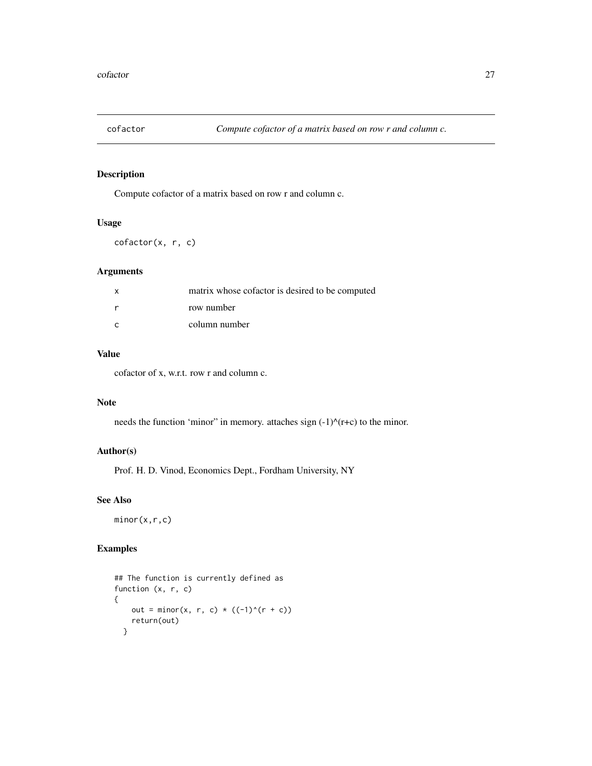## cofactor — *Compute cofactor of a matrix based on row r and column c.*

### Description

Compute cofactor of a matrix based on row r and column c.

### Usage

```
cofactor(x, r, c)
```

### Arguments

| | |
|---|---|
| x | matrix whose cofactor is desired to be computed |
| r | row number |
| c | column number |

### Value

cofactor of x, w.r.t. row r and column c.

### Note

needs the function 'minor" in memory. attaches sign (-1)^(r+c) to the minor.

### Author(s)

Prof. H. D. Vinod, Economics Dept., Fordham University, NY

### See Also

`minor(x,r,c)`

### Examples

```
## The function is currently defined as
function (x, r, c)
{
    out = minor(x, r, c) * ((-1)^(r + c))
    return(out)
  }
```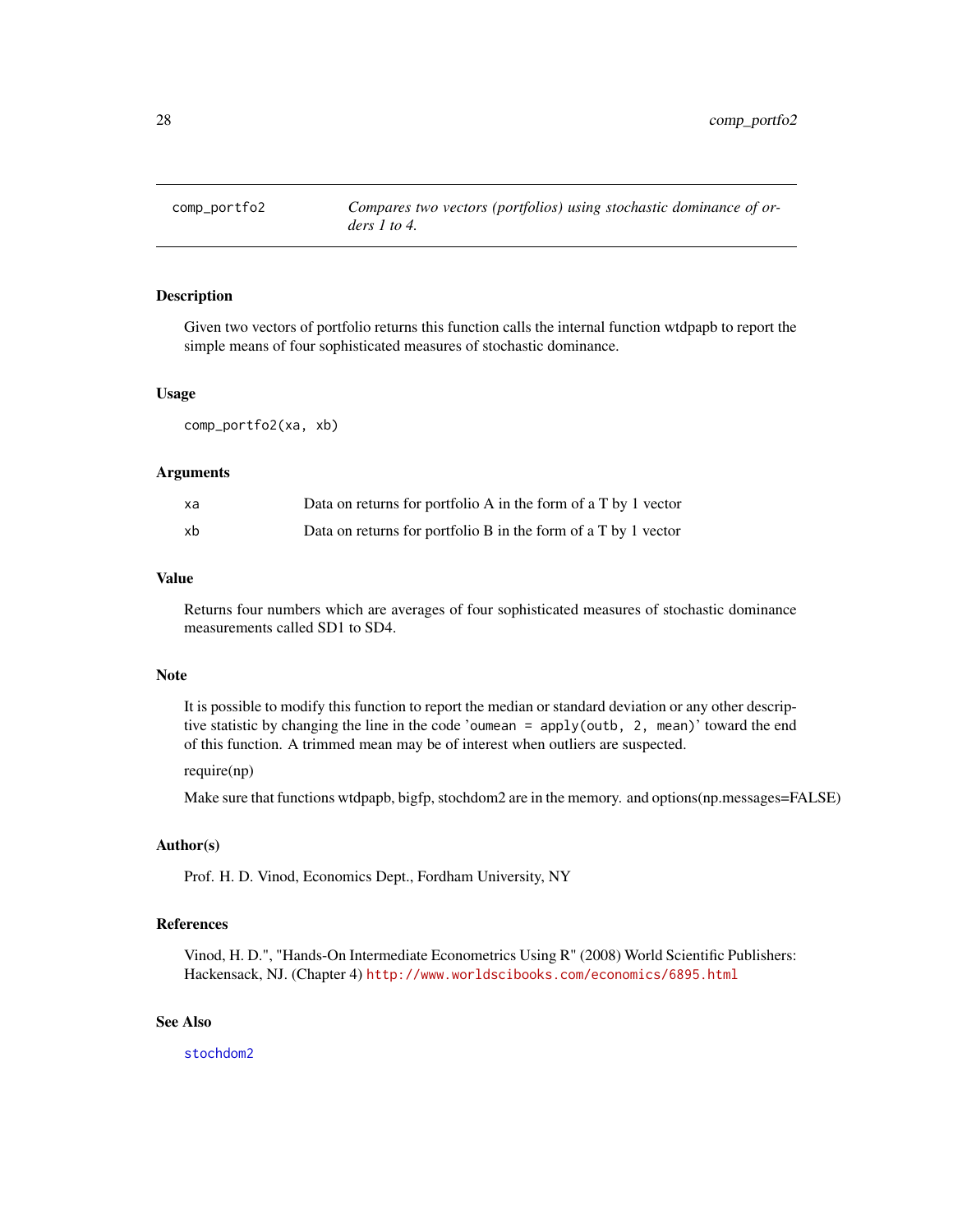## comp_portfo2 — *Compares two vectors (portfolios) using stochastic dominance of orders 1 to 4.*

### Description

Given two vectors of portfolio returns this function calls the internal function wtdpapb to report the simple means of four sophisticated measures of stochastic dominance.

### Usage

```
comp_portfo2(xa, xb)
```

### Arguments

| | |
|---|---|
| xa | Data on returns for portfolio A in the form of a T by 1 vector |
| xb | Data on returns for portfolio B in the form of a T by 1 vector |

### Value

Returns four numbers which are averages of four sophisticated measures of stochastic dominance measurements called SD1 to SD4.

### Note

It is possible to modify this function to report the median or standard deviation or any other descriptive statistic by changing the line in the code 'oumean = apply(outb, 2, mean)' toward the end of this function. A trimmed mean may be of interest when outliers are suspected.

require(np)

Make sure that functions wtdpapb, bigfp, stochdom2 are in the memory. and options(np.messages=FALSE)

### Author(s)

Prof. H. D. Vinod, Economics Dept., Fordham University, NY

### References

Vinod, H. D.", "Hands-On Intermediate Econometrics Using R" (2008) World Scientific Publishers: Hackensack, NJ. (Chapter 4) http://www.worldscibooks.com/economics/6895.html

### See Also

stochdom2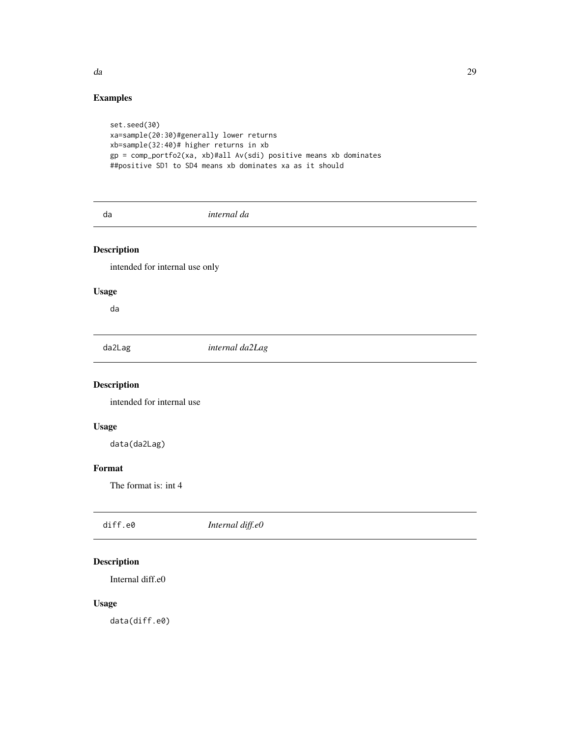## Examples

```
set.seed(30)
xa=sample(20:30)#generally lower returns
xb=sample(32:40)# higher returns in xb
gp = comp_portfo2(xa, xb)#all Av(sdi) positive means xb dominates
##positive SD1 to SD4 means xb dominates xa as it should
```

---

# da *internal da*

## Description

intended for internal use only

## Usage

```
da
```

---

# da2Lag *internal da2Lag*

## Description

intended for internal use

## Usage

```
data(da2Lag)
```

## Format

The format is: int 4

---

# diff.e0 *Internal diff.e0*

## Description

Internal diff.e0

## Usage

```
data(diff.e0)
```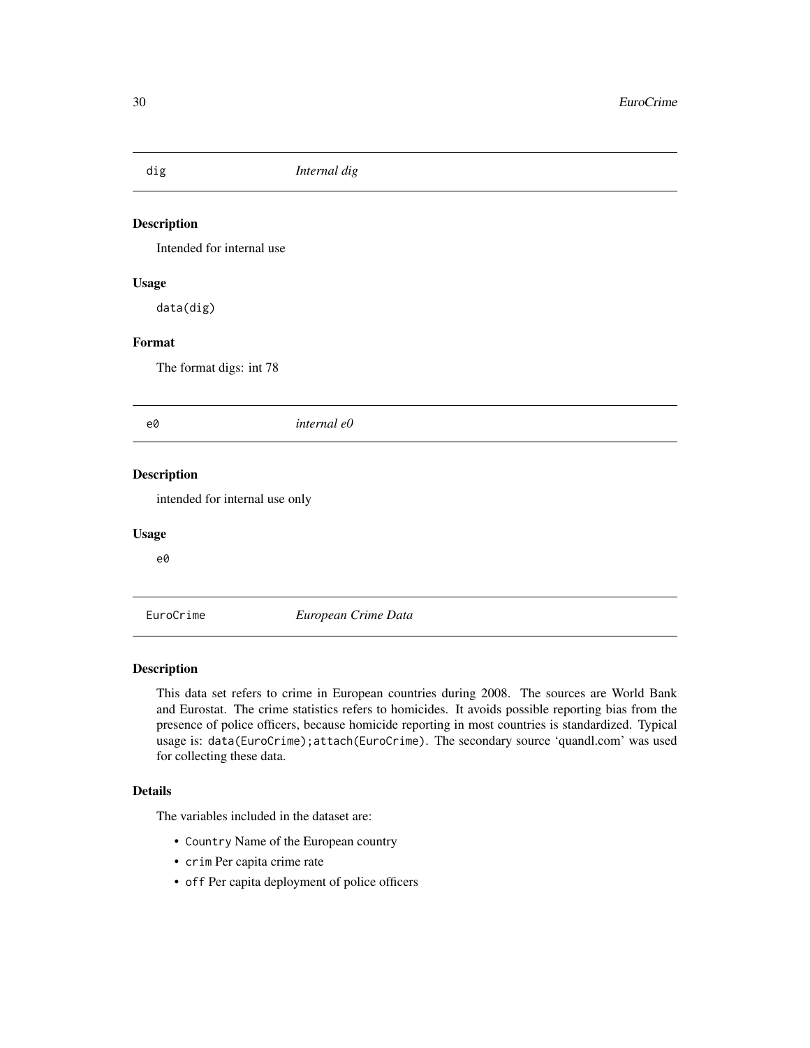## dig — *Internal dig*

### Description

Intended for internal use

### Usage

```
data(dig)
```

### Format

The format digs: int 78

## e0 — *internal e0*

### Description

intended for internal use only

### Usage

```
e0
```

## EuroCrime — *European Crime Data*

### Description

This data set refers to crime in European countries during 2008. The sources are World Bank and Eurostat. The crime statistics refers to homicides. It avoids possible reporting bias from the presence of police officers, because homicide reporting in most countries is standardized. Typical usage is: `data(EuroCrime);attach(EuroCrime)`. The secondary source 'quandl.com' was used for collecting these data.

### Details

The variables included in the dataset are:

- `Country` Name of the European country
- `crim` Per capita crime rate
- `off` Per capita deployment of police officers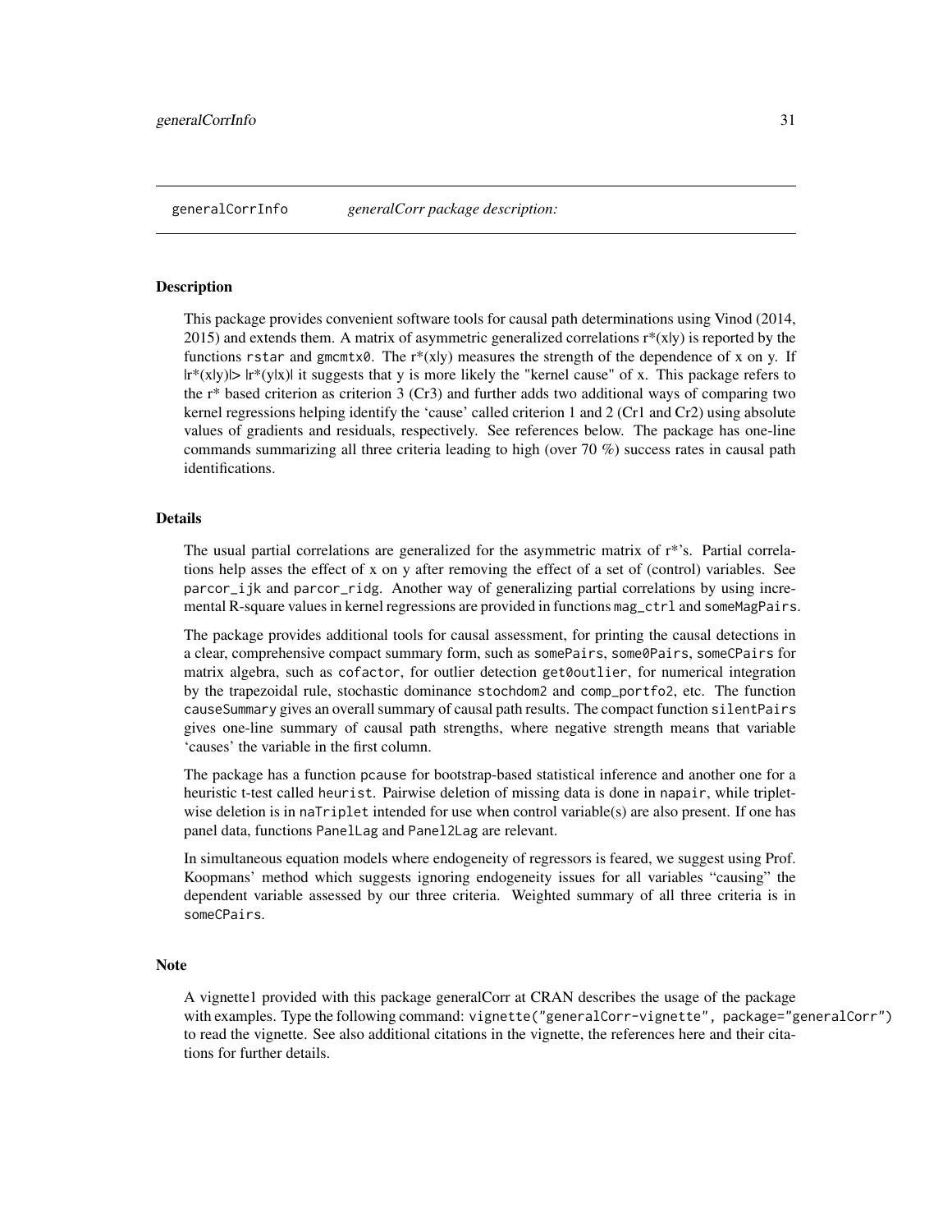generalCorrInfo *generalCorr package description:*

### Description

This package provides convenient software tools for causal path determinations using Vinod (2014, 2015) and extends them. A matrix of asymmetric generalized correlations $r^*(x|y)$ is reported by the functions `rstar` and `gmcmtx0`. The $r^*(x|y)$ measures the strength of the dependence of x on y. If $|r^*(x|y)| > |r^*(y|x)|$ it suggests that y is more likely the "kernel cause" of x. This package refers to the $r^*$ based criterion as criterion 3 (Cr3) and further adds two additional ways of comparing two kernel regressions helping identify the 'cause' called criterion 1 and 2 (Cr1 and Cr2) using absolute values of gradients and residuals, respectively. See references below. The package has one-line commands summarizing all three criteria leading to high (over 70 %) success rates in causal path identifications.

### Details

The usual partial correlations are generalized for the asymmetric matrix of $r^*$'s. Partial correlations help asses the effect of x on y after removing the effect of a set of (control) variables. See `parcor_ijk` and `parcor_ridg`. Another way of generalizing partial correlations by using incremental R-square values in kernel regressions are provided in functions `mag_ctrl` and `someMagPairs`.

The package provides additional tools for causal assessment, for printing the causal detections in a clear, comprehensive compact summary form, such as `somePairs`, `some0Pairs`, `someCPairs` for matrix algebra, such as `cofactor`, for outlier detection `get0outlier`, for numerical integration by the trapezoidal rule, stochastic dominance `stochdom2` and `comp_portfo2`, etc. The function `causeSummary` gives an overall summary of causal path results. The compact function `silentPairs` gives one-line summary of causal path strengths, where negative strength means that variable 'causes' the variable in the first column.

The package has a function `pcause` for bootstrap-based statistical inference and another one for a heuristic t-test called `heurist`. Pairwise deletion of missing data is done in `napair`, while triplet-wise deletion is in `naTriplet` intended for use when control variable(s) are also present. If one has panel data, functions `PanelLag` and `Panel2Lag` are relevant.

In simultaneous equation models where endogeneity of regressors is feared, we suggest using Prof. Koopmans' method which suggests ignoring endogeneity issues for all variables "causing" the dependent variable assessed by our three criteria. Weighted summary of all three criteria is in `someCPairs`.

### Note

A vignette1 provided with this package generalCorr at CRAN describes the usage of the package with examples. Type the following command: `vignette("generalCorr-vignette", package="generalCorr")` to read the vignette. See also additional citations in the vignette, the references here and their citations for further details.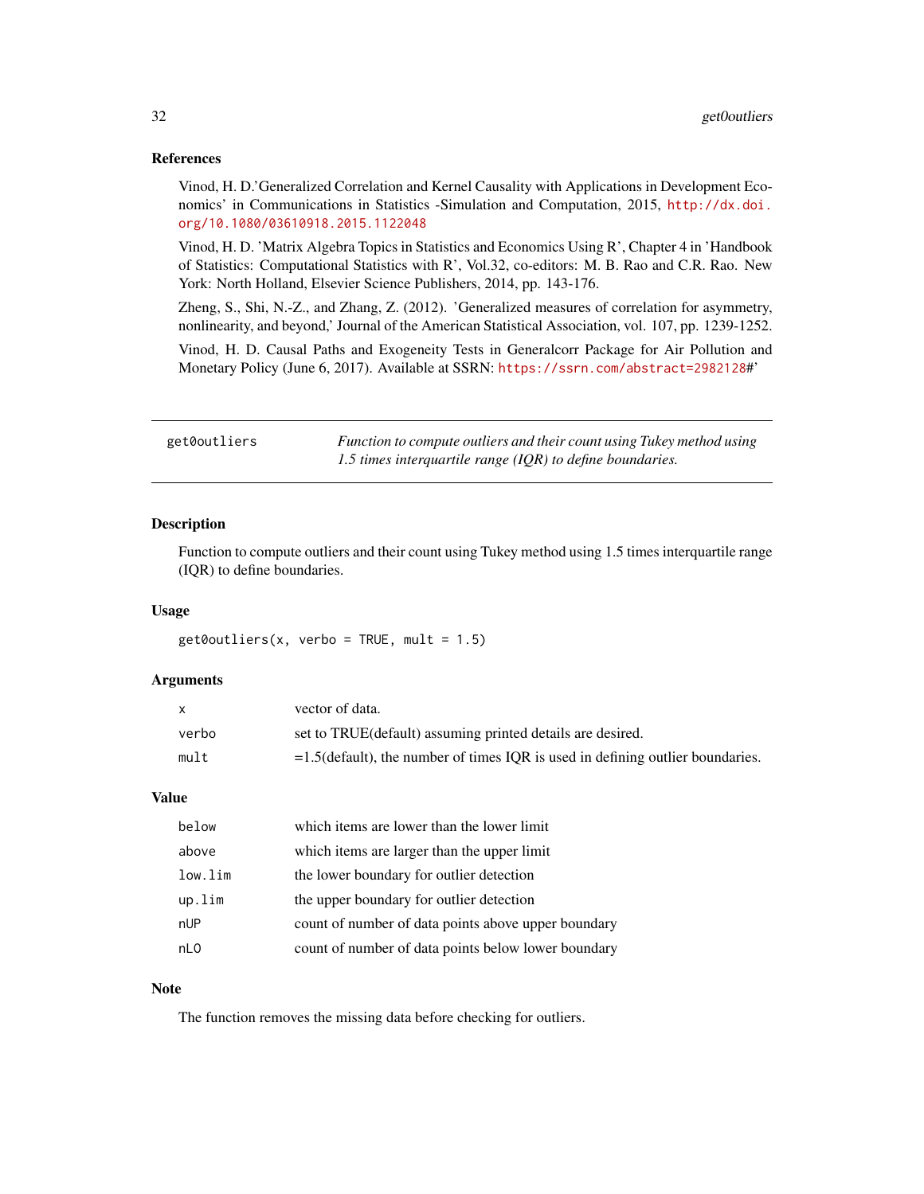## References

Vinod, H. D.'Generalized Correlation and Kernel Causality with Applications in Development Economics' in Communications in Statistics -Simulation and Computation, 2015, http://dx.doi.org/10.1080/03610918.2015.1122048

Vinod, H. D. 'Matrix Algebra Topics in Statistics and Economics Using R', Chapter 4 in 'Handbook of Statistics: Computational Statistics with R', Vol.32, co-editors: M. B. Rao and C.R. Rao. New York: North Holland, Elsevier Science Publishers, 2014, pp. 143-176.

Zheng, S., Shi, N.-Z., and Zhang, Z. (2012). 'Generalized measures of correlation for asymmetry, nonlinearity, and beyond,' Journal of the American Statistical Association, vol. 107, pp. 1239-1252.

Vinod, H. D. Causal Paths and Exogeneity Tests in Generalcorr Package for Air Pollution and Monetary Policy (June 6, 2017). Available at SSRN: https://ssrn.com/abstract=2982128#'

---

# get0outliers — *Function to compute outliers and their count using Tukey method using 1.5 times interquartile range (IQR) to define boundaries.*

---

## Description

Function to compute outliers and their count using Tukey method using 1.5 times interquartile range (IQR) to define boundaries.

## Usage

```
get0outliers(x, verbo = TRUE, mult = 1.5)
```

## Arguments

| | |
|---|---|
| `x` | vector of data. |
| `verbo` | set to TRUE(default) assuming printed details are desired. |
| `mult` | =1.5(default), the number of times IQR is used in defining outlier boundaries. |

## Value

| | |
|---|---|
| `below` | which items are lower than the lower limit |
| `above` | which items are larger than the upper limit |
| `low.lim` | the lower boundary for outlier detection |
| `up.lim` | the upper boundary for outlier detection |
| `nUP` | count of number of data points above upper boundary |
| `nLO` | count of number of data points below lower boundary |

## Note

The function removes the missing data before checking for outliers.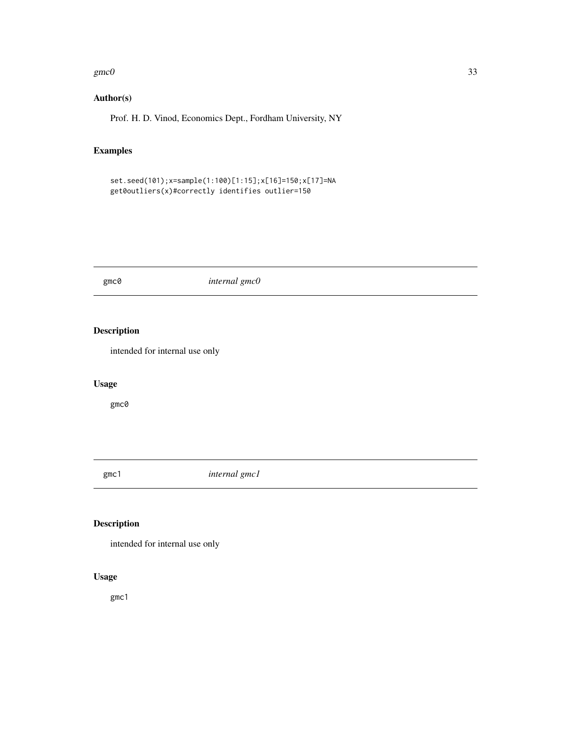## Author(s)

Prof. H. D. Vinod, Economics Dept., Fordham University, NY

## Examples

```
set.seed(101);x=sample(1:100)[1:15];x[16]=150;x[17]=NA
get0outliers(x)#correctly identifies outlier=150
```

---

gmc0 *internal gmc0*

---

## Description

intended for internal use only

## Usage

```
gmc0
```

---

gmc1 *internal gmc1*

---

## Description

intended for internal use only

## Usage

```
gmc1
```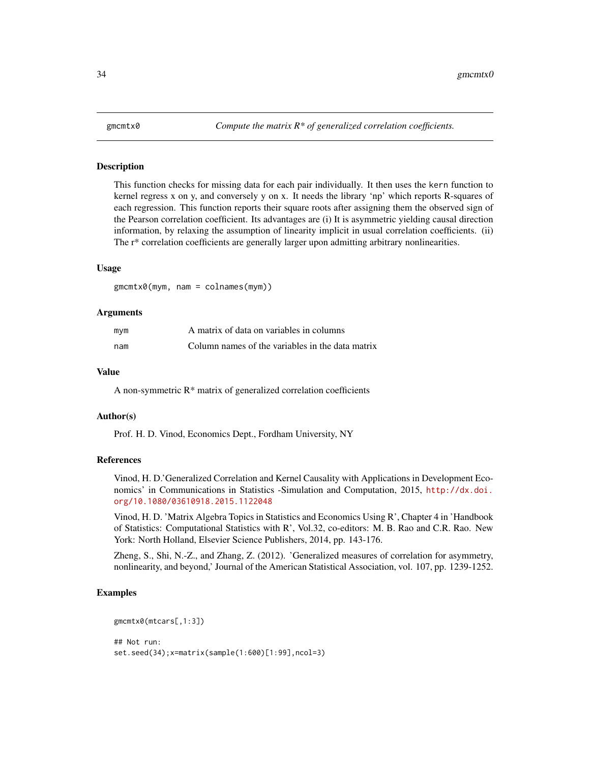# gmcmtx0

*Compute the matrix R\* of generalized correlation coefficients.*

## Description

This function checks for missing data for each pair individually. It then uses the `kern` function to kernel regress x on y, and conversely y on x. It needs the library 'np' which reports R-squares of each regression. This function reports their square roots after assigning them the observed sign of the Pearson correlation coefficient. Its advantages are (i) It is asymmetric yielding causal direction information, by relaxing the assumption of linearity implicit in usual correlation coefficients. (ii) The r* correlation coefficients are generally larger upon admitting arbitrary nonlinearities.

## Usage

```
gmcmtx0(mym, nam = colnames(mym))
```

## Arguments

| | |
|---|---|
| `mym` | A matrix of data on variables in columns |
| `nam` | Column names of the variables in the data matrix |

## Value

A non-symmetric R* matrix of generalized correlation coefficients

## Author(s)

Prof. H. D. Vinod, Economics Dept., Fordham University, NY

## References

Vinod, H. D.'Generalized Correlation and Kernel Causality with Applications in Development Economics' in Communications in Statistics -Simulation and Computation, 2015, http://dx.doi.org/10.1080/03610918.2015.1122048

Vinod, H. D. 'Matrix Algebra Topics in Statistics and Economics Using R', Chapter 4 in 'Handbook of Statistics: Computational Statistics with R', Vol.32, co-editors: M. B. Rao and C.R. Rao. New York: North Holland, Elsevier Science Publishers, 2014, pp. 143-176.

Zheng, S., Shi, N.-Z., and Zhang, Z. (2012). 'Generalized measures of correlation for asymmetry, nonlinearity, and beyond,' Journal of the American Statistical Association, vol. 107, pp. 1239-1252.

## Examples

```
gmcmtx0(mtcars[,1:3])

## Not run:
set.seed(34);x=matrix(sample(1:600)[1:99],ncol=3)
```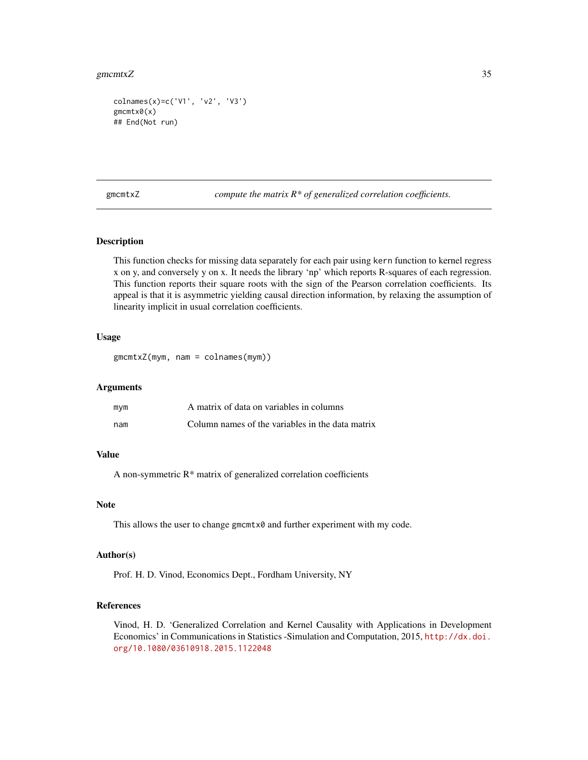```
colnames(x)=c('V1', 'v2', 'V3')
gmcmtx0(x)
## End(Not run)
```

## gmcmtxZ — *compute the matrix R* of generalized correlation coefficients.*

### Description

This function checks for missing data separately for each pair using `kern` function to kernel regress x on y, and conversely y on x. It needs the library 'np' which reports R-squares of each regression. This function reports their square roots with the sign of the Pearson correlation coefficients. Its appeal is that it is asymmetric yielding causal direction information, by relaxing the assumption of linearity implicit in usual correlation coefficients.

### Usage

```
gmcmtxZ(mym, nam = colnames(mym))
```

### Arguments

| | |
|---|---|
| `mym` | A matrix of data on variables in columns |
| `nam` | Column names of the variables in the data matrix |

### Value

A non-symmetric R* matrix of generalized correlation coefficients

### Note

This allows the user to change `gmcmtx0` and further experiment with my code.

### Author(s)

Prof. H. D. Vinod, Economics Dept., Fordham University, NY

### References

Vinod, H. D. 'Generalized Correlation and Kernel Causality with Applications in Development Economics' in Communications in Statistics -Simulation and Computation, 2015, http://dx.doi.org/10.1080/03610918.2015.1122048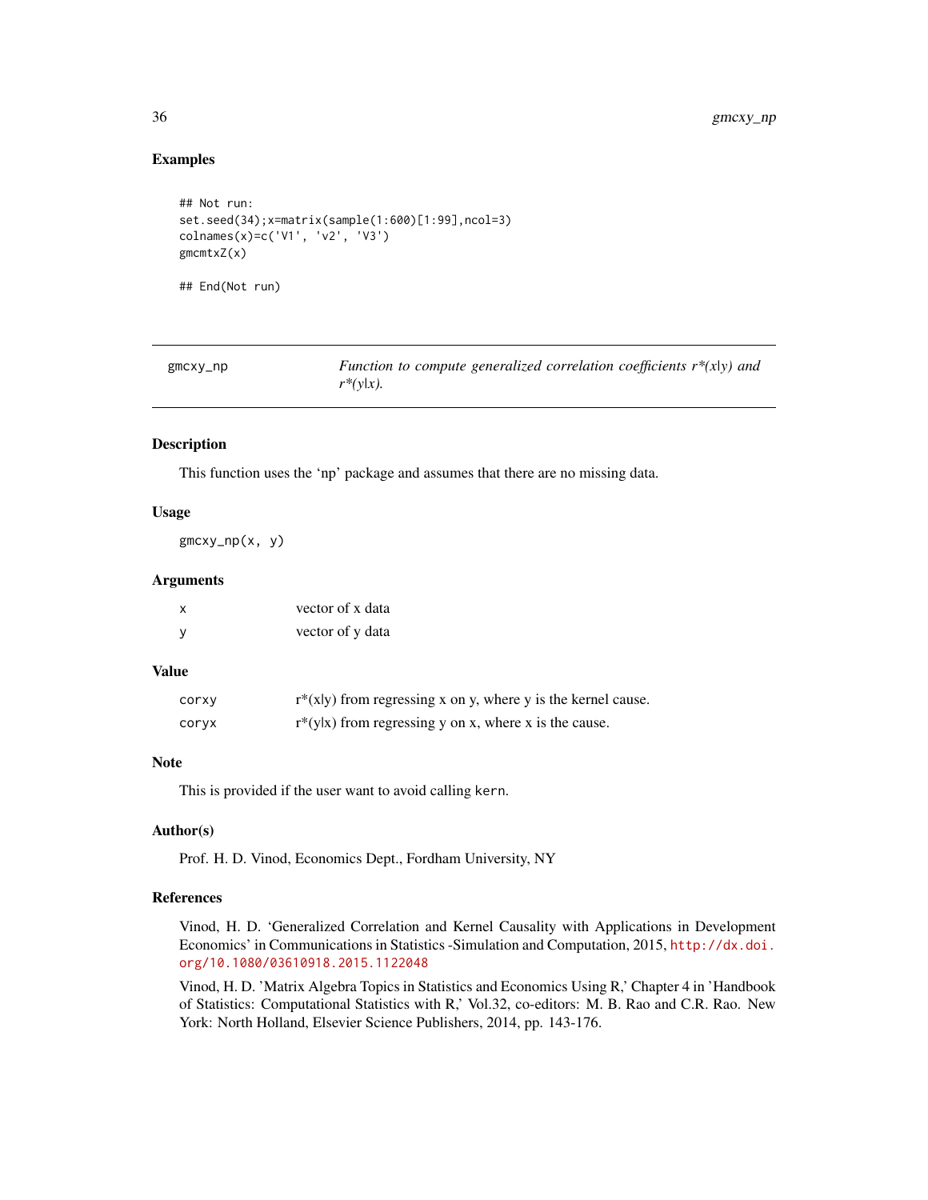## Examples

```
## Not run:
set.seed(34);x=matrix(sample(1:600)[1:99],ncol=3)
colnames(x)=c('V1', 'v2', 'V3')
gmcmtxZ(x)

## End(Not run)
```

---

## gmcxy_np — *Function to compute generalized correlation coefficients r*(x|y) and r*(y|x).*

### Description

This function uses the 'np' package and assumes that there are no missing data.

### Usage

```
gmcxy_np(x, y)
```

### Arguments

| | |
|---|---|
| x | vector of x data |
| y | vector of y data |

### Value

| | |
|---|---|
| corxy | r*(x\|y) from regressing x on y, where y is the kernel cause. |
| coryx | r*(y\|x) from regressing y on x, where x is the cause. |

### Note

This is provided if the user want to avoid calling `kern`.

### Author(s)

Prof. H. D. Vinod, Economics Dept., Fordham University, NY

### References

Vinod, H. D. 'Generalized Correlation and Kernel Causality with Applications in Development Economics' in Communications in Statistics -Simulation and Computation, 2015, http://dx.doi.org/10.1080/03610918.2015.1122048

Vinod, H. D. 'Matrix Algebra Topics in Statistics and Economics Using R,' Chapter 4 in 'Handbook of Statistics: Computational Statistics with R,' Vol.32, co-editors: M. B. Rao and C.R. Rao. New York: North Holland, Elsevier Science Publishers, 2014, pp. 143-176.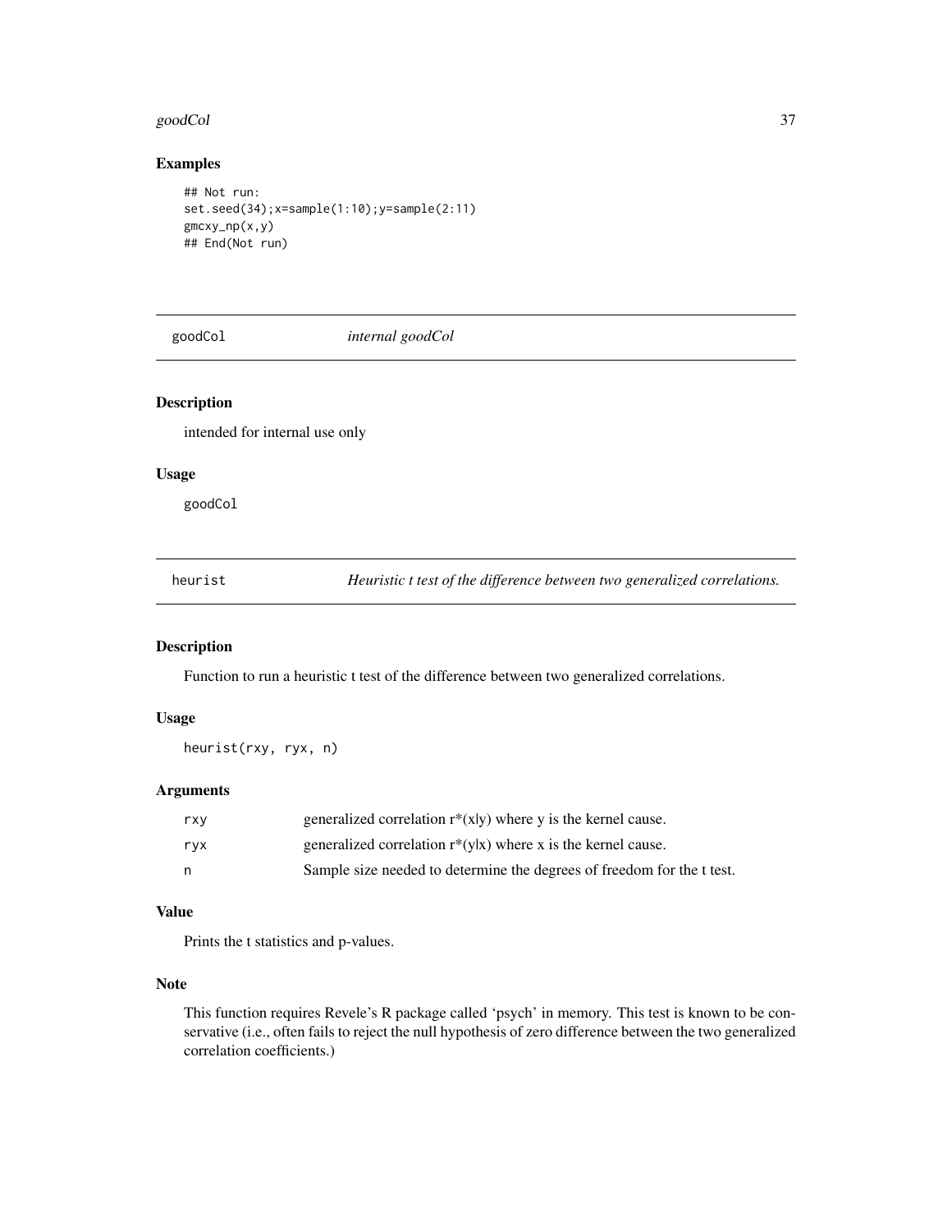### Examples

```
## Not run:
set.seed(34);x=sample(1:10);y=sample(2:11)
gmcxy_np(x,y)
## End(Not run)
```

---

## goodCol &nbsp;&nbsp;&nbsp;&nbsp; *internal goodCol*

---

### Description

intended for internal use only

### Usage

```
goodCol
```

---

## heurist &nbsp;&nbsp;&nbsp;&nbsp; *Heuristic t test of the difference between two generalized correlations.*

---

### Description

Function to run a heuristic t test of the difference between two generalized correlations.

### Usage

```
heurist(rxy, ryx, n)
```

### Arguments

| | |
|---|---|
| rxy | generalized correlation r*(x\|y) where y is the kernel cause. |
| ryx | generalized correlation r*(y\|x) where x is the kernel cause. |
| n | Sample size needed to determine the degrees of freedom for the t test. |

### Value

Prints the t statistics and p-values.

### Note

This function requires Revele's R package called 'psych' in memory. This test is known to be conservative (i.e., often fails to reject the null hypothesis of zero difference between the two generalized correlation coefficients.)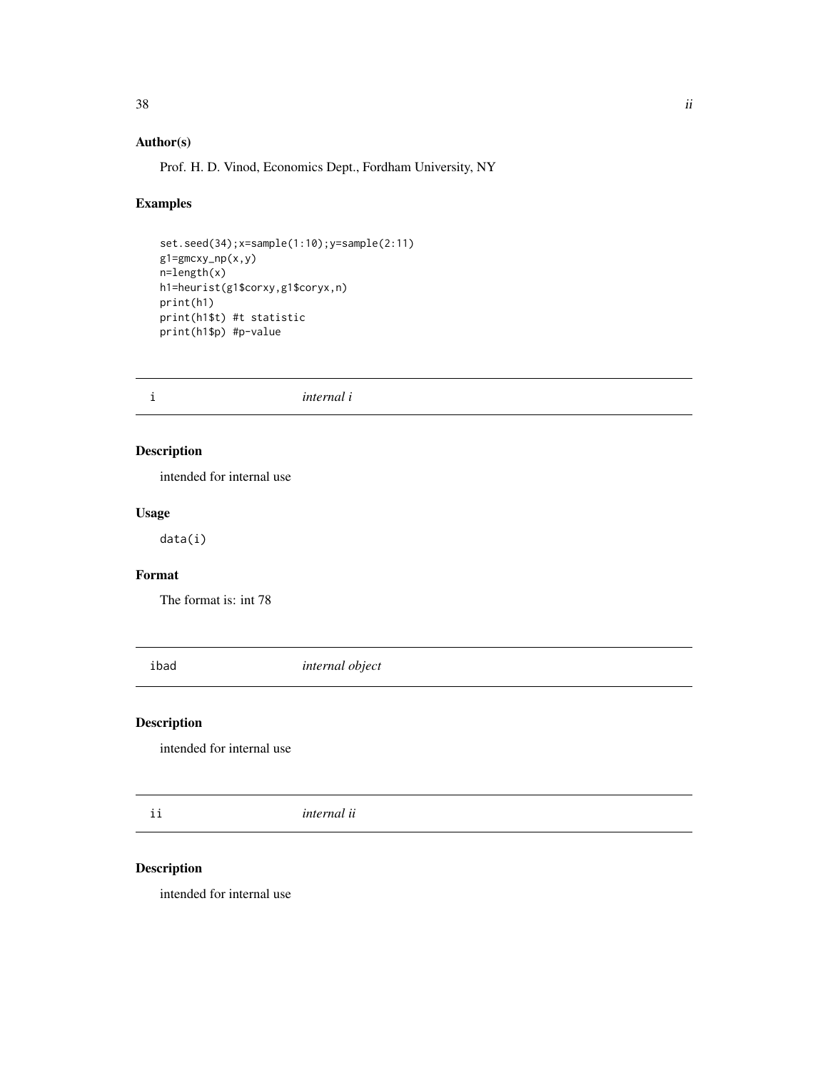### Author(s)

Prof. H. D. Vinod, Economics Dept., Fordham University, NY

### Examples

```
set.seed(34);x=sample(1:10);y=sample(2:11)
g1=gmcxy_np(x,y)
n=length(x)
h1=heurist(g1$corxy,g1$coryx,n)
print(h1)
print(h1$t) #t statistic
print(h1$p) #p-value
```

## i *internal i*

### Description

intended for internal use

### Usage

```
data(i)
```

### Format

The format is: int 78

## ibad *internal object*

### Description

intended for internal use

## ii *internal ii*

### Description

intended for internal use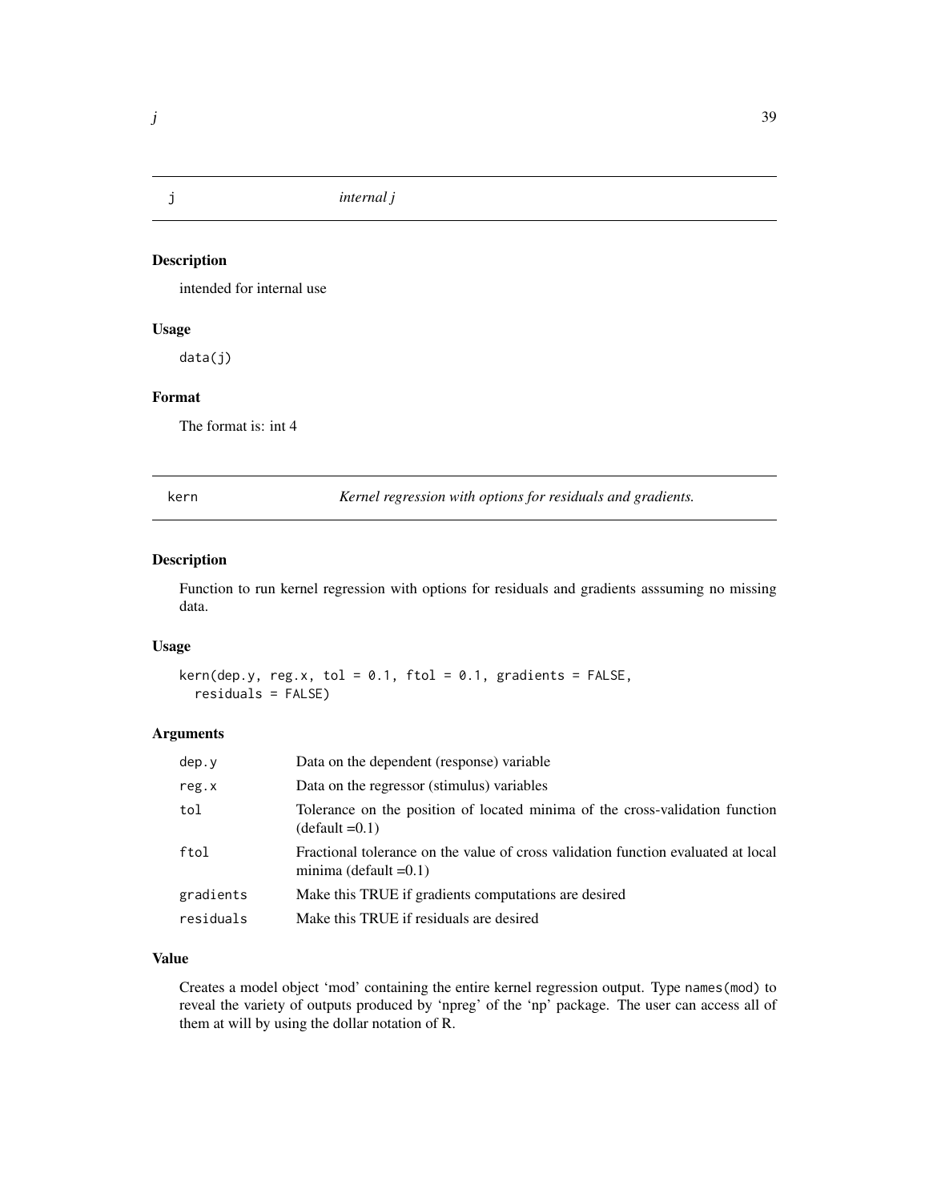## j — *internal j*

### Description

intended for internal use

### Usage

```
data(j)
```

### Format

The format is: int 4

## kern — *Kernel regression with options for residuals and gradients.*

### Description

Function to run kernel regression with options for residuals and gradients asssuming no missing data.

### Usage

```
kern(dep.y, reg.x, tol = 0.1, ftol = 0.1, gradients = FALSE,
  residuals = FALSE)
```

### Arguments

| | |
|---|---|
| `dep.y` | Data on the dependent (response) variable |
| `reg.x` | Data on the regressor (stimulus) variables |
| `tol` | Tolerance on the position of located minima of the cross-validation function (default =0.1) |
| `ftol` | Fractional tolerance on the value of cross validation function evaluated at local minima (default =0.1) |
| `gradients` | Make this TRUE if gradients computations are desired |
| `residuals` | Make this TRUE if residuals are desired |

### Value

Creates a model object 'mod' containing the entire kernel regression output. Type `names(mod)` to reveal the variety of outputs produced by 'npreg' of the 'np' package. The user can access all of them at will by using the dollar notation of R.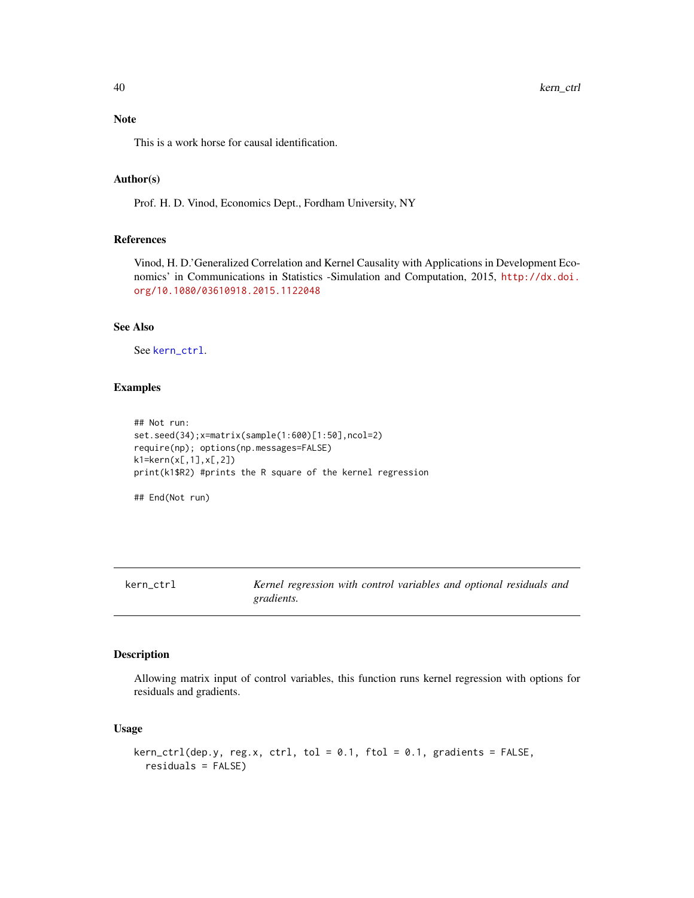### Note

This is a work horse for causal identification.

### Author(s)

Prof. H. D. Vinod, Economics Dept., Fordham University, NY

### References

Vinod, H. D.'Generalized Correlation and Kernel Causality with Applications in Development Economics' in Communications in Statistics -Simulation and Computation, 2015, http://dx.doi.org/10.1080/03610918.2015.1122048

### See Also

See kern_ctrl.

### Examples

```
## Not run:
set.seed(34);x=matrix(sample(1:600)[1:50],ncol=2)
require(np); options(np.messages=FALSE)
k1=kern(x[,1],x[,2])
print(k1$R2) #prints the R square of the kernel regression

## End(Not run)
```

---

## kern_ctrl — *Kernel regression with control variables and optional residuals and gradients.*

### Description

Allowing matrix input of control variables, this function runs kernel regression with options for residuals and gradients.

### Usage

```
kern_ctrl(dep.y, reg.x, ctrl, tol = 0.1, ftol = 0.1, gradients = FALSE,
  residuals = FALSE)
```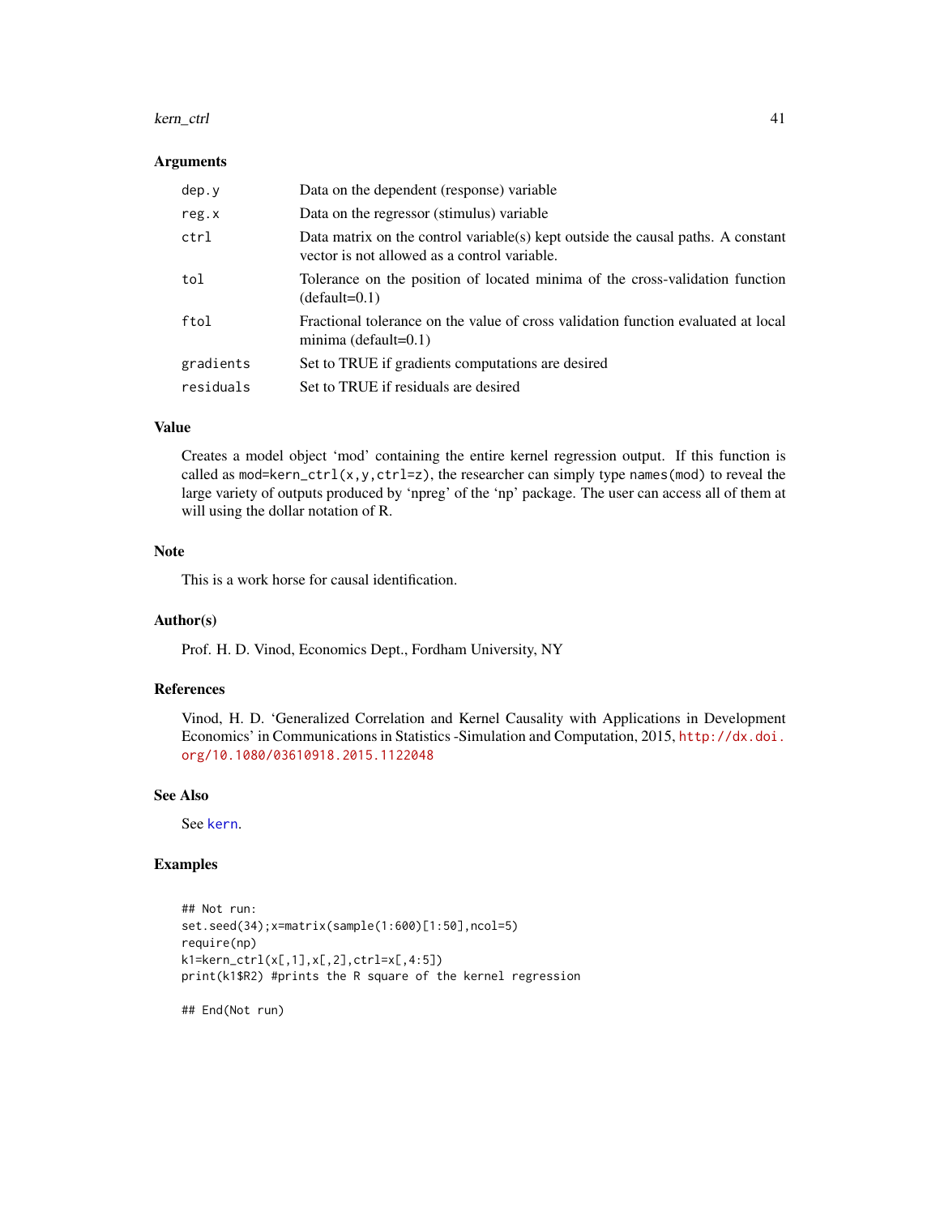## Arguments

| | |
|---|---|
| `dep.y` | Data on the dependent (response) variable |
| `reg.x` | Data on the regressor (stimulus) variable |
| `ctrl` | Data matrix on the control variable(s) kept outside the causal paths. A constant vector is not allowed as a control variable. |
| `tol` | Tolerance on the position of located minima of the cross-validation function (default=0.1) |
| `ftol` | Fractional tolerance on the value of cross validation function evaluated at local minima (default=0.1) |
| `gradients` | Set to TRUE if gradients computations are desired |
| `residuals` | Set to TRUE if residuals are desired |

## Value

Creates a model object 'mod' containing the entire kernel regression output. If this function is called as `mod=kern_ctrl(x,y,ctrl=z)`, the researcher can simply type `names(mod)` to reveal the large variety of outputs produced by 'npreg' of the 'np' package. The user can access all of them at will using the dollar notation of R.

## Note

This is a work horse for causal identification.

## Author(s)

Prof. H. D. Vinod, Economics Dept., Fordham University, NY

## References

Vinod, H. D. 'Generalized Correlation and Kernel Causality with Applications in Development Economics' in Communications in Statistics -Simulation and Computation, 2015, http://dx.doi.org/10.1080/03610918.2015.1122048

## See Also

See `kern`.

## Examples

```
## Not run:
set.seed(34);x=matrix(sample(1:600)[1:50],ncol=5)
require(np)
k1=kern_ctrl(x[,1],x[,2],ctrl=x[,4:5])
print(k1$R2) #prints the R square of the kernel regression

## End(Not run)
```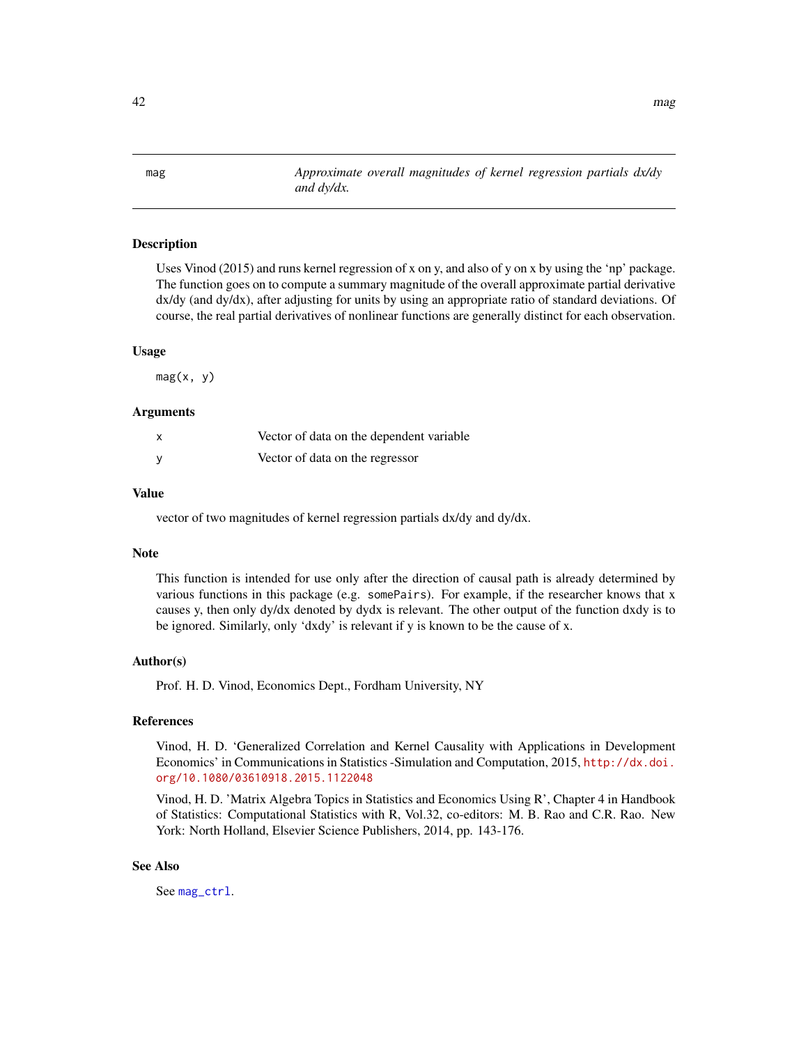# mag — *Approximate overall magnitudes of kernel regression partials dx/dy and dy/dx.*

## Description

Uses Vinod (2015) and runs kernel regression of x on y, and also of y on x by using the 'np' package. The function goes on to compute a summary magnitude of the overall approximate partial derivative dx/dy (and dy/dx), after adjusting for units by using an appropriate ratio of standard deviations. Of course, the real partial derivatives of nonlinear functions are generally distinct for each observation.

## Usage

```
mag(x, y)
```

## Arguments

| | |
|---|---|
| x | Vector of data on the dependent variable |
| y | Vector of data on the regressor |

## Value

vector of two magnitudes of kernel regression partials dx/dy and dy/dx.

## Note

This function is intended for use only after the direction of causal path is already determined by various functions in this package (e.g. `somePairs`). For example, if the researcher knows that x causes y, then only dy/dx denoted by dydx is relevant. The other output of the function dxdy is to be ignored. Similarly, only 'dxdy' is relevant if y is known to be the cause of x.

## Author(s)

Prof. H. D. Vinod, Economics Dept., Fordham University, NY

## References

Vinod, H. D. 'Generalized Correlation and Kernel Causality with Applications in Development Economics' in Communications in Statistics -Simulation and Computation, 2015, http://dx.doi.org/10.1080/03610918.2015.1122048

Vinod, H. D. 'Matrix Algebra Topics in Statistics and Economics Using R', Chapter 4 in Handbook of Statistics: Computational Statistics with R, Vol.32, co-editors: M. B. Rao and C.R. Rao. New York: North Holland, Elsevier Science Publishers, 2014, pp. 143-176.

## See Also

See `mag_ctrl`.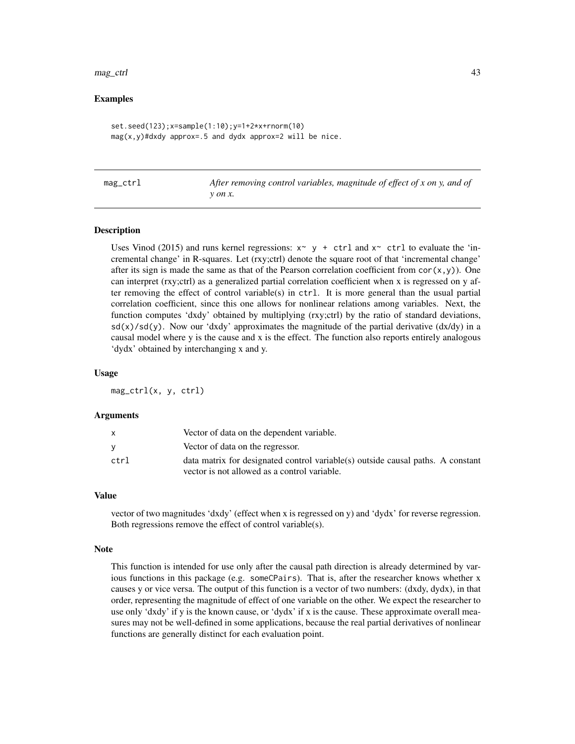### Examples

```
set.seed(123);x=sample(1:10);y=1+2*x+rnorm(10)
mag(x,y)#dxdy approx=.5 and dydx approx=2 will be nice.
```

---

## mag_ctrl

*After removing control variables, magnitude of effect of x on y, and of y on x.*

---

### Description

Uses Vinod (2015) and runs kernel regressions: `x~ y + ctrl` and `x~ ctrl` to evaluate the 'incremental change' in R-squares. Let (rxy;ctrl) denote the square root of that 'incremental change' after its sign is made the same as that of the Pearson correlation coefficient from `cor(x,y))`. One can interpret (rxy;ctrl) as a generalized partial correlation coefficient when x is regressed on y after removing the effect of control variable(s) in `ctrl`. It is more general than the usual partial correlation coefficient, since this one allows for nonlinear relations among variables. Next, the function computes 'dxdy' obtained by multiplying (rxy;ctrl) by the ratio of standard deviations, `sd(x)/sd(y)`. Now our 'dxdy' approximates the magnitude of the partial derivative (dx/dy) in a causal model where y is the cause and x is the effect. The function also reports entirely analogous 'dydx' obtained by interchanging x and y.

### Usage

```
mag_ctrl(x, y, ctrl)
```

### Arguments

| | |
|---|---|
| `x` | Vector of data on the dependent variable. |
| `y` | Vector of data on the regressor. |
| `ctrl` | data matrix for designated control variable(s) outside causal paths. A constant vector is not allowed as a control variable. |

### Value

vector of two magnitudes 'dxdy' (effect when x is regressed on y) and 'dydx' for reverse regression. Both regressions remove the effect of control variable(s).

### Note

This function is intended for use only after the causal path direction is already determined by various functions in this package (e.g. `someCPairs`). That is, after the researcher knows whether x causes y or vice versa. The output of this function is a vector of two numbers: (dxdy, dydx), in that order, representing the magnitude of effect of one variable on the other. We expect the researcher to use only 'dxdy' if y is the known cause, or 'dydx' if x is the cause. These approximate overall measures may not be well-defined in some applications, because the real partial derivatives of nonlinear functions are generally distinct for each evaluation point.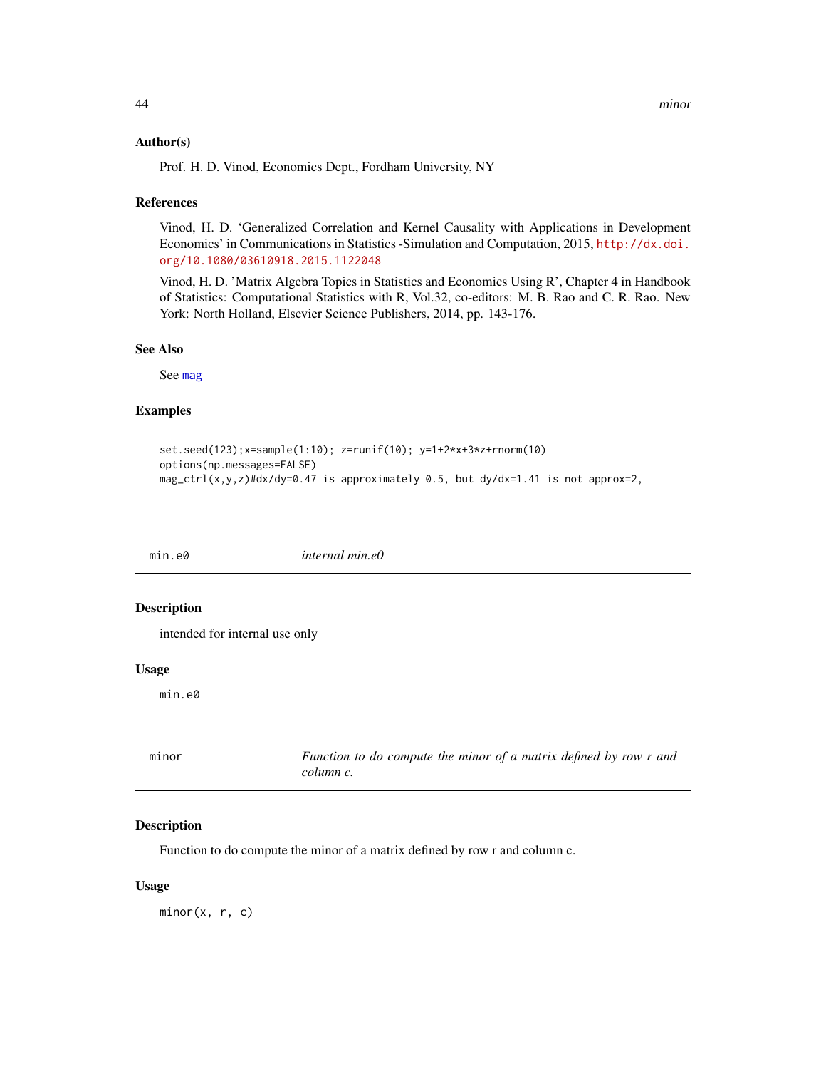### Author(s)

Prof. H. D. Vinod, Economics Dept., Fordham University, NY

### References

Vinod, H. D. 'Generalized Correlation and Kernel Causality with Applications in Development Economics' in Communications in Statistics -Simulation and Computation, 2015, http://dx.doi.org/10.1080/03610918.2015.1122048

Vinod, H. D. 'Matrix Algebra Topics in Statistics and Economics Using R', Chapter 4 in Handbook of Statistics: Computational Statistics with R, Vol.32, co-editors: M. B. Rao and C. R. Rao. New York: North Holland, Elsevier Science Publishers, 2014, pp. 143-176.

### See Also

See mag

### Examples

```
set.seed(123);x=sample(1:10); z=runif(10); y=1+2*x+3*z+rnorm(10)
options(np.messages=FALSE)
mag_ctrl(x,y,z)#dx/dy=0.47 is approximately 0.5, but dy/dx=1.41 is not approx=2,
```

---

## min.e0 — *internal min.e0*

### Description

intended for internal use only

### Usage

```
min.e0
```

---

## minor — *Function to do compute the minor of a matrix defined by row r and column c.*

### Description

Function to do compute the minor of a matrix defined by row r and column c.

### Usage

```
minor(x, r, c)
```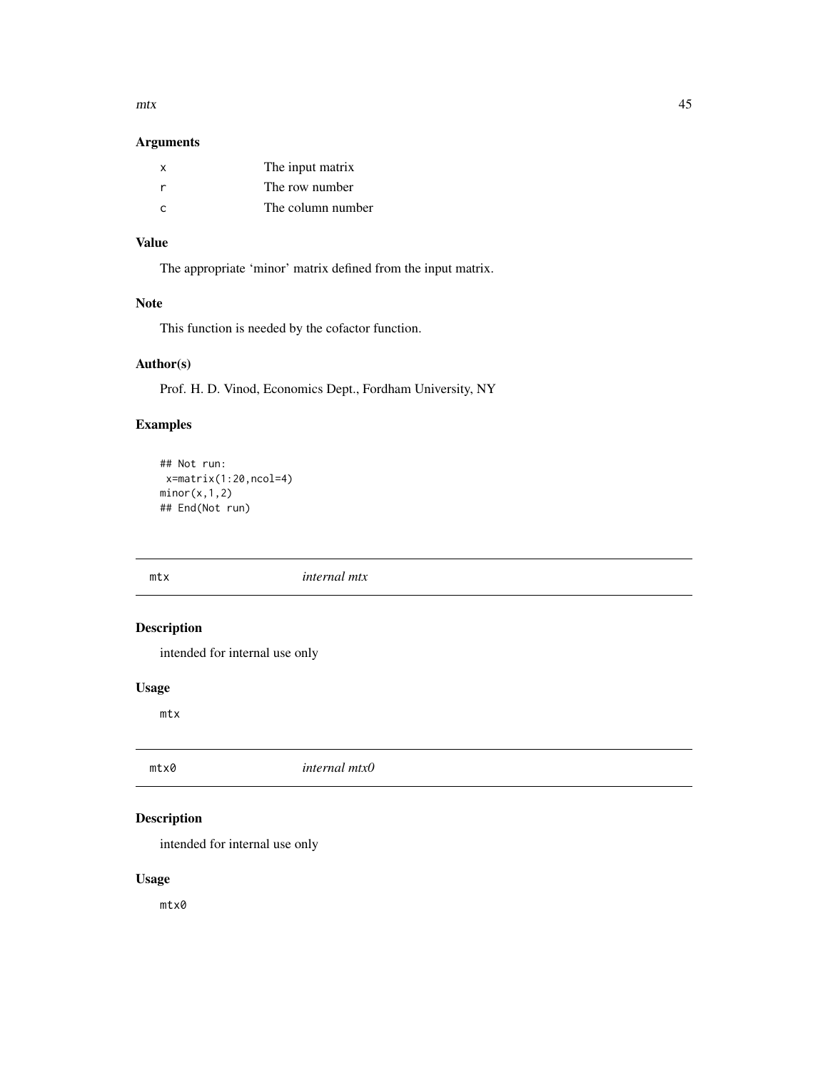### Arguments

| | |
|---|---|
| x | The input matrix |
| r | The row number |
| c | The column number |

### Value

The appropriate 'minor' matrix defined from the input matrix.

### Note

This function is needed by the cofactor function.

### Author(s)

Prof. H. D. Vinod, Economics Dept., Fordham University, NY

### Examples

```
## Not run:
 x=matrix(1:20,ncol=4)
minor(x,1,2)
## End(Not run)
```

---

## mtx *internal mtx*

---

### Description

intended for internal use only

### Usage

```
mtx
```

---

## mtx0 *internal mtx0*

---

### Description

intended for internal use only

### Usage

```
mtx0
```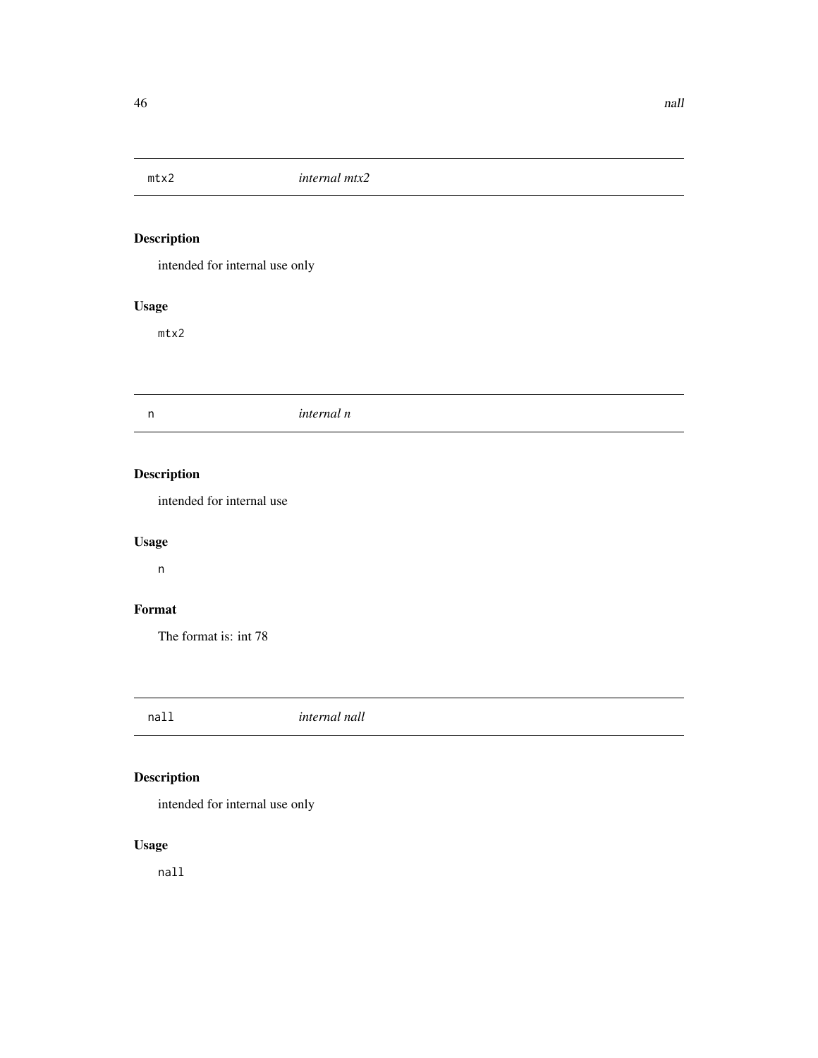## mtx2 *internal mtx2*

### Description

intended for internal use only

### Usage

```
mtx2
```

## n *internal n*

### Description

intended for internal use

### Usage

```
n
```

### Format

The format is: int 78

## nall *internal nall*

### Description

intended for internal use only

### Usage

```
nall
```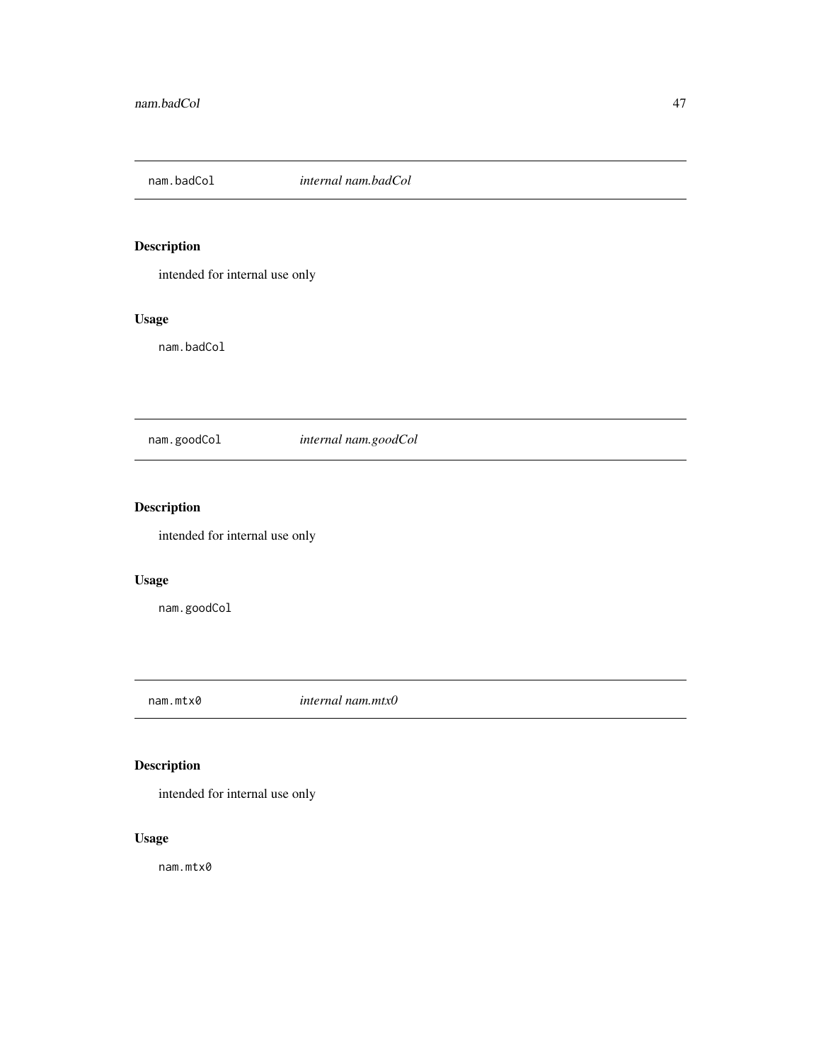## nam.badCol *internal nam.badCol*

### Description

intended for internal use only

### Usage

```
nam.badCol
```

## nam.goodCol *internal nam.goodCol*

### Description

intended for internal use only

### Usage

```
nam.goodCol
```

## nam.mtx0 *internal nam.mtx0*

### Description

intended for internal use only

### Usage

```
nam.mtx0
```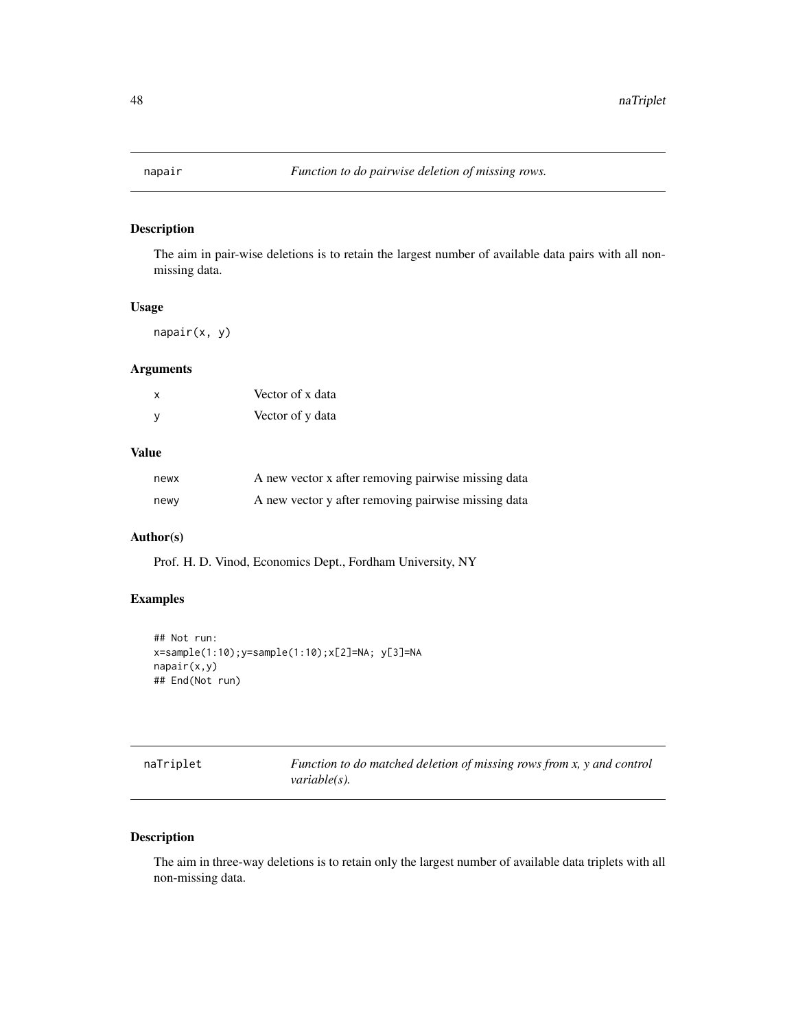## napair *Function to do pairwise deletion of missing rows.*

### Description

The aim in pair-wise deletions is to retain the largest number of available data pairs with all non-missing data.

### Usage

```
napair(x, y)
```

### Arguments

| | |
|---|---|
| x | Vector of x data |
| y | Vector of y data |

### Value

| | |
|---|---|
| newx | A new vector x after removing pairwise missing data |
| newy | A new vector y after removing pairwise missing data |

### Author(s)

Prof. H. D. Vinod, Economics Dept., Fordham University, NY

### Examples

```
## Not run:
x=sample(1:10);y=sample(1:10);x[2]=NA; y[3]=NA
napair(x,y)
## End(Not run)
```

## naTriplet *Function to do matched deletion of missing rows from x, y and control variable(s).*

### Description

The aim in three-way deletions is to retain only the largest number of available data triplets with all non-missing data.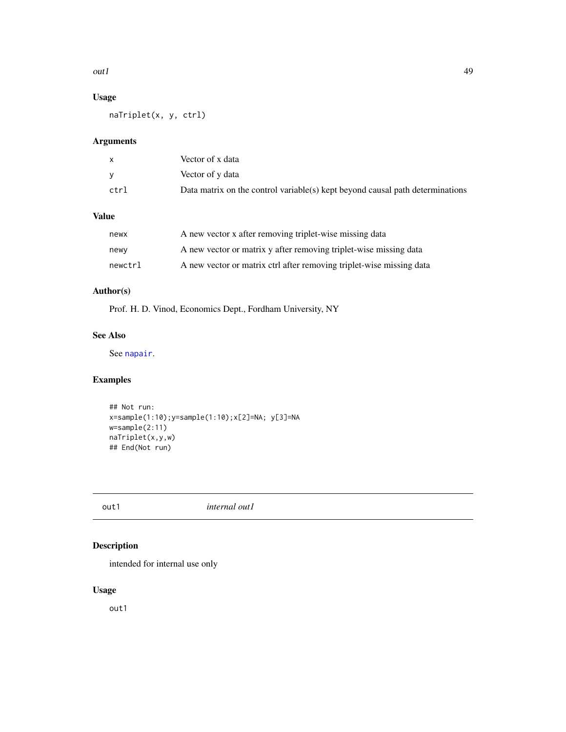## Usage

```
naTriplet(x, y, ctrl)
```

## Arguments

| | |
|---|---|
| x | Vector of x data |
| y | Vector of y data |
| ctrl | Data matrix on the control variable(s) kept beyond causal path determinations |

## Value

| | |
|---|---|
| newx | A new vector x after removing triplet-wise missing data |
| newy | A new vector or matrix y after removing triplet-wise missing data |
| newctrl | A new vector or matrix ctrl after removing triplet-wise missing data |

## Author(s)

Prof. H. D. Vinod, Economics Dept., Fordham University, NY

## See Also

See napair.

## Examples

```
## Not run:
x=sample(1:10);y=sample(1:10);x[2]=NA; y[3]=NA
w=sample(2:11)
naTriplet(x,y,w)
## End(Not run)
```

---

# out1 *internal out1*

## Description

intended for internal use only

## Usage

```
out1
```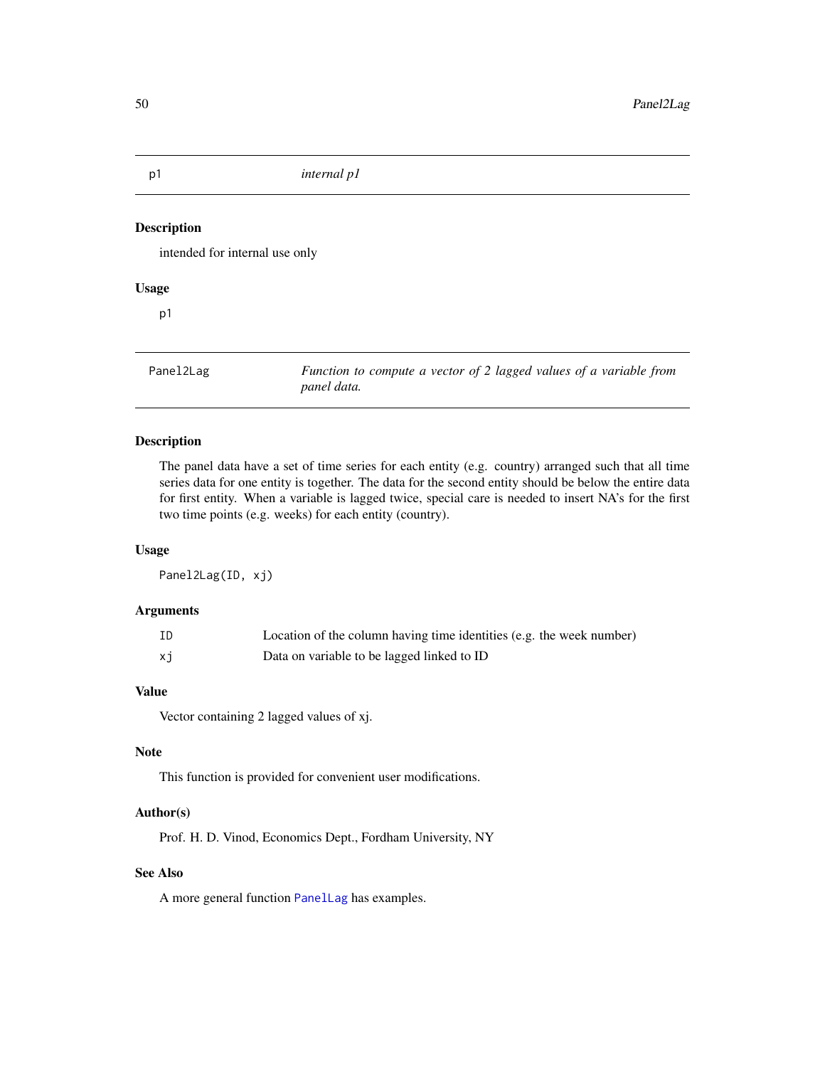## p1 — *internal p1*

### Description

intended for internal use only

### Usage

```
p1
```

## Panel2Lag — *Function to compute a vector of 2 lagged values of a variable from panel data.*

### Description

The panel data have a set of time series for each entity (e.g. country) arranged such that all time series data for one entity is together. The data for the second entity should be below the entire data for first entity. When a variable is lagged twice, special care is needed to insert NA's for the first two time points (e.g. weeks) for each entity (country).

### Usage

```
Panel2Lag(ID, xj)
```

### Arguments

| | |
|---|---|
| `ID` | Location of the column having time identities (e.g. the week number) |
| `xj` | Data on variable to be lagged linked to ID |

### Value

Vector containing 2 lagged values of xj.

### Note

This function is provided for convenient user modifications.

### Author(s)

Prof. H. D. Vinod, Economics Dept., Fordham University, NY

### See Also

A more general function `PanelLag` has examples.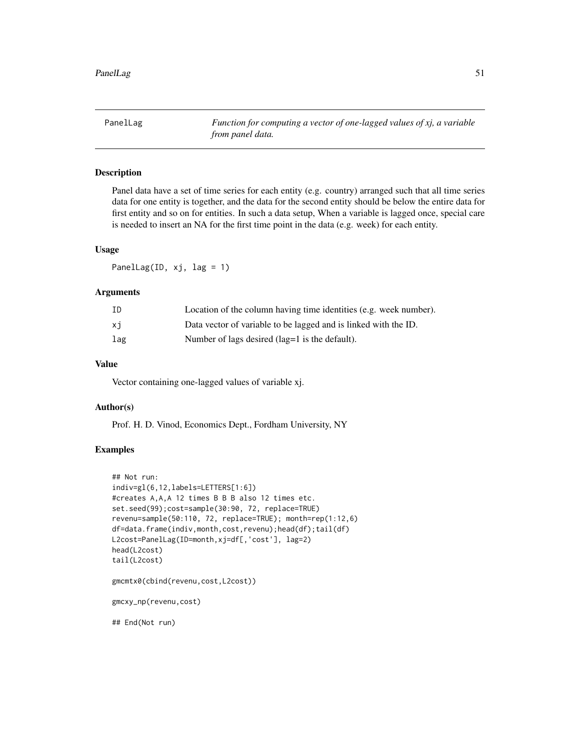# PanelLag

*Function for computing a vector of one-lagged values of xj, a variable from panel data.*

## Description

Panel data have a set of time series for each entity (e.g. country) arranged such that all time series data for one entity is together, and the data for the second entity should be below the entire data for first entity and so on for entities. In such a data setup, When a variable is lagged once, special care is needed to insert an NA for the first time point in the data (e.g. week) for each entity.

## Usage

```
PanelLag(ID, xj, lag = 1)
```

## Arguments

| | |
|---|---|
| ID | Location of the column having time identities (e.g. week number). |
| xj | Data vector of variable to be lagged and is linked with the ID. |
| lag | Number of lags desired (lag=1 is the default). |

## Value

Vector containing one-lagged values of variable xj.

## Author(s)

Prof. H. D. Vinod, Economics Dept., Fordham University, NY

## Examples

```
## Not run:
indiv=gl(6,12,labels=LETTERS[1:6])
#creates A,A,A 12 times B B B also 12 times etc.
set.seed(99);cost=sample(30:90, 72, replace=TRUE)
revenu=sample(50:110, 72, replace=TRUE); month=rep(1:12,6)
df=data.frame(indiv,month,cost,revenu);head(df);tail(df)
L2cost=PanelLag(ID=month,xj=df[,'cost'], lag=2)
head(L2cost)
tail(L2cost)

gmcmtx0(cbind(revenu,cost,L2cost))

gmcxy_np(revenu,cost)

## End(Not run)
```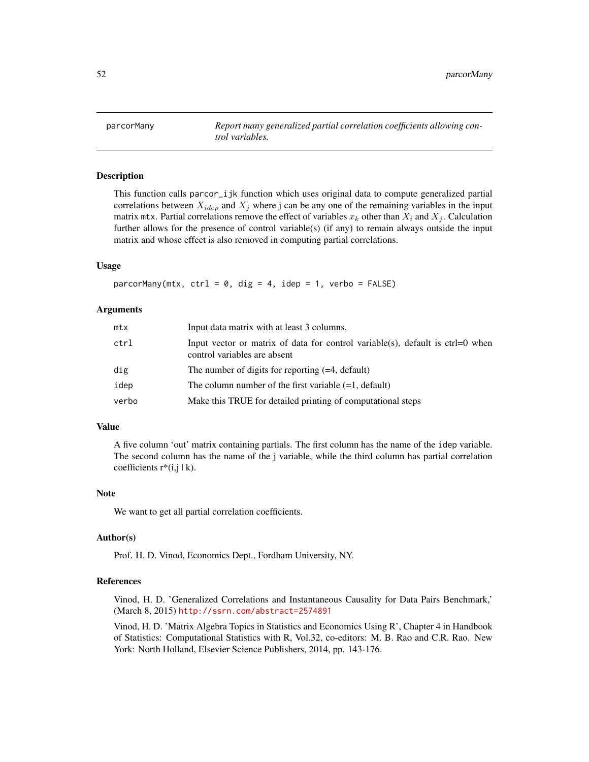# parcorMany

*Report many generalized partial correlation coefficients allowing control variables.*

## Description

This function calls `parcor_ijk` function which uses original data to compute generalized partial correlations between $X_{idep}$ and $X_j$ where j can be any one of the remaining variables in the input matrix `mtx`. Partial correlations remove the effect of variables $x_k$ other than $X_i$ and $X_j$. Calculation further allows for the presence of control variable(s) (if any) to remain always outside the input matrix and whose effect is also removed in computing partial correlations.

## Usage

```
parcorMany(mtx, ctrl = 0, dig = 4, idep = 1, verbo = FALSE)
```

## Arguments

| | |
|---|---|
| `mtx` | Input data matrix with at least 3 columns. |
| `ctrl` | Input vector or matrix of data for control variable(s), default is ctrl=0 when control variables are absent |
| `dig` | The number of digits for reporting (=4, default) |
| `idep` | The column number of the first variable (=1, default) |
| `verbo` | Make this TRUE for detailed printing of computational steps |

## Value

A five column 'out' matrix containing partials. The first column has the name of the `idep` variable. The second column has the name of the j variable, while the third column has partial correlation coefficients r*(i,j | k).

## Note

We want to get all partial correlation coefficients.

## Author(s)

Prof. H. D. Vinod, Economics Dept., Fordham University, NY.

## References

Vinod, H. D. 'Generalized Correlations and Instantaneous Causality for Data Pairs Benchmark,' (March 8, 2015) http://ssrn.com/abstract=2574891

Vinod, H. D. 'Matrix Algebra Topics in Statistics and Economics Using R', Chapter 4 in Handbook of Statistics: Computational Statistics with R, Vol.32, co-editors: M. B. Rao and C.R. Rao. New York: North Holland, Elsevier Science Publishers, 2014, pp. 143-176.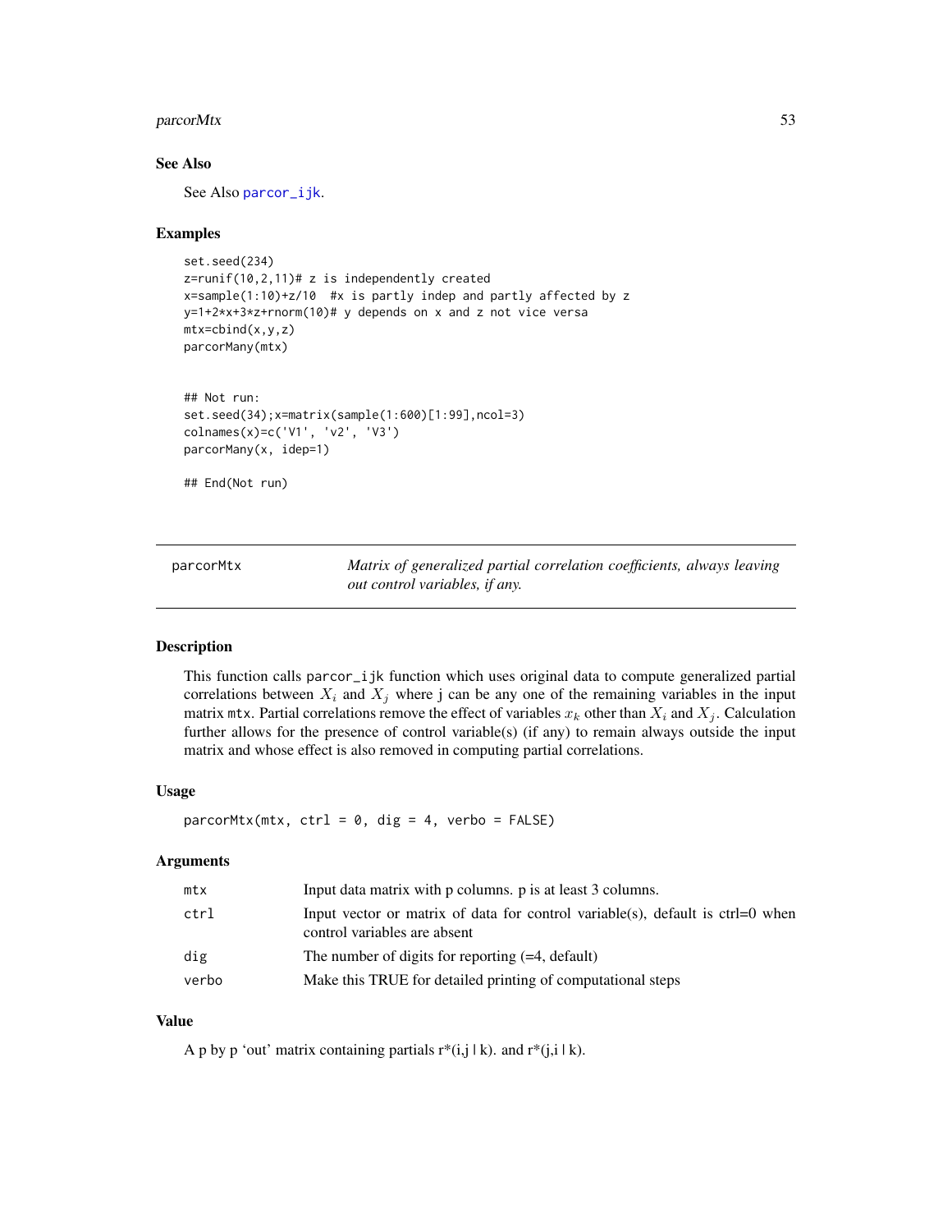### See Also

See Also `parcor_ijk`.

### Examples

```
set.seed(234)
z=runif(10,2,11)# z is independently created
x=sample(1:10)+z/10  #x is partly indep and partly affected by z
y=1+2*x+3*z+rnorm(10)# y depends on x and z not vice versa
mtx=cbind(x,y,z)
parcorMany(mtx)


## Not run:
set.seed(34);x=matrix(sample(1:600)[1:99],ncol=3)
colnames(x)=c('V1', 'v2', 'V3')
parcorMany(x, idep=1)

## End(Not run)
```

---

## parcorMtx

*Matrix of generalized partial correlation coefficients, always leaving out control variables, if any.*

---

### Description

This function calls `parcor_ijk` function which uses original data to compute generalized partial correlations between $X_i$ and $X_j$ where j can be any one of the remaining variables in the input matrix `mtx`. Partial correlations remove the effect of variables $x_k$ other than $X_i$ and $X_j$. Calculation further allows for the presence of control variable(s) (if any) to remain always outside the input matrix and whose effect is also removed in computing partial correlations.

### Usage

```
parcorMtx(mtx, ctrl = 0, dig = 4, verbo = FALSE)
```

### Arguments

| | |
|---|---|
| `mtx` | Input data matrix with p columns. p is at least 3 columns. |
| `ctrl` | Input vector or matrix of data for control variable(s), default is ctrl=0 when control variables are absent |
| `dig` | The number of digits for reporting (=4, default) |
| `verbo` | Make this TRUE for detailed printing of computational steps |

### Value

A p by p 'out' matrix containing partials r*(i,j | k). and r*(j,i | k).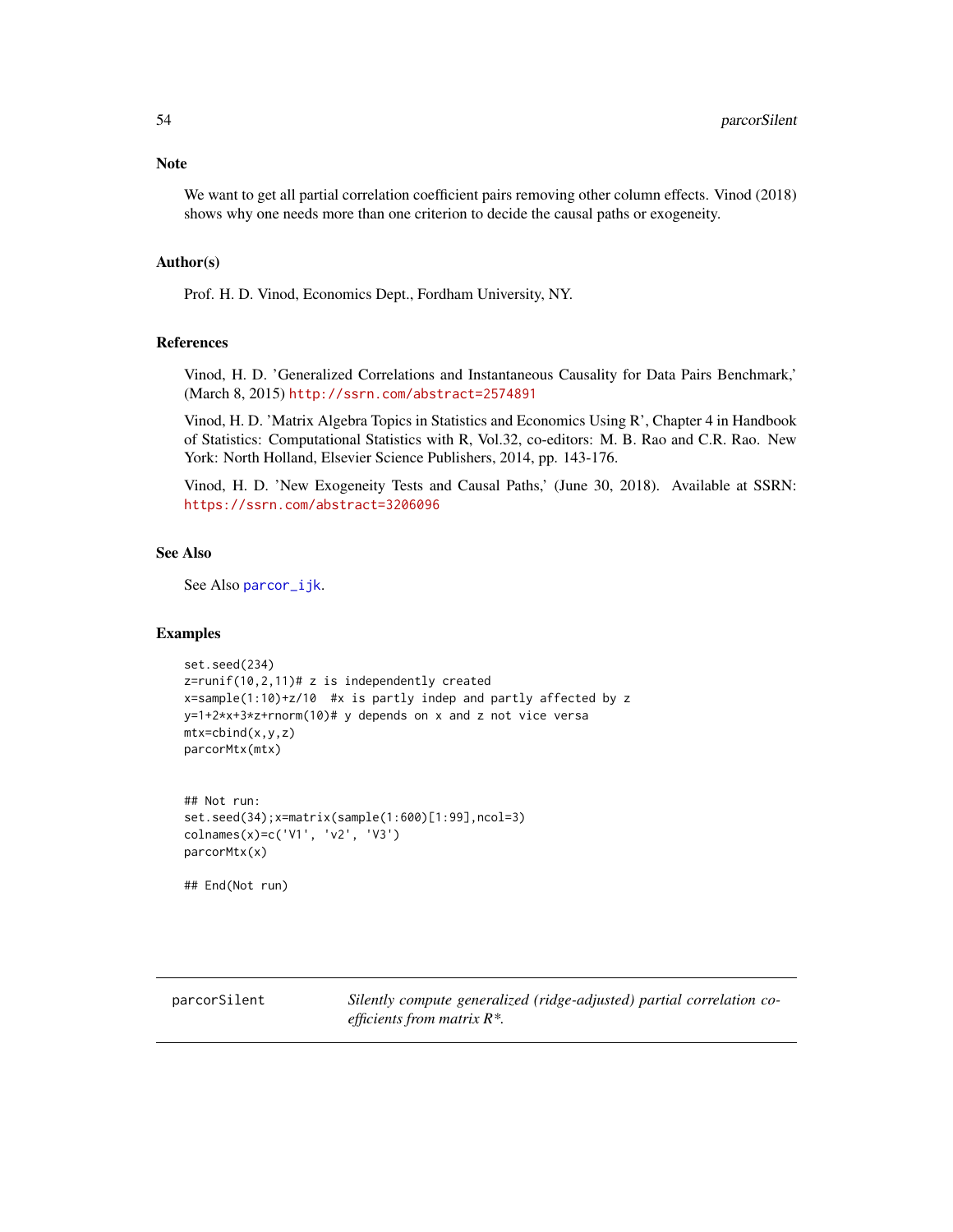## Note

We want to get all partial correlation coefficient pairs removing other column effects. Vinod (2018) shows why one needs more than one criterion to decide the causal paths or exogeneity.

## Author(s)

Prof. H. D. Vinod, Economics Dept., Fordham University, NY.

## References

Vinod, H. D. 'Generalized Correlations and Instantaneous Causality for Data Pairs Benchmark,' (March 8, 2015) http://ssrn.com/abstract=2574891

Vinod, H. D. 'Matrix Algebra Topics in Statistics and Economics Using R', Chapter 4 in Handbook of Statistics: Computational Statistics with R, Vol.32, co-editors: M. B. Rao and C.R. Rao. New York: North Holland, Elsevier Science Publishers, 2014, pp. 143-176.

Vinod, H. D. 'New Exogeneity Tests and Causal Paths,' (June 30, 2018). Available at SSRN: https://ssrn.com/abstract=3206096

## See Also

See Also parcor_ijk.

## Examples

```
set.seed(234)
z=runif(10,2,11)# z is independently created
x=sample(1:10)+z/10  #x is partly indep and partly affected by z
y=1+2*x+3*z+rnorm(10)# y depends on x and z not vice versa
mtx=cbind(x,y,z)
parcorMtx(mtx)


## Not run:
set.seed(34);x=matrix(sample(1:600)[1:99],ncol=3)
colnames(x)=c('V1', 'v2', 'V3')
parcorMtx(x)

## End(Not run)
```

---

parcorSilent &nbsp;&nbsp;&nbsp; *Silently compute generalized (ridge-adjusted) partial correlation coefficients from matrix R\*.*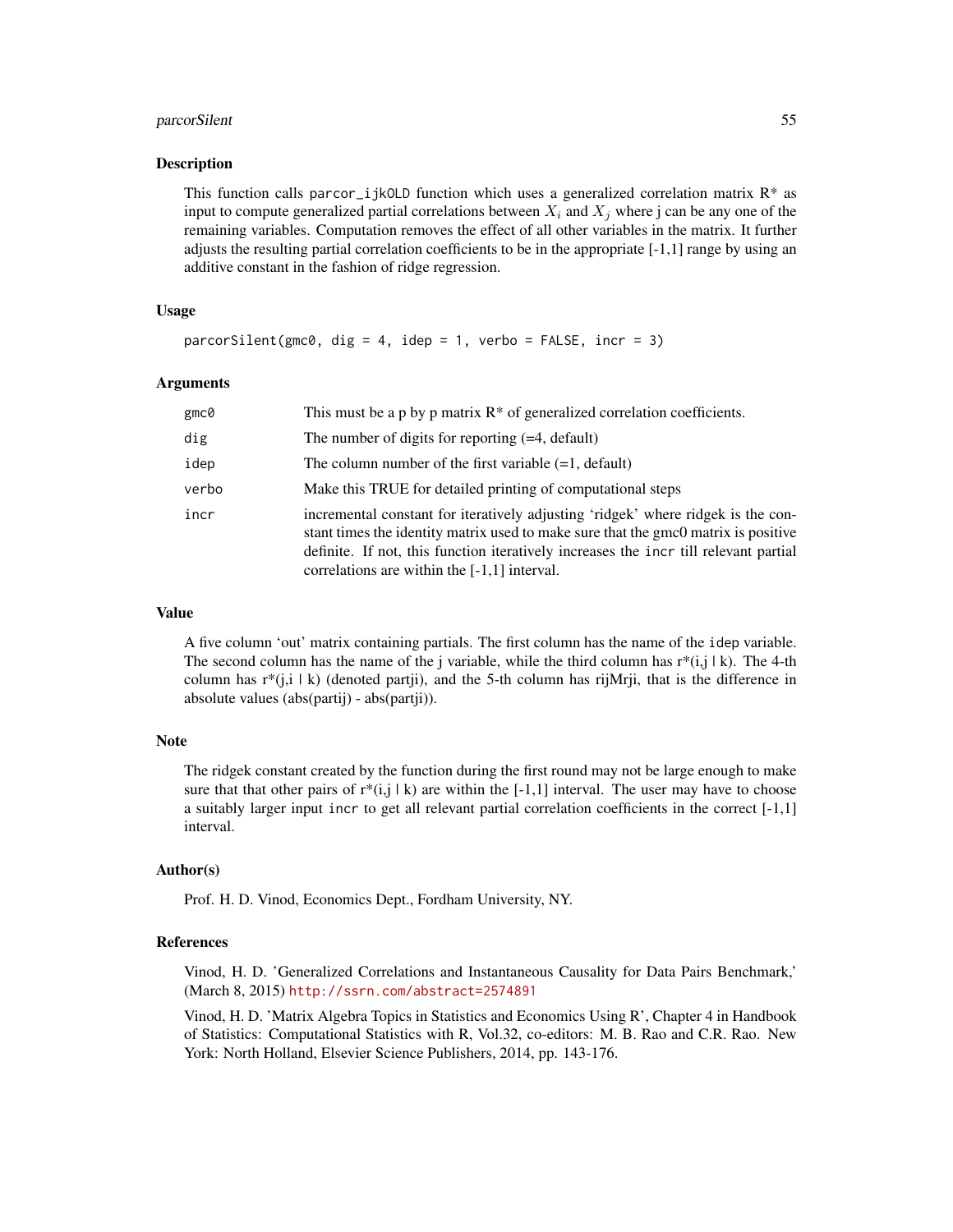## Description

This function calls `parcor_ijkOLD` function which uses a generalized correlation matrix R* as input to compute generalized partial correlations between $X_i$ and $X_j$ where j can be any one of the remaining variables. Computation removes the effect of all other variables in the matrix. It further adjusts the resulting partial correlation coefficients to be in the appropriate [-1,1] range by using an additive constant in the fashion of ridge regression.

## Usage

```
parcorSilent(gmc0, dig = 4, idep = 1, verbo = FALSE, incr = 3)
```

## Arguments

| | |
|---|---|
| `gmc0` | This must be a p by p matrix R* of generalized correlation coefficients. |
| `dig` | The number of digits for reporting (=4, default) |
| `idep` | The column number of the first variable (=1, default) |
| `verbo` | Make this TRUE for detailed printing of computational steps |
| `incr` | incremental constant for iteratively adjusting 'ridgek' where ridgek is the constant times the identity matrix used to make sure that the gmc0 matrix is positive definite. If not, this function iteratively increases the `incr` till relevant partial correlations are within the [-1,1] interval. |

## Value

A five column 'out' matrix containing partials. The first column has the name of the `idep` variable. The second column has the name of the j variable, while the third column has r*(i,j | k). The 4-th column has r*(j,i | k) (denoted partji), and the 5-th column has rijMrji, that is the difference in absolute values (abs(partij) - abs(partji)).

## Note

The ridgek constant created by the function during the first round may not be large enough to make sure that that other pairs of r*(i,j | k) are within the [-1,1] interval. The user may have to choose a suitably larger input `incr` to get all relevant partial correlation coefficients in the correct [-1,1] interval.

## Author(s)

Prof. H. D. Vinod, Economics Dept., Fordham University, NY.

## References

Vinod, H. D. 'Generalized Correlations and Instantaneous Causality for Data Pairs Benchmark,' (March 8, 2015) http://ssrn.com/abstract=2574891

Vinod, H. D. 'Matrix Algebra Topics in Statistics and Economics Using R', Chapter 4 in Handbook of Statistics: Computational Statistics with R, Vol.32, co-editors: M. B. Rao and C.R. Rao. New York: North Holland, Elsevier Science Publishers, 2014, pp. 143-176.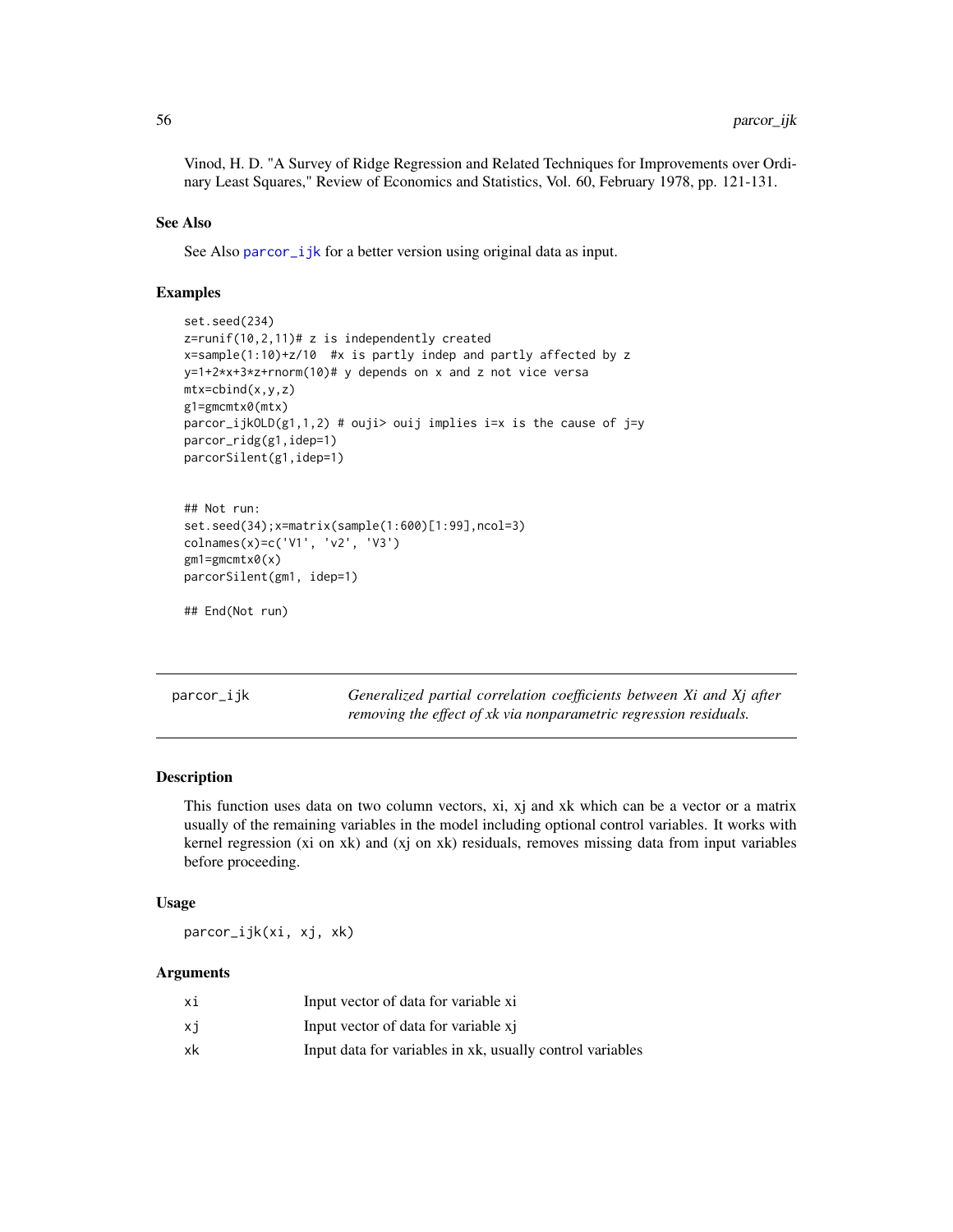Vinod, H. D. "A Survey of Ridge Regression and Related Techniques for Improvements over Ordinary Least Squares," Review of Economics and Statistics, Vol. 60, February 1978, pp. 121-131.

### See Also

See Also parcor_ijk for a better version using original data as input.

### Examples

```
set.seed(234)
z=runif(10,2,11)# z is independently created
x=sample(1:10)+z/10  #x is partly indep and partly affected by z
y=1+2*x+3*z+rnorm(10)# y depends on x and z not vice versa
mtx=cbind(x,y,z)
g1=gmcmtx0(mtx)
parcor_ijkOLD(g1,1,2) # ouji> ouij implies i=x is the cause of j=y
parcor_ridg(g1,idep=1)
parcorSilent(g1,idep=1)


## Not run:
set.seed(34);x=matrix(sample(1:600)[1:99],ncol=3)
colnames(x)=c('V1', 'v2', 'V3')
gm1=gmcmtx0(x)
parcorSilent(gm1, idep=1)

## End(Not run)
```

---

## parcor_ijk — *Generalized partial correlation coefficients between Xi and Xj after removing the effect of xk via nonparametric regression residuals.*

### Description

This function uses data on two column vectors, xi, xj and xk which can be a vector or a matrix usually of the remaining variables in the model including optional control variables. It works with kernel regression (xi on xk) and (xj on xk) residuals, removes missing data from input variables before proceeding.

### Usage

```
parcor_ijk(xi, xj, xk)
```

### Arguments

| | |
|---|---|
| xi | Input vector of data for variable xi |
| xj | Input vector of data for variable xj |
| xk | Input data for variables in xk, usually control variables |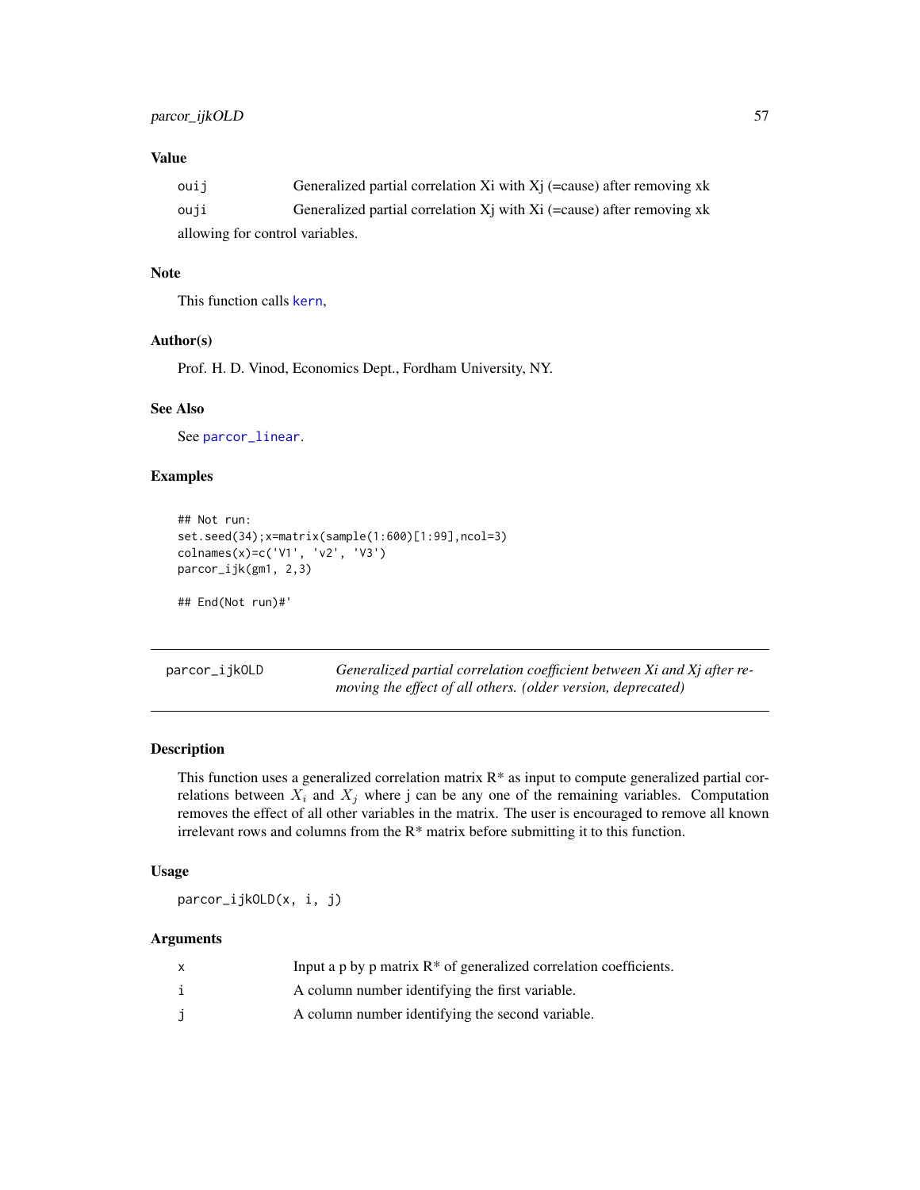### Value

| | |
|---|---|
| ouij | Generalized partial correlation Xi with Xj (=cause) after removing xk |
| ouji | Generalized partial correlation Xj with Xi (=cause) after removing xk |

allowing for control variables.

### Note

This function calls kern,

### Author(s)

Prof. H. D. Vinod, Economics Dept., Fordham University, NY.

### See Also

See parcor_linear.

### Examples

```
## Not run:
set.seed(34);x=matrix(sample(1:600)[1:99],ncol=3)
colnames(x)=c('V1', 'v2', 'V3')
parcor_ijk(gm1, 2,3)

## End(Not run)#'
```

---

## parcor_ijkOLD — *Generalized partial correlation coefficient between Xi and Xj after removing the effect of all others. (older version, deprecated)*

---

### Description

This function uses a generalized correlation matrix R* as input to compute generalized partial correlations between $X_i$ and $X_j$ where j can be any one of the remaining variables. Computation removes the effect of all other variables in the matrix. The user is encouraged to remove all known irrelevant rows and columns from the R* matrix before submitting it to this function.

### Usage

```
parcor_ijkOLD(x, i, j)
```

### Arguments

| | |
|---|---|
| x | Input a p by p matrix R* of generalized correlation coefficients. |
| i | A column number identifying the first variable. |
| j | A column number identifying the second variable. |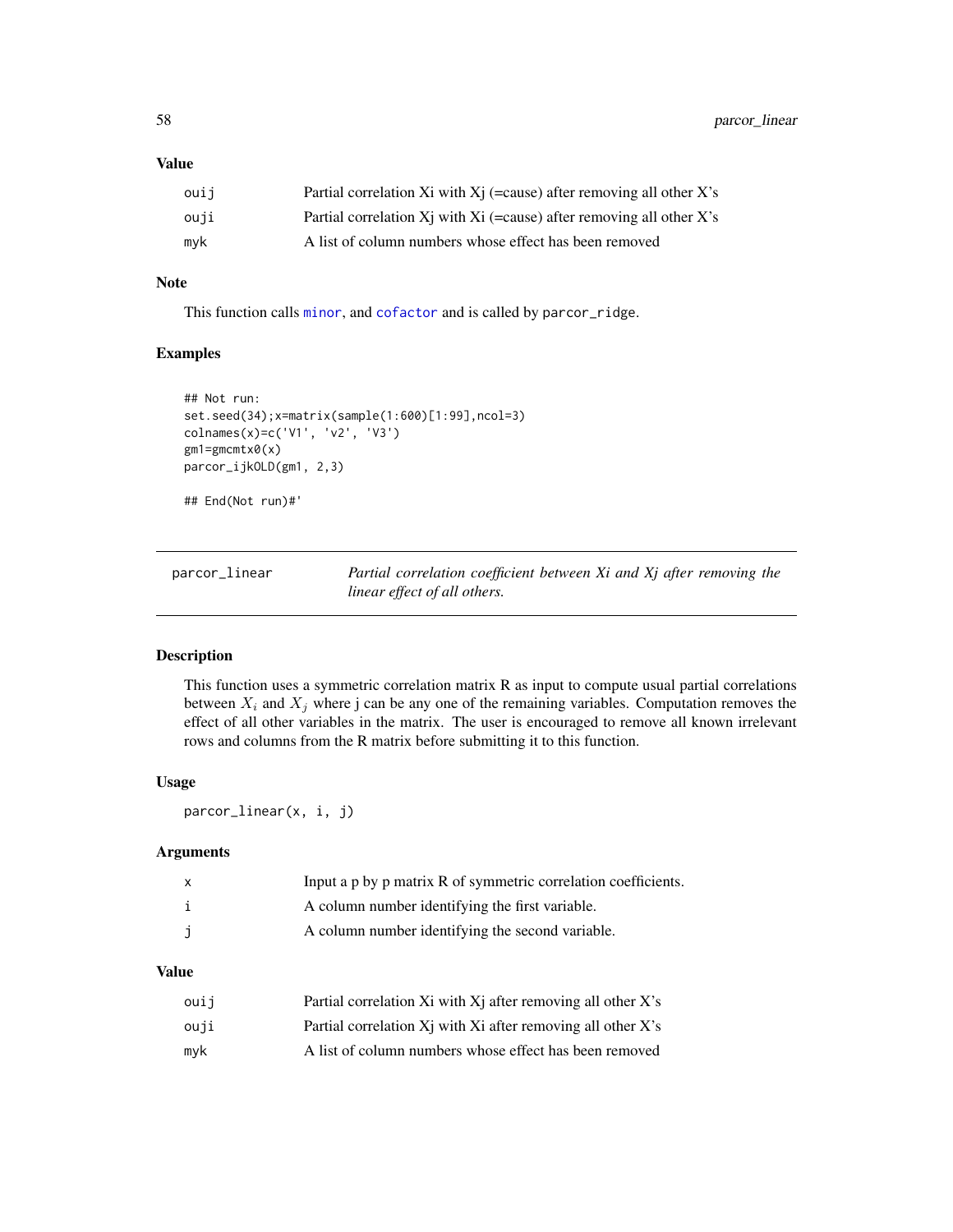## Value

| | |
|---|---|
| ouij | Partial correlation Xi with Xj (=cause) after removing all other X's |
| ouji | Partial correlation Xj with Xi (=cause) after removing all other X's |
| myk | A list of column numbers whose effect has been removed |

## Note

This function calls minor, and cofactor and is called by parcor_ridge.

## Examples

```
## Not run:
set.seed(34);x=matrix(sample(1:600)[1:99],ncol=3)
colnames(x)=c('V1', 'v2', 'V3')
gm1=gmcmtx0(x)
parcor_ijkOLD(gm1, 2,3)

## End(Not run)#'
```

---

# parcor_linear — *Partial correlation coefficient between Xi and Xj after removing the linear effect of all others.*

---

## Description

This function uses a symmetric correlation matrix R as input to compute usual partial correlations between $X_i$ and $X_j$ where j can be any one of the remaining variables. Computation removes the effect of all other variables in the matrix. The user is encouraged to remove all known irrelevant rows and columns from the R matrix before submitting it to this function.

## Usage

```
parcor_linear(x, i, j)
```

## Arguments

| | |
|---|---|
| x | Input a p by p matrix R of symmetric correlation coefficients. |
| i | A column number identifying the first variable. |
| j | A column number identifying the second variable. |

## Value

| | |
|---|---|
| ouij | Partial correlation Xi with Xj after removing all other X's |
| ouji | Partial correlation Xj with Xi after removing all other X's |
| myk | A list of column numbers whose effect has been removed |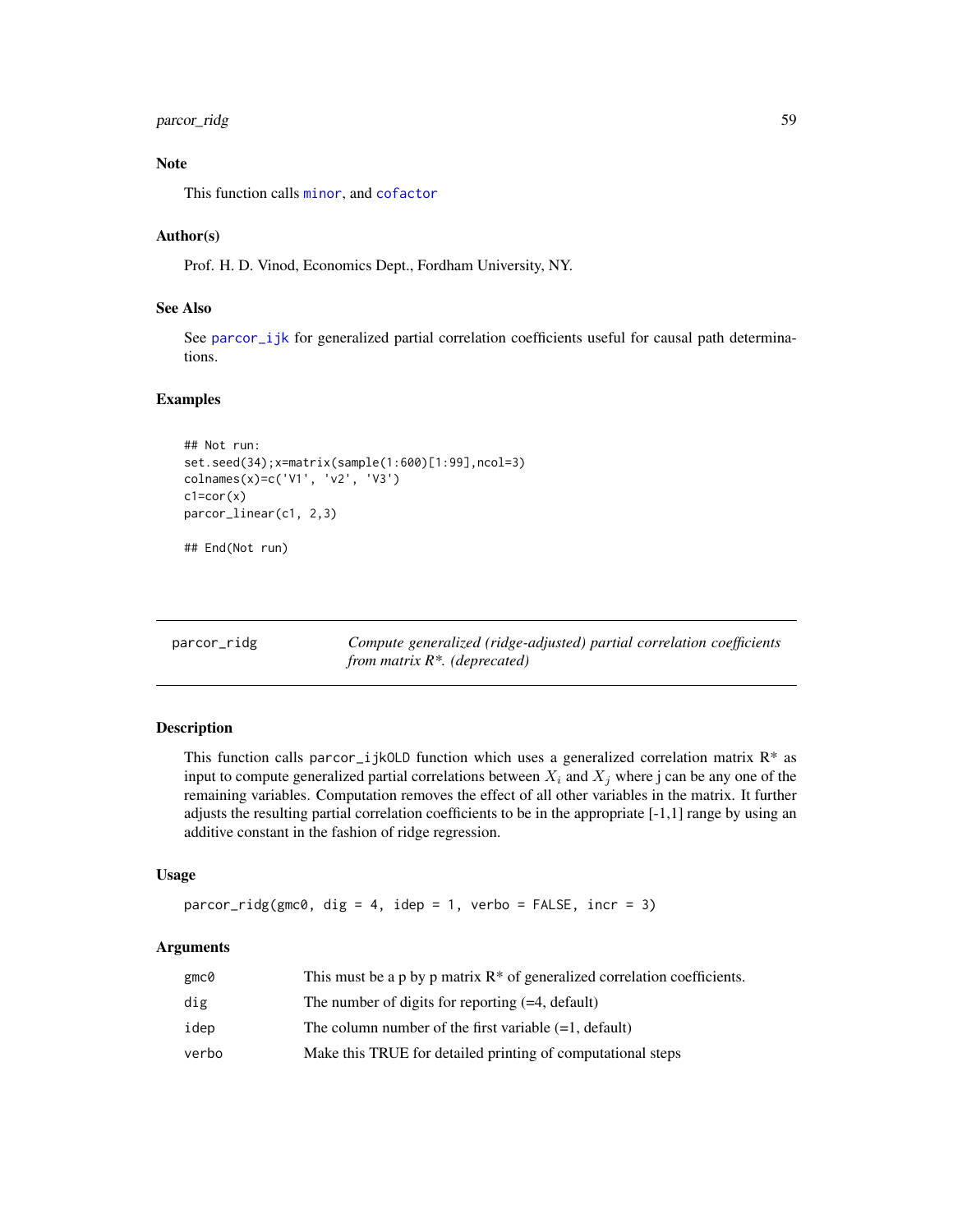### Note

This function calls minor, and cofactor

### Author(s)

Prof. H. D. Vinod, Economics Dept., Fordham University, NY.

### See Also

See parcor_ijk for generalized partial correlation coefficients useful for causal path determinations.

### Examples

```
## Not run:
set.seed(34);x=matrix(sample(1:600)[1:99],ncol=3)
colnames(x)=c('V1', 'v2', 'V3')
c1=cor(x)
parcor_linear(c1, 2,3)

## End(Not run)
```

---

## parcor_ridg — *Compute generalized (ridge-adjusted) partial correlation coefficients from matrix R*. (deprecated)*

### Description

This function calls parcor_ijkOLD function which uses a generalized correlation matrix R* as input to compute generalized partial correlations between $X_i$ and $X_j$ where j can be any one of the remaining variables. Computation removes the effect of all other variables in the matrix. It further adjusts the resulting partial correlation coefficients to be in the appropriate [-1,1] range by using an additive constant in the fashion of ridge regression.

### Usage

```
parcor_ridg(gmc0, dig = 4, idep = 1, verbo = FALSE, incr = 3)
```

### Arguments

| | |
|---|---|
| gmc0 | This must be a p by p matrix R* of generalized correlation coefficients. |
| dig | The number of digits for reporting (=4, default) |
| idep | The column number of the first variable (=1, default) |
| verbo | Make this TRUE for detailed printing of computational steps |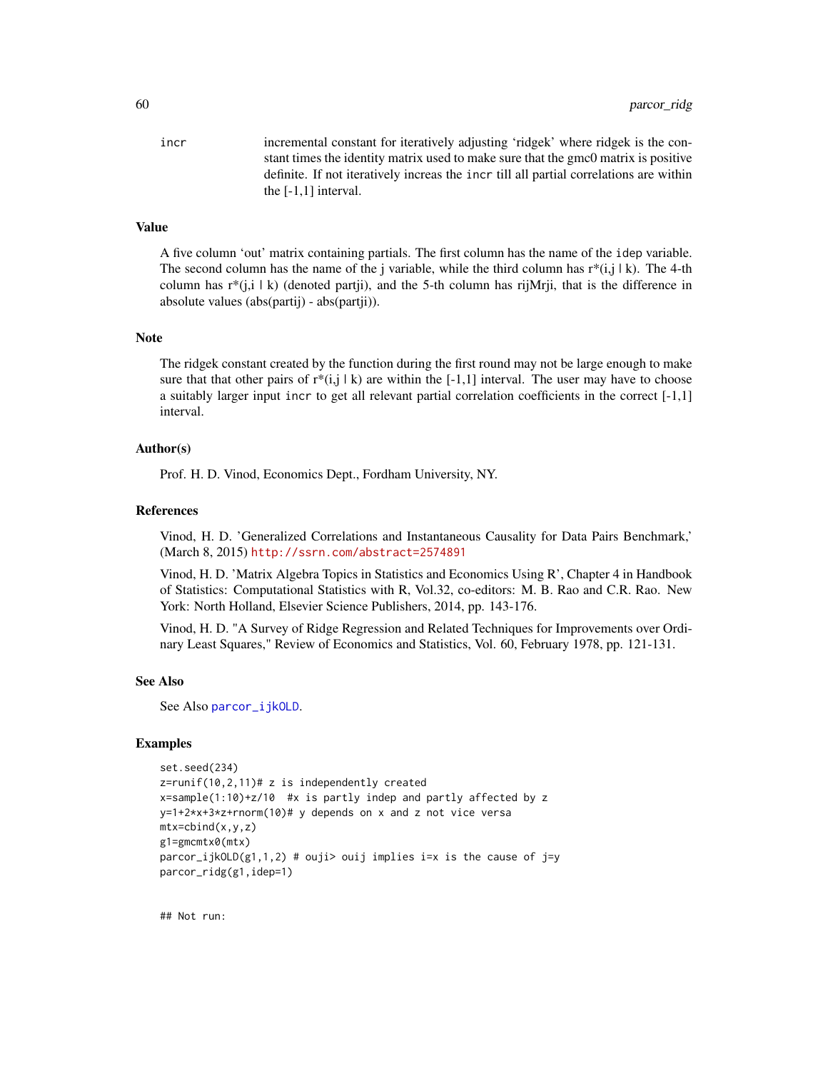incr incremental constant for iteratively adjusting ‘ridgek’ where ridgek is the constant times the identity matrix used to make sure that the gmc0 matrix is positive definite. If not iteratively increas the incr till all partial correlations are within the [-1,1] interval.

### Value

A five column ‘out’ matrix containing partials. The first column has the name of the idep variable. The second column has the name of the j variable, while the third column has r*(i,j | k). The 4-th column has r*(j,i | k) (denoted partji), and the 5-th column has rijMrji, that is the difference in absolute values (abs(partij) - abs(partji)).

### Note

The ridgek constant created by the function during the first round may not be large enough to make sure that that other pairs of r*(i,j | k) are within the [-1,1] interval. The user may have to choose a suitably larger input incr to get all relevant partial correlation coefficients in the correct [-1,1] interval.

### Author(s)

Prof. H. D. Vinod, Economics Dept., Fordham University, NY.

### References

Vinod, H. D. 'Generalized Correlations and Instantaneous Causality for Data Pairs Benchmark,' (March 8, 2015) http://ssrn.com/abstract=2574891

Vinod, H. D. 'Matrix Algebra Topics in Statistics and Economics Using R', Chapter 4 in Handbook of Statistics: Computational Statistics with R, Vol.32, co-editors: M. B. Rao and C.R. Rao. New York: North Holland, Elsevier Science Publishers, 2014, pp. 143-176.

Vinod, H. D. "A Survey of Ridge Regression and Related Techniques for Improvements over Ordinary Least Squares," Review of Economics and Statistics, Vol. 60, February 1978, pp. 121-131.

### See Also

See Also parcor_ijkOLD.

### Examples

```
set.seed(234)
z=runif(10,2,11)# z is independently created
x=sample(1:10)+z/10  #x is partly indep and partly affected by z
y=1+2*x+3*z+rnorm(10)# y depends on x and z not vice versa
mtx=cbind(x,y,z)
g1=gmcmtx0(mtx)
parcor_ijkOLD(g1,1,2) # ouji> ouij implies i=x is the cause of j=y
parcor_ridg(g1,idep=1)


## Not run:
```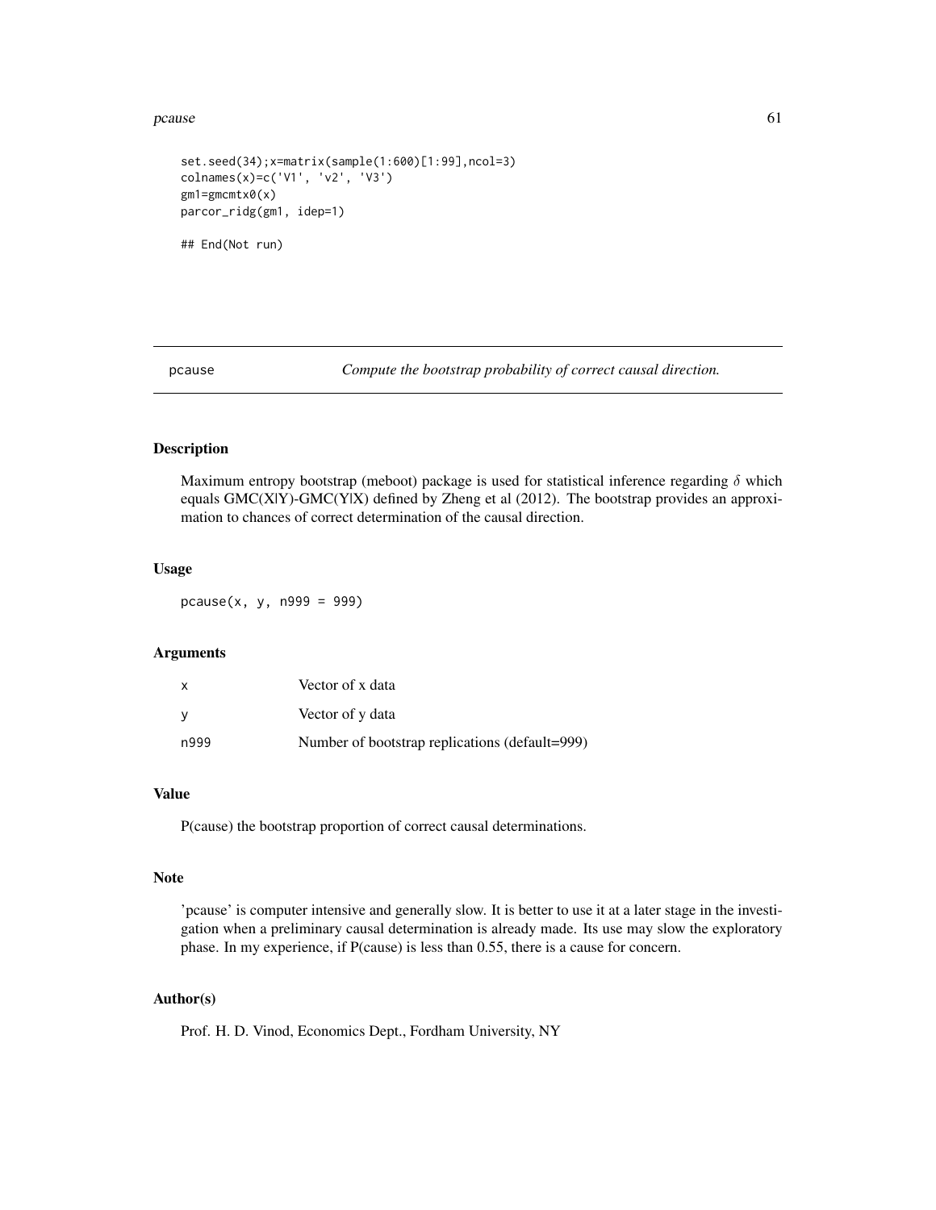```
set.seed(34);x=matrix(sample(1:600)[1:99],ncol=3)
colnames(x)=c('V1', 'v2', 'V3')
gm1=gmcmtx0(x)
parcor_ridg(gm1, idep=1)

## End(Not run)
```

---

## pcause — *Compute the bootstrap probability of correct causal direction.*

### Description

Maximum entropy bootstrap (meboot) package is used for statistical inference regarding $\delta$ which equals GMC(X|Y)-GMC(Y|X) defined by Zheng et al (2012). The bootstrap provides an approximation to chances of correct determination of the causal direction.

### Usage

```
pcause(x, y, n999 = 999)
```

### Arguments

| | |
|---|---|
| x | Vector of x data |
| y | Vector of y data |
| n999 | Number of bootstrap replications (default=999) |

### Value

P(cause) the bootstrap proportion of correct causal determinations.

### Note

'pcause' is computer intensive and generally slow. It is better to use it at a later stage in the investigation when a preliminary causal determination is already made. Its use may slow the exploratory phase. In my experience, if P(cause) is less than 0.55, there is a cause for concern.

### Author(s)

Prof. H. D. Vinod, Economics Dept., Fordham University, NY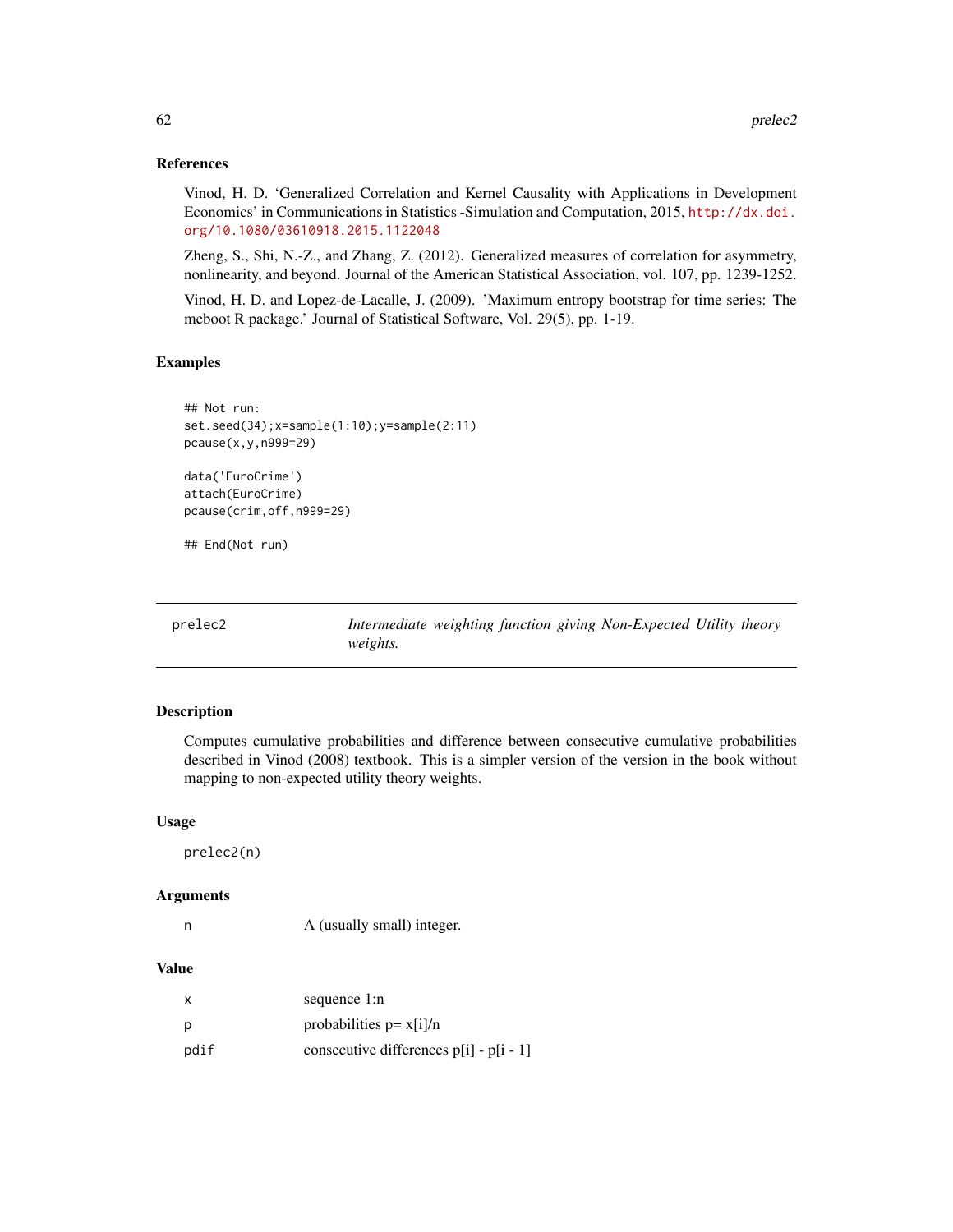### References

Vinod, H. D. 'Generalized Correlation and Kernel Causality with Applications in Development Economics' in Communications in Statistics -Simulation and Computation, 2015, http://dx.doi.org/10.1080/03610918.2015.1122048

Zheng, S., Shi, N.-Z., and Zhang, Z. (2012). Generalized measures of correlation for asymmetry, nonlinearity, and beyond. Journal of the American Statistical Association, vol. 107, pp. 1239-1252.

Vinod, H. D. and Lopez-de-Lacalle, J. (2009). 'Maximum entropy bootstrap for time series: The meboot R package.' Journal of Statistical Software, Vol. 29(5), pp. 1-19.

### Examples

```
## Not run:
set.seed(34);x=sample(1:10);y=sample(2:11)
pcause(x,y,n999=29)

data('EuroCrime')
attach(EuroCrime)
pcause(crim,off,n999=29)

## End(Not run)
```

---

## prelec2 — *Intermediate weighting function giving Non-Expected Utility theory weights.*

---

### Description

Computes cumulative probabilities and difference between consecutive cumulative probabilities described in Vinod (2008) textbook. This is a simpler version of the version in the book without mapping to non-expected utility theory weights.

### Usage

```
prelec2(n)
```

### Arguments

| | |
|---|---|
| n | A (usually small) integer. |

### Value

| | |
|---|---|
| x | sequence 1:n |
| p | probabilities p= x[i]/n |
| pdif | consecutive differences p[i] - p[i - 1] |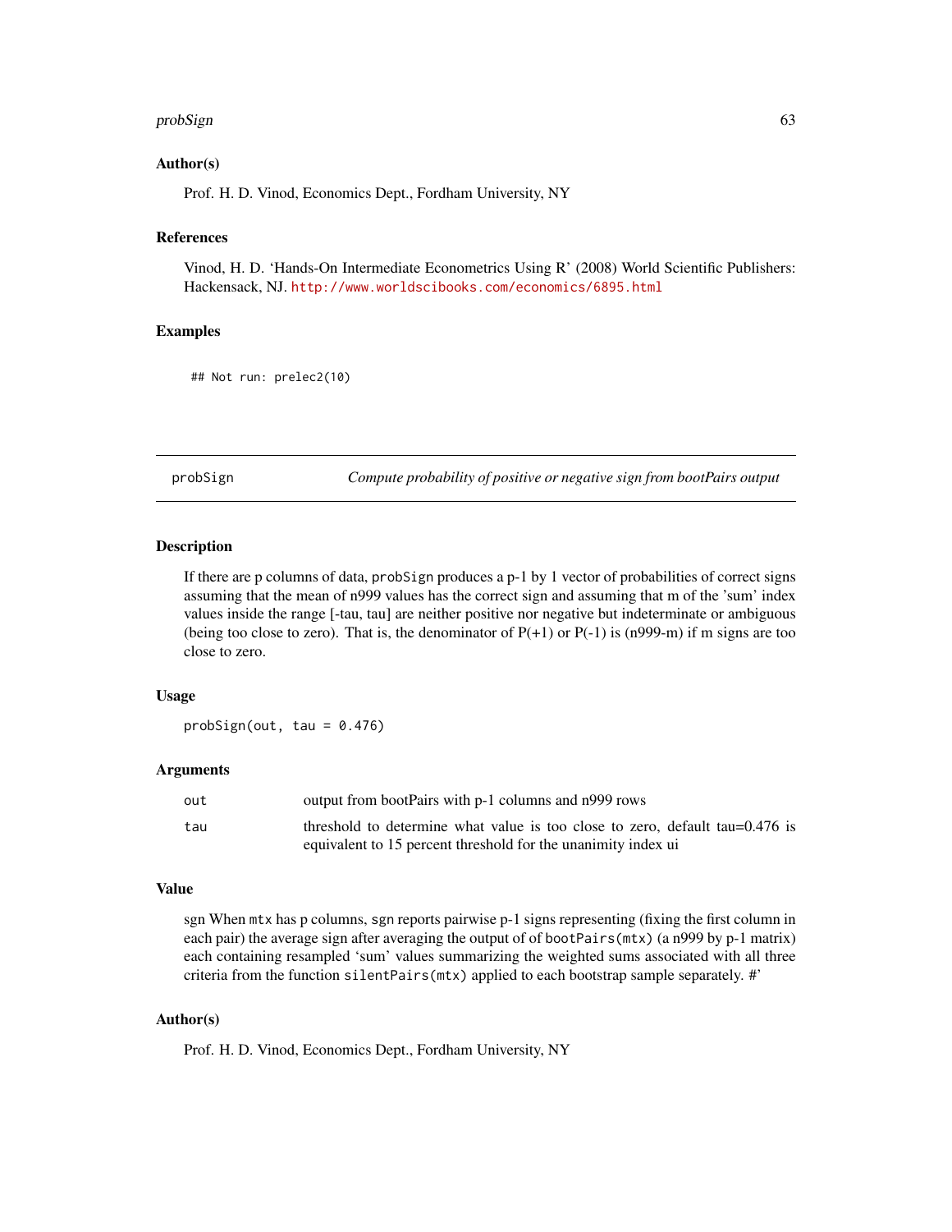### Author(s)

Prof. H. D. Vinod, Economics Dept., Fordham University, NY

### References

Vinod, H. D. 'Hands-On Intermediate Econometrics Using R' (2008) World Scientific Publishers: Hackensack, NJ. http://www.worldscibooks.com/economics/6895.html

### Examples

```
## Not run: prelec2(10)
```

---

## probSign — *Compute probability of positive or negative sign from bootPairs output*

---

### Description

If there are p columns of data, `probSign` produces a p-1 by 1 vector of probabilities of correct signs assuming that the mean of n999 values has the correct sign and assuming that m of the 'sum' index values inside the range [-tau, tau] are neither positive nor negative but indeterminate or ambiguous (being too close to zero). That is, the denominator of P(+1) or P(-1) is (n999-m) if m signs are too close to zero.

### Usage

```
probSign(out, tau = 0.476)
```

### Arguments

| | |
|---|---|
| `out` | output from bootPairs with p-1 columns and n999 rows |
| `tau` | threshold to determine what value is too close to zero, default tau=0.476 is equivalent to 15 percent threshold for the unanimity index ui |

### Value

sgn When `mtx` has p columns, `sgn` reports pairwise p-1 signs representing (fixing the first column in each pair) the average sign after averaging the output of of `bootPairs(mtx)` (a n999 by p-1 matrix) each containing resampled 'sum' values summarizing the weighted sums associated with all three criteria from the function `silentPairs(mtx)` applied to each bootstrap sample separately. #'

### Author(s)

Prof. H. D. Vinod, Economics Dept., Fordham University, NY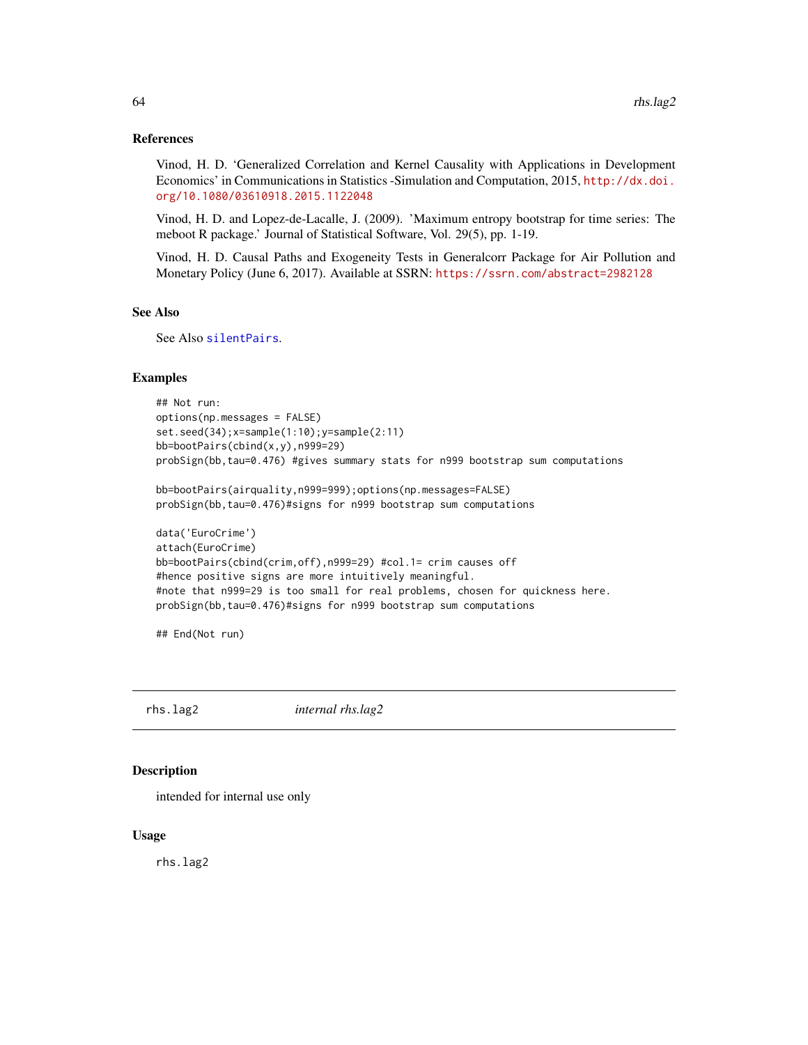### References

Vinod, H. D. 'Generalized Correlation and Kernel Causality with Applications in Development Economics' in Communications in Statistics -Simulation and Computation, 2015, http://dx.doi.org/10.1080/03610918.2015.1122048

Vinod, H. D. and Lopez-de-Lacalle, J. (2009). 'Maximum entropy bootstrap for time series: The meboot R package.' Journal of Statistical Software, Vol. 29(5), pp. 1-19.

Vinod, H. D. Causal Paths and Exogeneity Tests in Generalcorr Package for Air Pollution and Monetary Policy (June 6, 2017). Available at SSRN: https://ssrn.com/abstract=2982128

### See Also

See Also `silentPairs`.

### Examples

```
## Not run:
options(np.messages = FALSE)
set.seed(34);x=sample(1:10);y=sample(2:11)
bb=bootPairs(cbind(x,y),n999=29)
probSign(bb,tau=0.476) #gives summary stats for n999 bootstrap sum computations

bb=bootPairs(airquality,n999=999);options(np.messages=FALSE)
probSign(bb,tau=0.476)#signs for n999 bootstrap sum computations

data('EuroCrime')
attach(EuroCrime)
bb=bootPairs(cbind(crim,off),n999=29) #col.1= crim causes off
#hence positive signs are more intuitively meaningful.
#note that n999=29 is too small for real problems, chosen for quickness here.
probSign(bb,tau=0.476)#signs for n999 bootstrap sum computations

## End(Not run)
```

---

## rhs.lag2 *internal rhs.lag2*

### Description

intended for internal use only

### Usage

```
rhs.lag2
```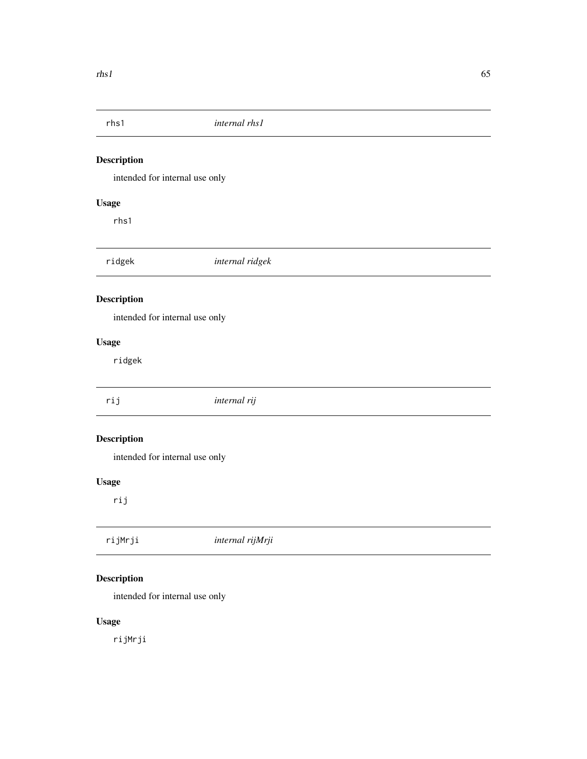## rhs1 — *internal rhs1*

### Description

intended for internal use only

### Usage

```
rhs1
```

## ridgek — *internal ridgek*

### Description

intended for internal use only

### Usage

```
ridgek
```

## rij — *internal rij*

### Description

intended for internal use only

### Usage

```
rij
```

## rijMrji — *internal rijMrji*

### Description

intended for internal use only

### Usage

```
rijMrji
```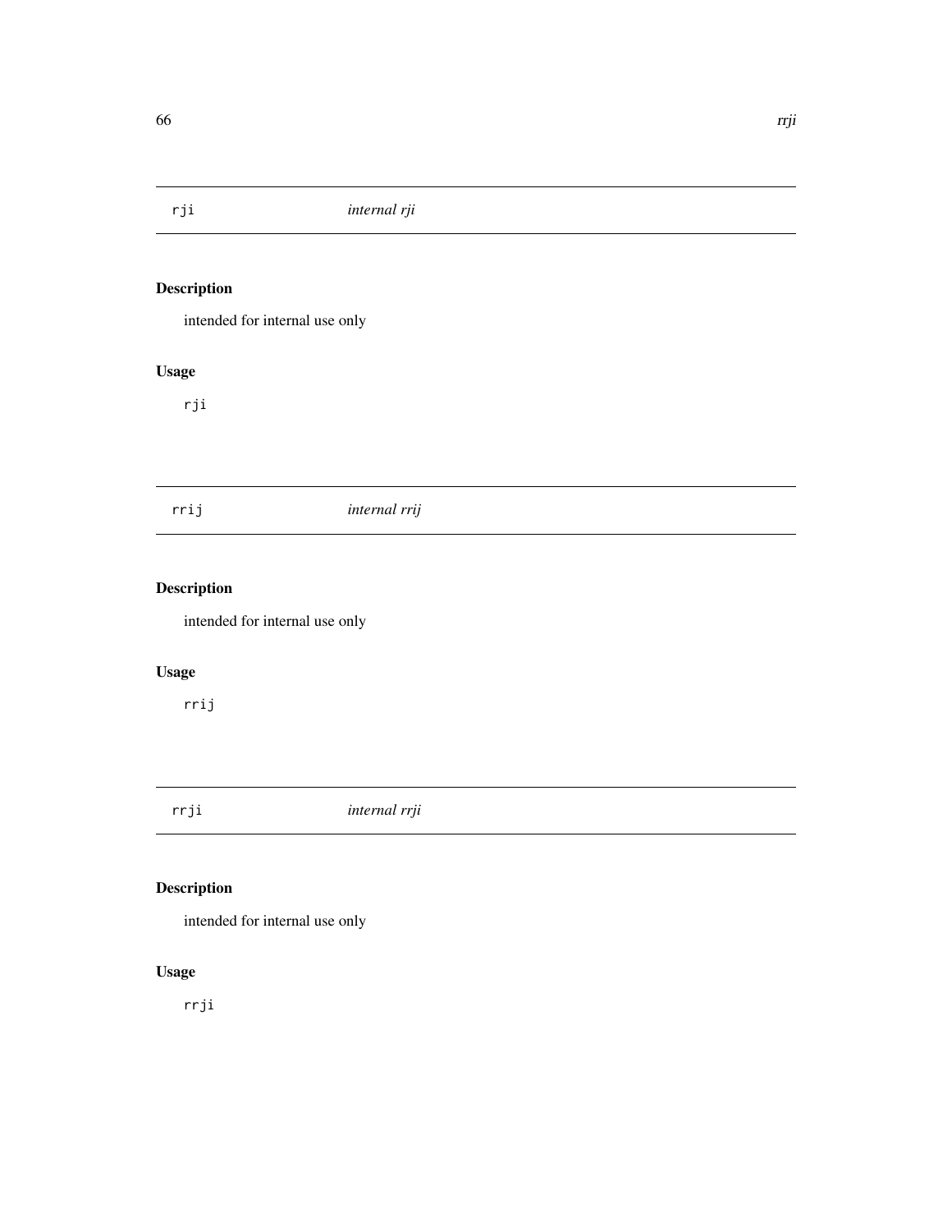## rji *internal rji*

### Description

intended for internal use only

### Usage

```
rji
```

## rrij *internal rrij*

### Description

intended for internal use only

### Usage

```
rrij
```

## rrji *internal rrji*

### Description

intended for internal use only

### Usage

```
rrji
```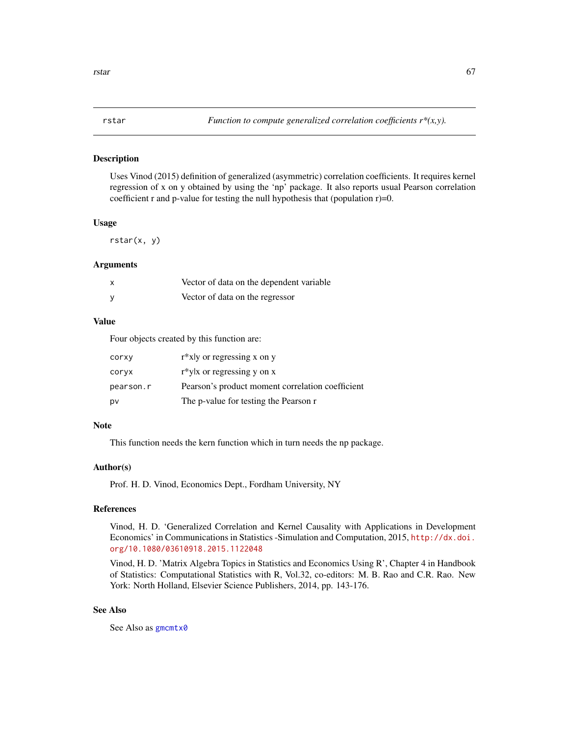## rstar — *Function to compute generalized correlation coefficients r*(x,y).*

### Description

Uses Vinod (2015) definition of generalized (asymmetric) correlation coefficients. It requires kernel regression of x on y obtained by using the 'np' package. It also reports usual Pearson correlation coefficient r and p-value for testing the null hypothesis that (population r)=0.

### Usage

```
rstar(x, y)
```

### Arguments

| | |
|---|---|
| `x` | Vector of data on the dependent variable |
| `y` | Vector of data on the regressor |

### Value

Four objects created by this function are:

| | |
|---|---|
| `corxy` | r*x\|y or regressing x on y |
| `coryx` | r*y\|x or regressing y on x |
| `pearson.r` | Pearson's product moment correlation coefficient |
| `pv` | The p-value for testing the Pearson r |

### Note

This function needs the kern function which in turn needs the np package.

### Author(s)

Prof. H. D. Vinod, Economics Dept., Fordham University, NY

### References

Vinod, H. D. 'Generalized Correlation and Kernel Causality with Applications in Development Economics' in Communications in Statistics -Simulation and Computation, 2015, http://dx.doi.org/10.1080/03610918.2015.1122048

Vinod, H. D. 'Matrix Algebra Topics in Statistics and Economics Using R', Chapter 4 in Handbook of Statistics: Computational Statistics with R, Vol.32, co-editors: M. B. Rao and C.R. Rao. New York: North Holland, Elsevier Science Publishers, 2014, pp. 143-176.

### See Also

See Also as `gmcmtx0`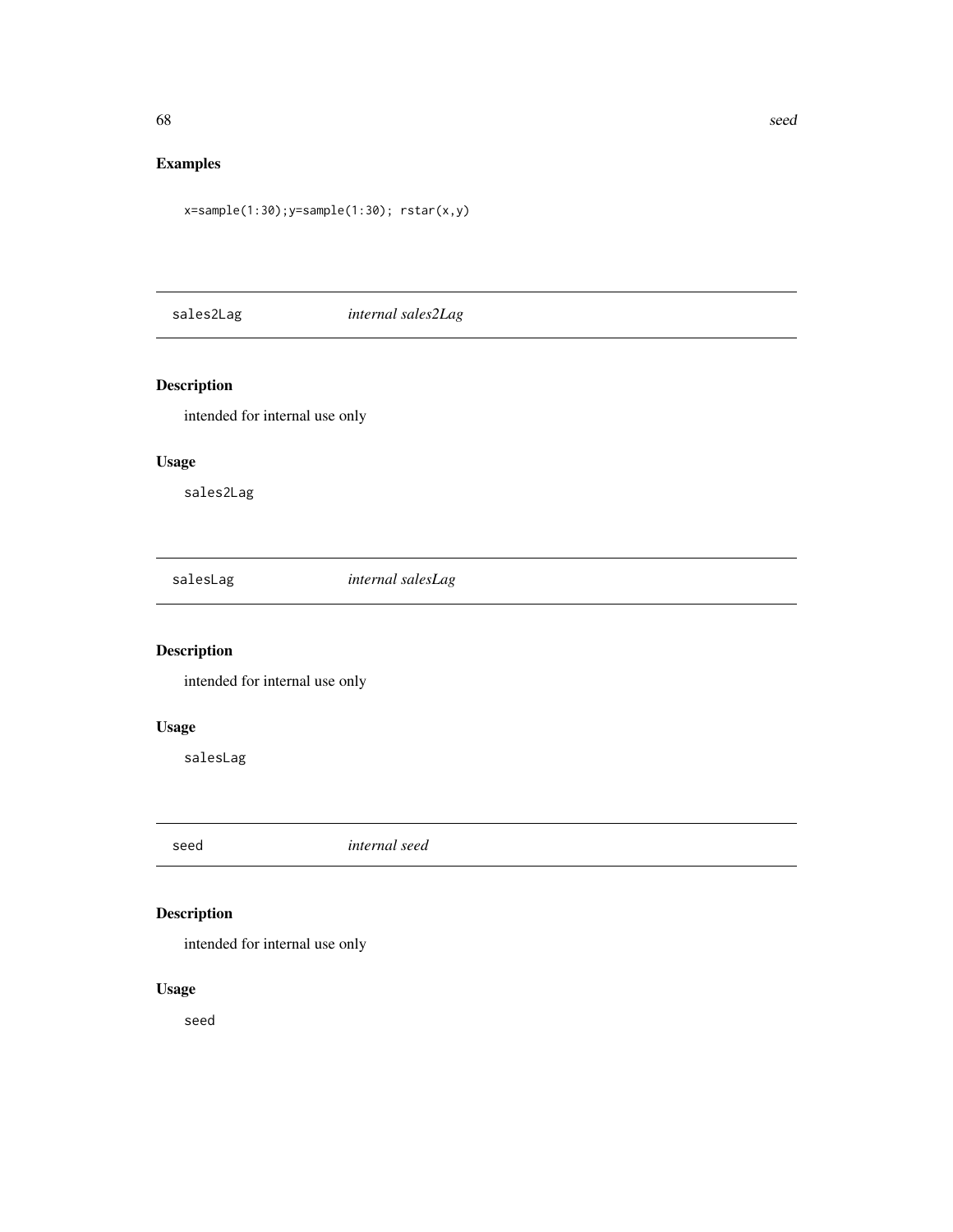## Examples

```
x=sample(1:30);y=sample(1:30); rstar(x,y)
```

---

sales2Lag &nbsp;&nbsp;&nbsp;&nbsp; *internal sales2Lag*

---

## Description

intended for internal use only

## Usage

```
sales2Lag
```

---

salesLag &nbsp;&nbsp;&nbsp;&nbsp; *internal salesLag*

---

## Description

intended for internal use only

## Usage

```
salesLag
```

---

seed &nbsp;&nbsp;&nbsp;&nbsp; *internal seed*

---

## Description

intended for internal use only

## Usage

```
seed
```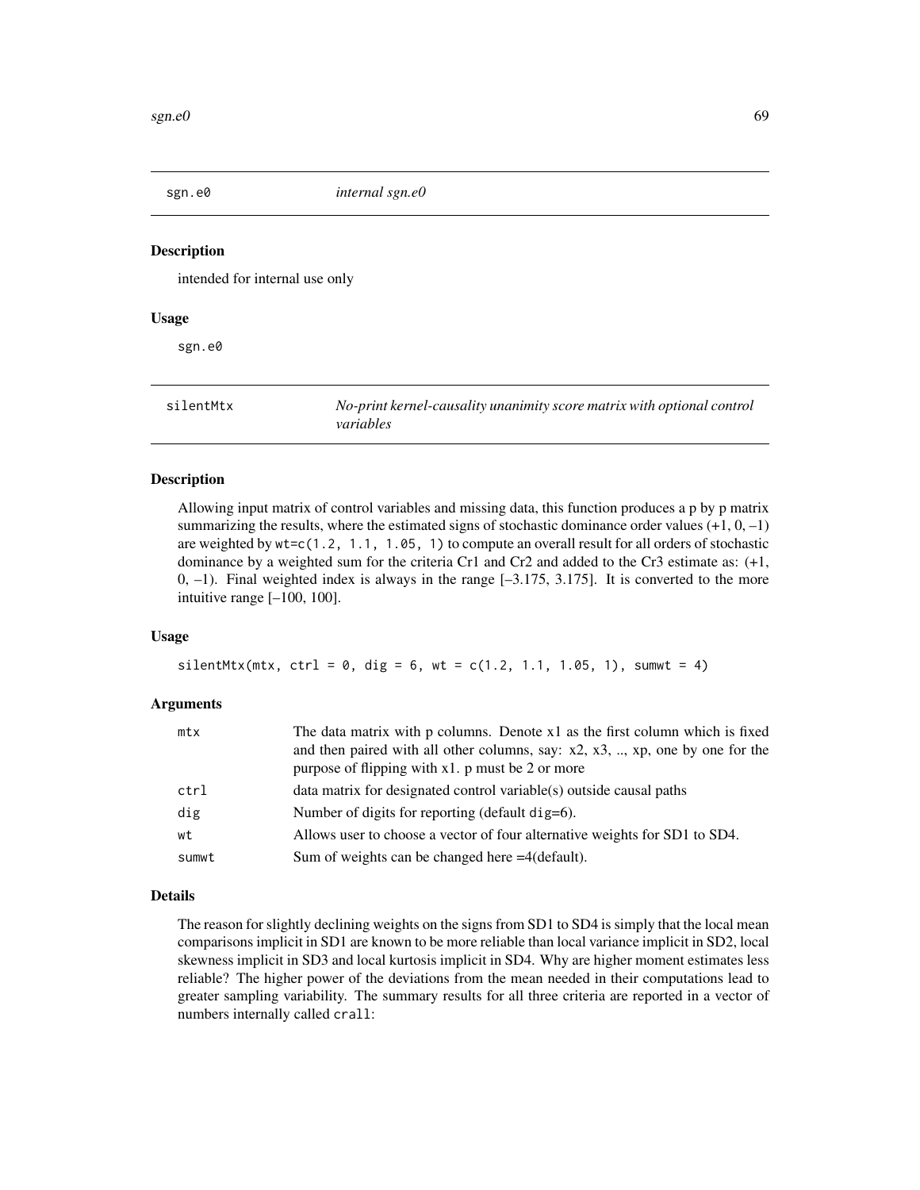## sgn.e0 *internal sgn.e0*

### Description

intended for internal use only

### Usage

```
sgn.e0
```

## silentMtx *No-print kernel-causality unanimity score matrix with optional control variables*

### Description

Allowing input matrix of control variables and missing data, this function produces a p by p matrix summarizing the results, where the estimated signs of stochastic dominance order values (+1, 0, –1) are weighted by `wt=c(1.2, 1.1, 1.05, 1)` to compute an overall result for all orders of stochastic dominance by a weighted sum for the criteria Cr1 and Cr2 and added to the Cr3 estimate as: (+1, 0, –1). Final weighted index is always in the range [–3.175, 3.175]. It is converted to the more intuitive range [–100, 100].

### Usage

```
silentMtx(mtx, ctrl = 0, dig = 6, wt = c(1.2, 1.1, 1.05, 1), sumwt = 4)
```

### Arguments

| | |
|---|---|
| `mtx` | The data matrix with p columns. Denote x1 as the first column which is fixed and then paired with all other columns, say: x2, x3, .., xp, one by one for the purpose of flipping with x1. p must be 2 or more |
| `ctrl` | data matrix for designated control variable(s) outside causal paths |
| `dig` | Number of digits for reporting (default `dig=6`). |
| `wt` | Allows user to choose a vector of four alternative weights for SD1 to SD4. |
| `sumwt` | Sum of weights can be changed here =4(default). |

### Details

The reason for slightly declining weights on the signs from SD1 to SD4 is simply that the local mean comparisons implicit in SD1 are known to be more reliable than local variance implicit in SD2, local skewness implicit in SD3 and local kurtosis implicit in SD4. Why are higher moment estimates less reliable? The higher power of the deviations from the mean needed in their computations lead to greater sampling variability. The summary results for all three criteria are reported in a vector of numbers internally called `crall`: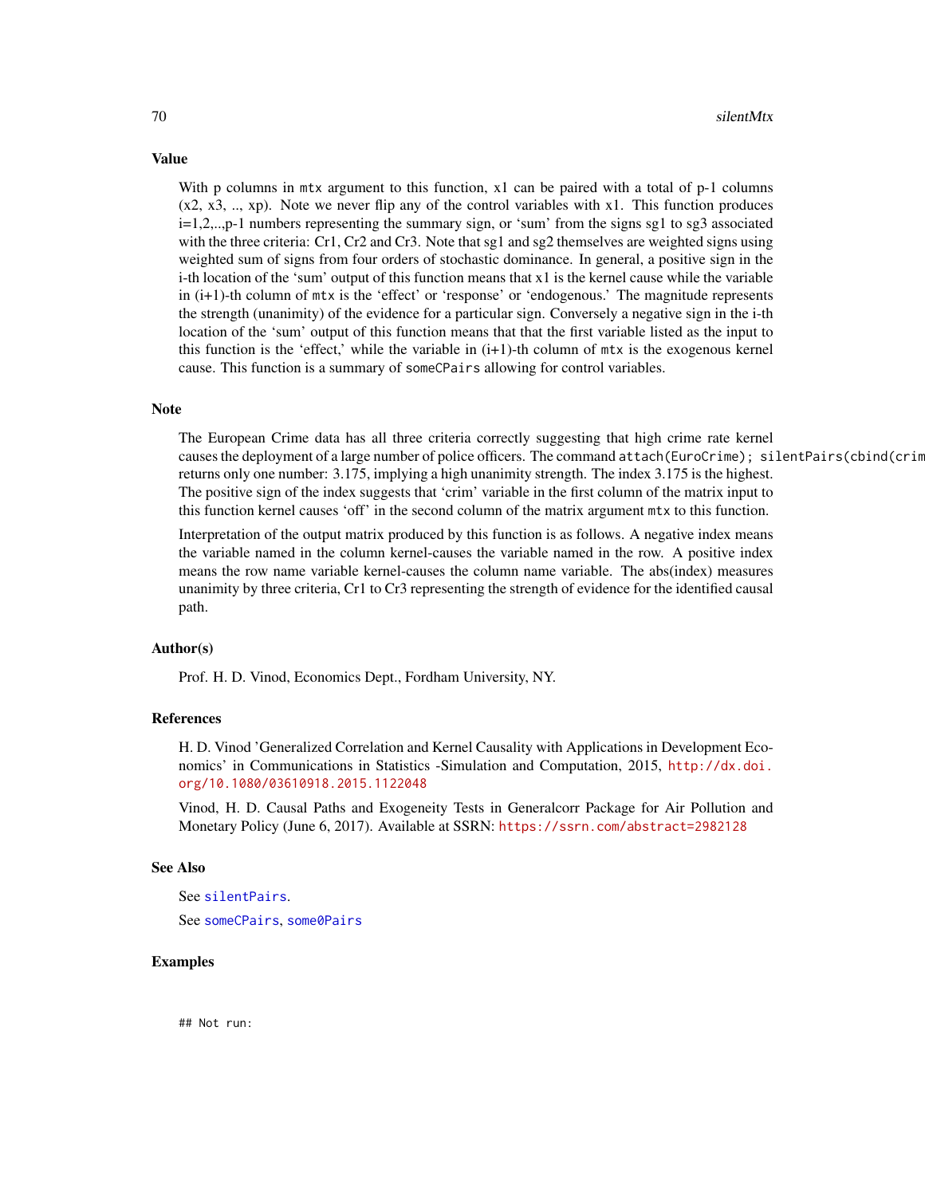## Value

With p columns in `mtx` argument to this function, x1 can be paired with a total of p-1 columns (x2, x3, .., xp). Note we never flip any of the control variables with x1. This function produces i=1,2,..,p-1 numbers representing the summary sign, or 'sum' from the signs sg1 to sg3 associated with the three criteria: Cr1, Cr2 and Cr3. Note that sg1 and sg2 themselves are weighted signs using weighted sum of signs from four orders of stochastic dominance. In general, a positive sign in the i-th location of the 'sum' output of this function means that x1 is the kernel cause while the variable in (i+1)-th column of `mtx` is the 'effect' or 'response' or 'endogenous.' The magnitude represents the strength (unanimity) of the evidence for a particular sign. Conversely a negative sign in the i-th location of the 'sum' output of this function means that that the first variable listed as the input to this function is the 'effect,' while the variable in (i+1)-th column of `mtx` is the exogenous kernel cause. This function is a summary of `someCPairs` allowing for control variables.

## Note

The European Crime data has all three criteria correctly suggesting that high crime rate kernel causes the deployment of a large number of police officers. The command `attach(EuroCrime); silentPairs(cbind(crim` returns only one number: 3.175, implying a high unanimity strength. The index 3.175 is the highest. The positive sign of the index suggests that 'crim' variable in the first column of the matrix input to this function kernel causes 'off' in the second column of the matrix argument `mtx` to this function.

Interpretation of the output matrix produced by this function is as follows. A negative index means the variable named in the column kernel-causes the variable named in the row. A positive index means the row name variable kernel-causes the column name variable. The abs(index) measures unanimity by three criteria, Cr1 to Cr3 representing the strength of evidence for the identified causal path.

## Author(s)

Prof. H. D. Vinod, Economics Dept., Fordham University, NY.

## References

H. D. Vinod 'Generalized Correlation and Kernel Causality with Applications in Development Economics' in Communications in Statistics -Simulation and Computation, 2015, http://dx.doi.org/10.1080/03610918.2015.1122048

Vinod, H. D. Causal Paths and Exogeneity Tests in Generalcorr Package for Air Pollution and Monetary Policy (June 6, 2017). Available at SSRN: https://ssrn.com/abstract=2982128

## See Also

See `silentPairs`.

See `someCPairs`, `some0Pairs`

## Examples

```
## Not run:
```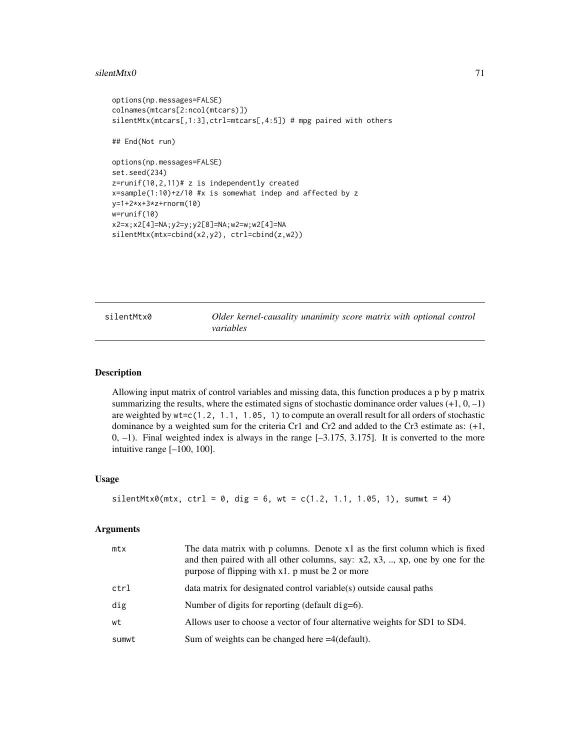```
options(np.messages=FALSE)
colnames(mtcars[2:ncol(mtcars)])
silentMtx(mtcars[,1:3],ctrl=mtcars[,4:5]) # mpg paired with others

## End(Not run)

options(np.messages=FALSE)
set.seed(234)
z=runif(10,2,11)# z is independently created
x=sample(1:10)+z/10 #x is somewhat indep and affected by z
y=1+2*x+3*z+rnorm(10)
w=runif(10)
x2=x;x2[4]=NA;y2=y;y2[8]=NA;w2=w;w2[4]=NA
silentMtx(mtx=cbind(x2,y2), ctrl=cbind(z,w2))
```

---

## silentMtx0 — *Older kernel-causality unanimity score matrix with optional control variables*

### Description

Allowing input matrix of control variables and missing data, this function produces a p by p matrix summarizing the results, where the estimated signs of stochastic dominance order values (+1, 0, –1) are weighted by `wt=c(1.2, 1.1, 1.05, 1)` to compute an overall result for all orders of stochastic dominance by a weighted sum for the criteria Cr1 and Cr2 and added to the Cr3 estimate as: (+1, 0, –1). Final weighted index is always in the range [–3.175, 3.175]. It is converted to the more intuitive range [–100, 100].

### Usage

```
silentMtx0(mtx, ctrl = 0, dig = 6, wt = c(1.2, 1.1, 1.05, 1), sumwt = 4)
```

### Arguments

| | |
|---|---|
| `mtx` | The data matrix with p columns. Denote x1 as the first column which is fixed and then paired with all other columns, say: x2, x3, .., xp, one by one for the purpose of flipping with x1. p must be 2 or more |
| `ctrl` | data matrix for designated control variable(s) outside causal paths |
| `dig` | Number of digits for reporting (default `dig=6`). |
| `wt` | Allows user to choose a vector of four alternative weights for SD1 to SD4. |
| `sumwt` | Sum of weights can be changed here =4(default). |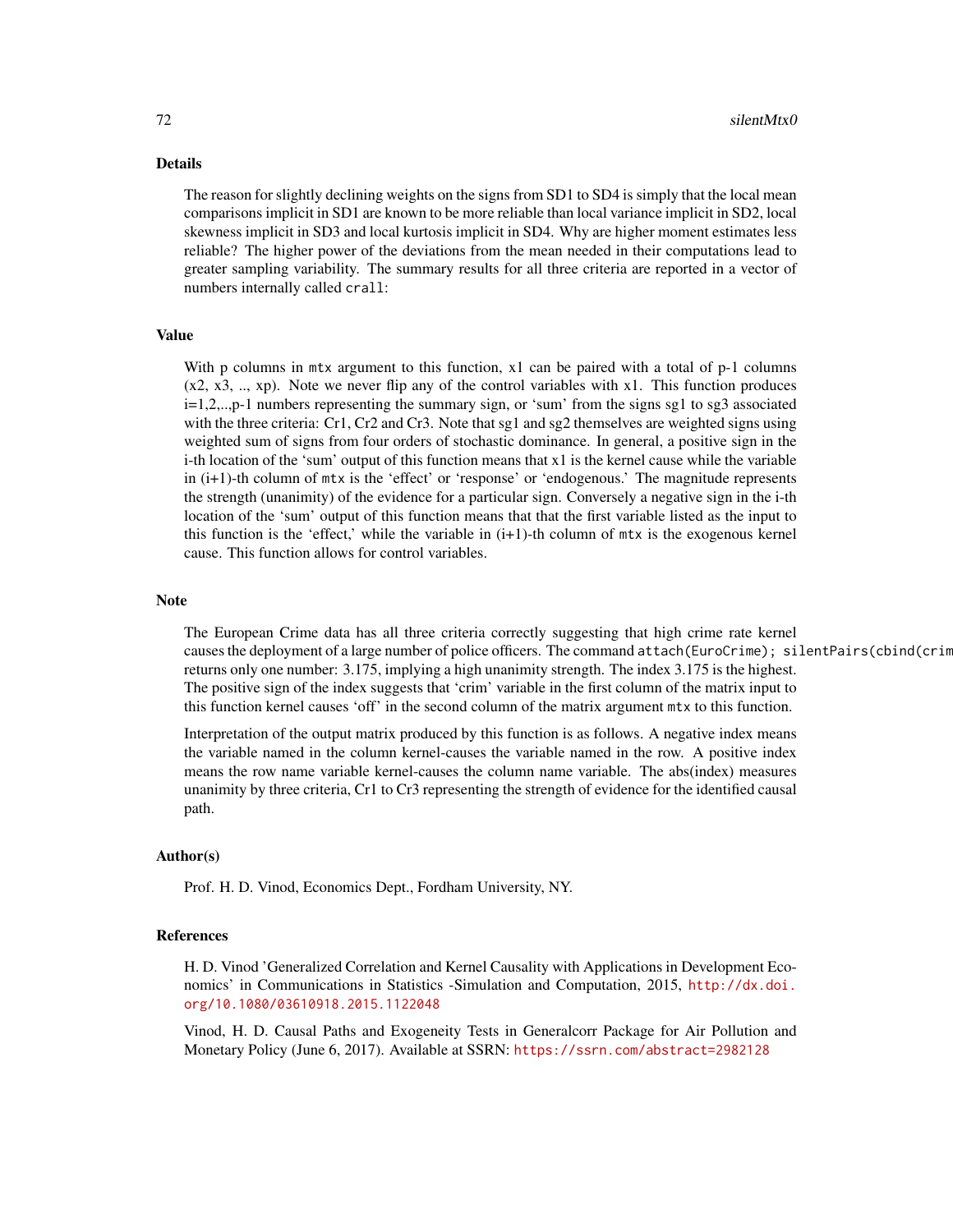## Details

The reason for slightly declining weights on the signs from SD1 to SD4 is simply that the local mean comparisons implicit in SD1 are known to be more reliable than local variance implicit in SD2, local skewness implicit in SD3 and local kurtosis implicit in SD4. Why are higher moment estimates less reliable? The higher power of the deviations from the mean needed in their computations lead to greater sampling variability. The summary results for all three criteria are reported in a vector of numbers internally called `crall`:

## Value

With p columns in `mtx` argument to this function, x1 can be paired with a total of p-1 columns (x2, x3, .., xp). Note we never flip any of the control variables with x1. This function produces i=1,2,..,p-1 numbers representing the summary sign, or 'sum' from the signs sg1 to sg3 associated with the three criteria: Cr1, Cr2 and Cr3. Note that sg1 and sg2 themselves are weighted signs using weighted sum of signs from four orders of stochastic dominance. In general, a positive sign in the i-th location of the 'sum' output of this function means that x1 is the kernel cause while the variable in (i+1)-th column of `mtx` is the 'effect' or 'response' or 'endogenous.' The magnitude represents the strength (unanimity) of the evidence for a particular sign. Conversely a negative sign in the i-th location of the 'sum' output of this function means that that the first variable listed as the input to this function is the 'effect,' while the variable in (i+1)-th column of `mtx` is the exogenous kernel cause. This function allows for control variables.

## Note

The European Crime data has all three criteria correctly suggesting that high crime rate kernel causes the deployment of a large number of police officers. The command `attach(EuroCrime); silentPairs(cbind(crim` returns only one number: 3.175, implying a high unanimity strength. The index 3.175 is the highest. The positive sign of the index suggests that 'crim' variable in the first column of the matrix input to this function kernel causes 'off' in the second column of the matrix argument `mtx` to this function.

Interpretation of the output matrix produced by this function is as follows. A negative index means the variable named in the column kernel-causes the variable named in the row. A positive index means the row name variable kernel-causes the column name variable. The abs(index) measures unanimity by three criteria, Cr1 to Cr3 representing the strength of evidence for the identified causal path.

## Author(s)

Prof. H. D. Vinod, Economics Dept., Fordham University, NY.

## References

H. D. Vinod 'Generalized Correlation and Kernel Causality with Applications in Development Economics' in Communications in Statistics -Simulation and Computation, 2015, http://dx.doi.org/10.1080/03610918.2015.1122048

Vinod, H. D. Causal Paths and Exogeneity Tests in Generalcorr Package for Air Pollution and Monetary Policy (June 6, 2017). Available at SSRN: https://ssrn.com/abstract=2982128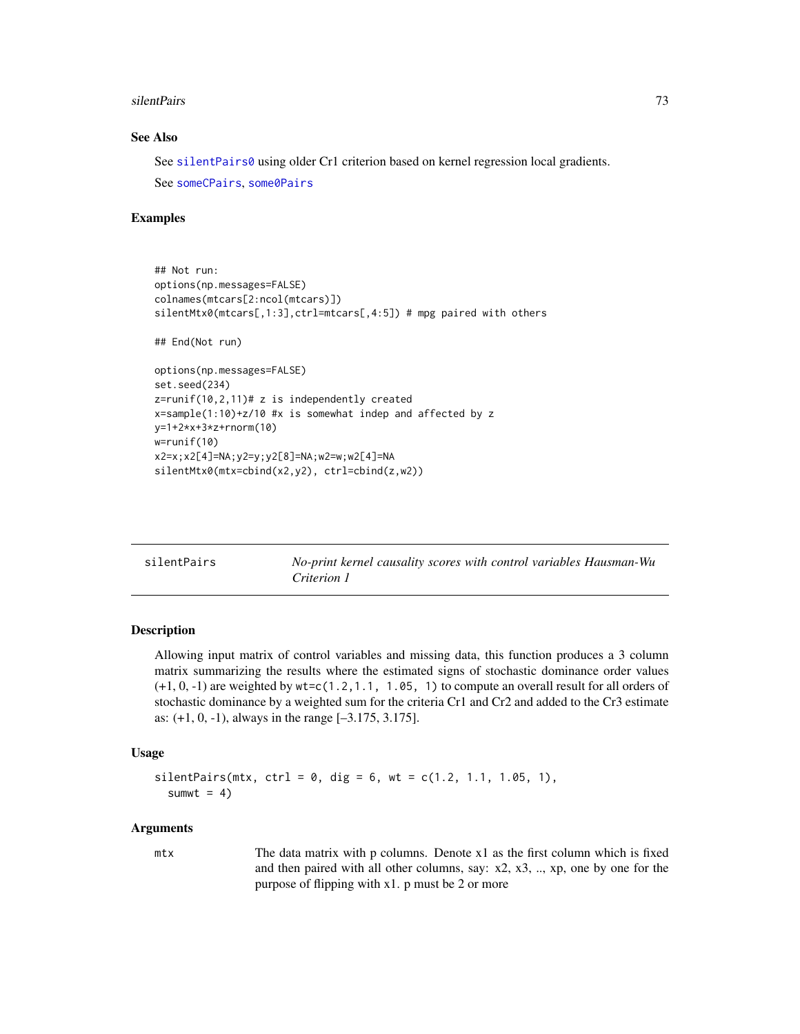## See Also

See `silentPairs0` using older Cr1 criterion based on kernel regression local gradients.

See `someCPairs`, `some0Pairs`

## Examples

```
## Not run:
options(np.messages=FALSE)
colnames(mtcars[2:ncol(mtcars)])
silentMtx0(mtcars[,1:3],ctrl=mtcars[,4:5]) # mpg paired with others

## End(Not run)

options(np.messages=FALSE)
set.seed(234)
z=runif(10,2,11)# z is independently created
x=sample(1:10)+z/10 #x is somewhat indep and affected by z
y=1+2*x+3*z+rnorm(10)
w=runif(10)
x2=x;x2[4]=NA;y2=y;y2[8]=NA;w2=w;w2[4]=NA
silentMtx0(mtx=cbind(x2,y2), ctrl=cbind(z,w2))
```

---

# silentPairs — *No-print kernel causality scores with control variables Hausman-Wu Criterion 1*

---

## Description

Allowing input matrix of control variables and missing data, this function produces a 3 column matrix summarizing the results where the estimated signs of stochastic dominance order values (+1, 0, -1) are weighted by `wt=c(1.2,1.1, 1.05, 1)` to compute an overall result for all orders of stochastic dominance by a weighted sum for the criteria Cr1 and Cr2 and added to the Cr3 estimate as: (+1, 0, -1), always in the range [–3.175, 3.175].

## Usage

```
silentPairs(mtx, ctrl = 0, dig = 6, wt = c(1.2, 1.1, 1.05, 1),
  sumwt = 4)
```

## Arguments

| | |
|---|---|
| mtx | The data matrix with p columns. Denote x1 as the first column which is fixed and then paired with all other columns, say: x2, x3, .., xp, one by one for the purpose of flipping with x1. p must be 2 or more |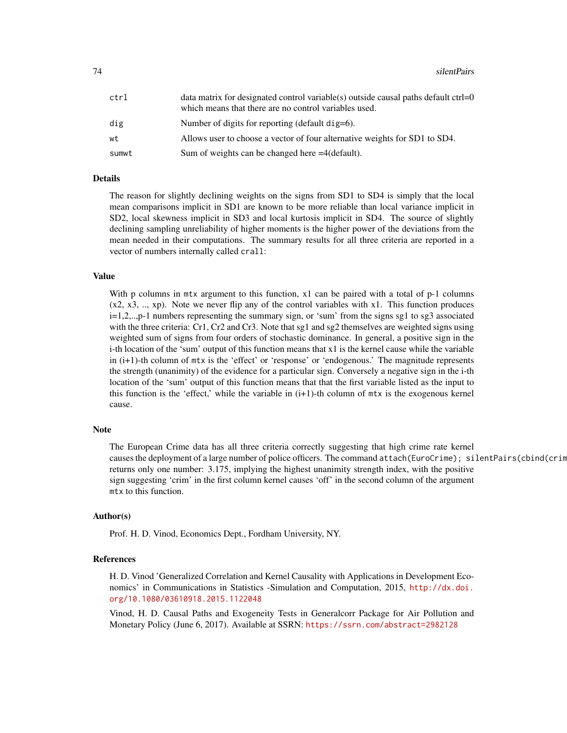| | |
|---|---|
| ctrl | data matrix for designated control variable(s) outside causal paths default ctrl=0 which means that there are no control variables used. |
| dig | Number of digits for reporting (default dig=6). |
| wt | Allows user to choose a vector of four alternative weights for SD1 to SD4. |
| sumwt | Sum of weights can be changed here =4(default). |

## Details

The reason for slightly declining weights on the signs from SD1 to SD4 is simply that the local mean comparisons implicit in SD1 are known to be more reliable than local variance implicit in SD2, local skewness implicit in SD3 and local kurtosis implicit in SD4. The source of slightly declining sampling unreliability of higher moments is the higher power of the deviations from the mean needed in their computations. The summary results for all three criteria are reported in a vector of numbers internally called `crall`:

## Value

With p columns in `mtx` argument to this function, x1 can be paired with a total of p-1 columns (x2, x3, .., xp). Note we never flip any of the control variables with x1. This function produces i=1,2,..,p-1 numbers representing the summary sign, or 'sum' from the signs sg1 to sg3 associated with the three criteria: Cr1, Cr2 and Cr3. Note that sg1 and sg2 themselves are weighted signs using weighted sum of signs from four orders of stochastic dominance. In general, a positive sign in the i-th location of the 'sum' output of this function means that x1 is the kernel cause while the variable in (i+1)-th column of `mtx` is the 'effect' or 'response' or 'endogenous.' The magnitude represents the strength (unanimity) of the evidence for a particular sign. Conversely a negative sign in the i-th location of the 'sum' output of this function means that that the first variable listed as the input to this function is the 'effect,' while the variable in (i+1)-th column of `mtx` is the exogenous kernel cause.

## Note

The European Crime data has all three criteria correctly suggesting that high crime rate kernel causes the deployment of a large number of police officers. The command `attach(EuroCrime); silentPairs(cbind(crim` returns only one number: 3.175, implying the highest unanimity strength index, with the positive sign suggesting 'crim' in the first column kernel causes 'off' in the second column of the argument `mtx` to this function.

## Author(s)

Prof. H. D. Vinod, Economics Dept., Fordham University, NY.

## References

H. D. Vinod 'Generalized Correlation and Kernel Causality with Applications in Development Economics' in Communications in Statistics -Simulation and Computation, 2015, http://dx.doi.org/10.1080/03610918.2015.1122048

Vinod, H. D. Causal Paths and Exogeneity Tests in Generalcorr Package for Air Pollution and Monetary Policy (June 6, 2017). Available at SSRN: https://ssrn.com/abstract=2982128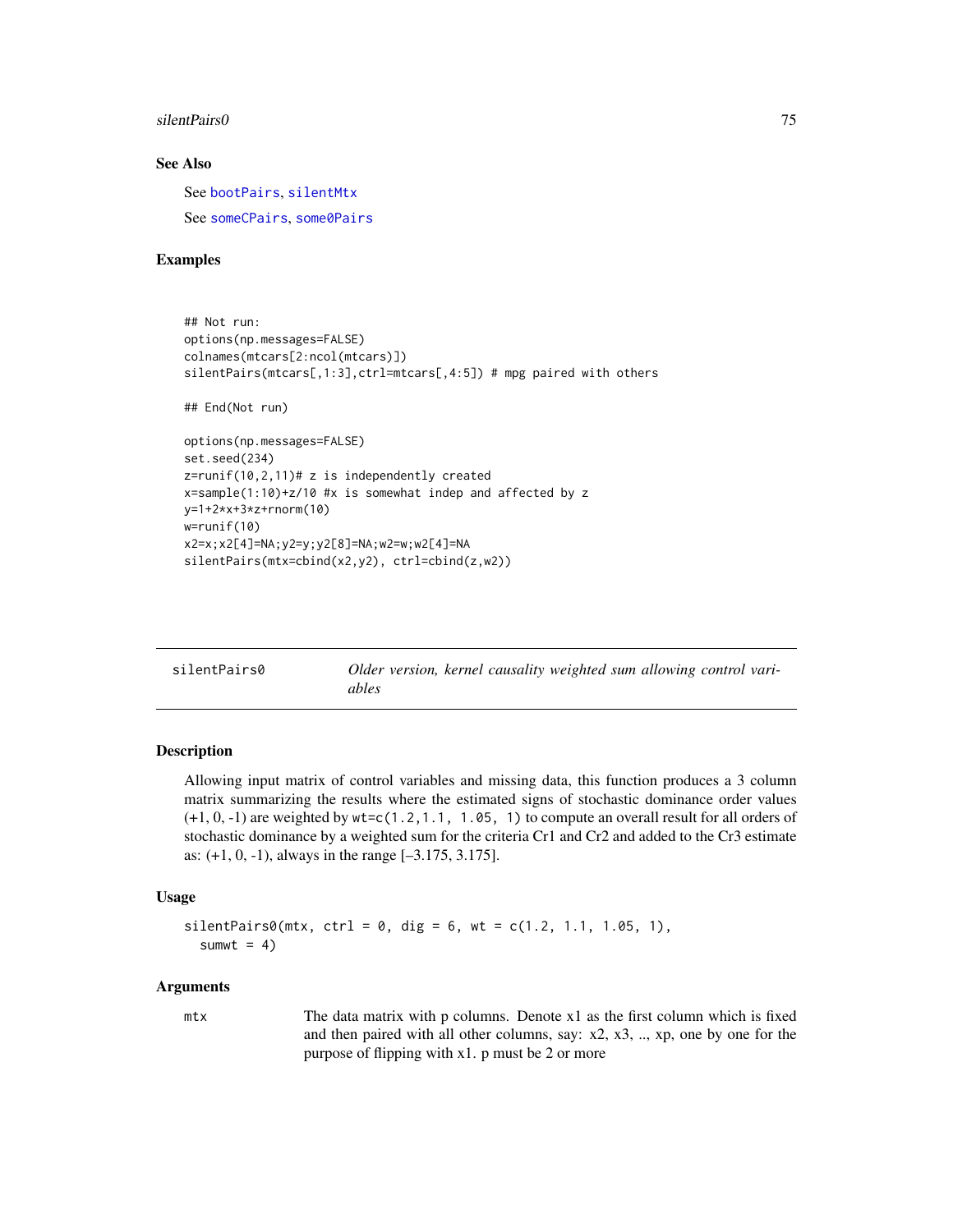### See Also

See `bootPairs`, `silentMtx`

See `someCPairs`, `some0Pairs`

### Examples

```
## Not run:
options(np.messages=FALSE)
colnames(mtcars[2:ncol(mtcars)])
silentPairs(mtcars[,1:3],ctrl=mtcars[,4:5]) # mpg paired with others

## End(Not run)

options(np.messages=FALSE)
set.seed(234)
z=runif(10,2,11)# z is independently created
x=sample(1:10)+z/10 #x is somewhat indep and affected by z
y=1+2*x+3*z+rnorm(10)
w=runif(10)
x2=x;x2[4]=NA;y2=y;y2[8]=NA;w2=w;w2[4]=NA
silentPairs(mtx=cbind(x2,y2), ctrl=cbind(z,w2))
```

---

## silentPairs0 — *Older version, kernel causality weighted sum allowing control variables*

### Description

Allowing input matrix of control variables and missing data, this function produces a 3 column matrix summarizing the results where the estimated signs of stochastic dominance order values (+1, 0, -1) are weighted by `wt=c(1.2,1.1, 1.05, 1)` to compute an overall result for all orders of stochastic dominance by a weighted sum for the criteria Cr1 and Cr2 and added to the Cr3 estimate as: (+1, 0, -1), always in the range [–3.175, 3.175].

### Usage

```
silentPairs0(mtx, ctrl = 0, dig = 6, wt = c(1.2, 1.1, 1.05, 1),
  sumwt = 4)
```

### Arguments

| | |
|---|---|
| `mtx` | The data matrix with p columns. Denote x1 as the first column which is fixed and then paired with all other columns, say: x2, x3, .., xp, one by one for the purpose of flipping with x1. p must be 2 or more |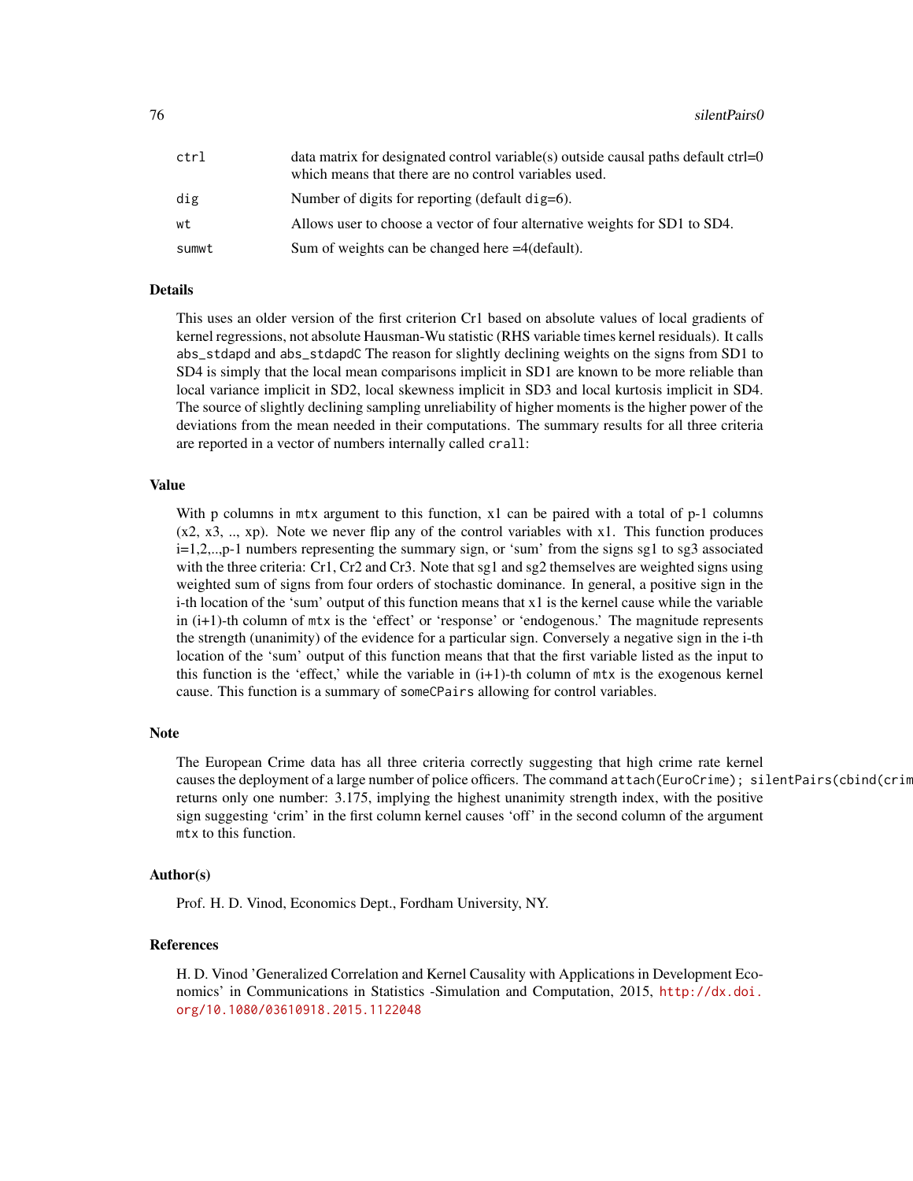| | |
|---|---|
| ctrl | data matrix for designated control variable(s) outside causal paths default ctrl=0 which means that there are no control variables used. |
| dig | Number of digits for reporting (default dig=6). |
| wt | Allows user to choose a vector of four alternative weights for SD1 to SD4. |
| sumwt | Sum of weights can be changed here =4(default). |

## Details

This uses an older version of the first criterion Cr1 based on absolute values of local gradients of kernel regressions, not absolute Hausman-Wu statistic (RHS variable times kernel residuals). It calls `abs_stdapd` and `abs_stdapdC` The reason for slightly declining weights on the signs from SD1 to SD4 is simply that the local mean comparisons implicit in SD1 are known to be more reliable than local variance implicit in SD2, local skewness implicit in SD3 and local kurtosis implicit in SD4. The source of slightly declining sampling unreliability of higher moments is the higher power of the deviations from the mean needed in their computations. The summary results for all three criteria are reported in a vector of numbers internally called `crall`:

## Value

With p columns in `mtx` argument to this function, x1 can be paired with a total of p-1 columns (x2, x3, .., xp). Note we never flip any of the control variables with x1. This function produces i=1,2,..,p-1 numbers representing the summary sign, or 'sum' from the signs sg1 to sg3 associated with the three criteria: Cr1, Cr2 and Cr3. Note that sg1 and sg2 themselves are weighted signs using weighted sum of signs from four orders of stochastic dominance. In general, a positive sign in the i-th location of the 'sum' output of this function means that x1 is the kernel cause while the variable in (i+1)-th column of `mtx` is the 'effect' or 'response' or 'endogenous.' The magnitude represents the strength (unanimity) of the evidence for a particular sign. Conversely a negative sign in the i-th location of the 'sum' output of this function means that that the first variable listed as the input to this function is the 'effect,' while the variable in (i+1)-th column of `mtx` is the exogenous kernel cause. This function is a summary of `someCPairs` allowing for control variables.

## Note

The European Crime data has all three criteria correctly suggesting that high crime rate kernel causes the deployment of a large number of police officers. The command `attach(EuroCrime); silentPairs(cbind(crim` returns only one number: 3.175, implying the highest unanimity strength index, with the positive sign suggesting 'crim' in the first column kernel causes 'off' in the second column of the argument `mtx` to this function.

## Author(s)

Prof. H. D. Vinod, Economics Dept., Fordham University, NY.

## References

H. D. Vinod 'Generalized Correlation and Kernel Causality with Applications in Development Economics' in Communications in Statistics -Simulation and Computation, 2015, http://dx.doi.org/10.1080/03610918.2015.1122048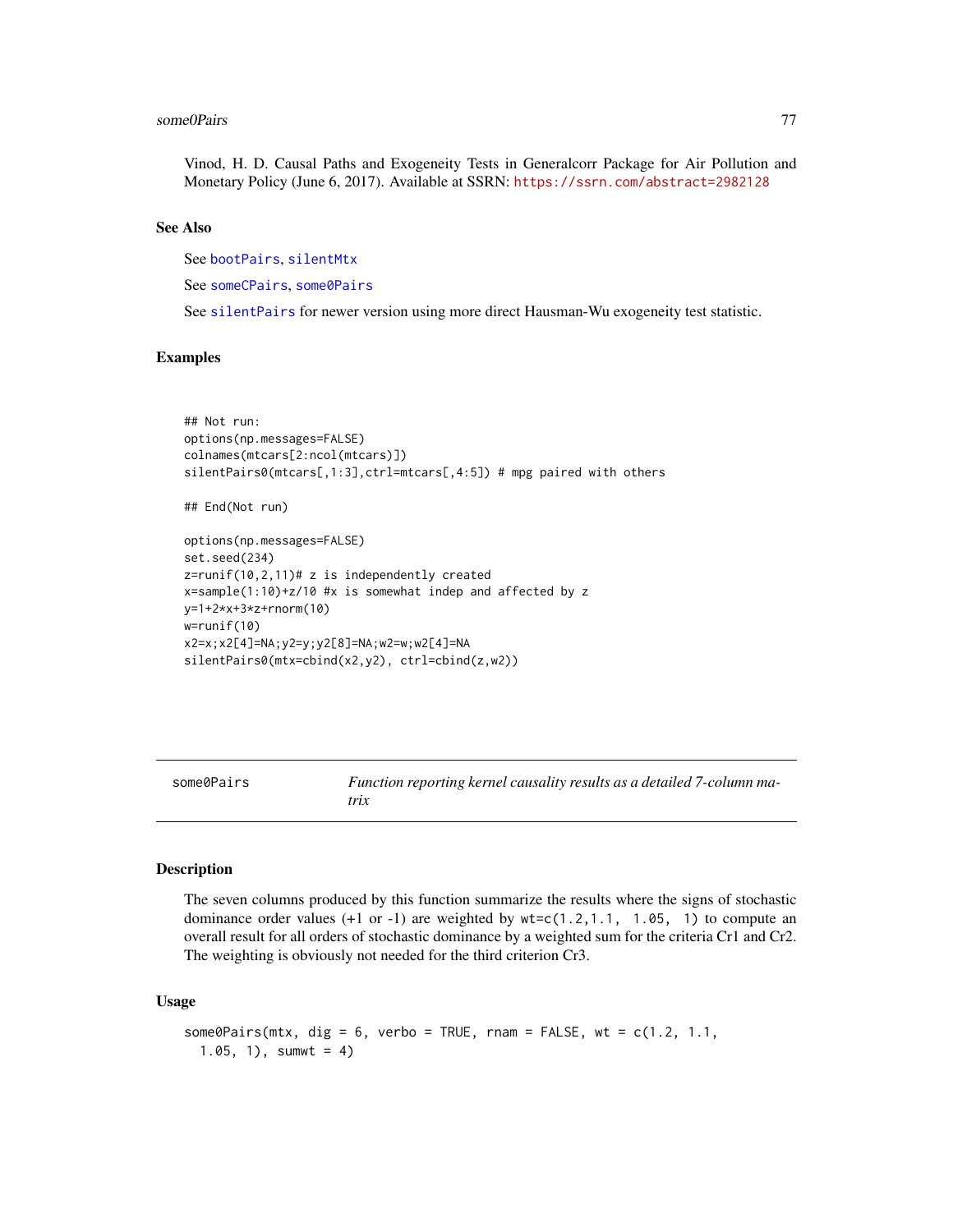Vinod, H. D. Causal Paths and Exogeneity Tests in Generalcorr Package for Air Pollution and Monetary Policy (June 6, 2017). Available at SSRN: https://ssrn.com/abstract=2982128

### See Also

See bootPairs, silentMtx

See someCPairs, some0Pairs

See silentPairs for newer version using more direct Hausman-Wu exogeneity test statistic.

### Examples

```
## Not run:
options(np.messages=FALSE)
colnames(mtcars[2:ncol(mtcars)])
silentPairs0(mtcars[,1:3],ctrl=mtcars[,4:5]) # mpg paired with others

## End(Not run)

options(np.messages=FALSE)
set.seed(234)
z=runif(10,2,11)# z is independently created
x=sample(1:10)+z/10 #x is somewhat indep and affected by z
y=1+2*x+3*z+rnorm(10)
w=runif(10)
x2=x;x2[4]=NA;y2=y;y2[8]=NA;w2=w;w2[4]=NA
silentPairs0(mtx=cbind(x2,y2), ctrl=cbind(z,w2))
```

---

## some0Pairs — *Function reporting kernel causality results as a detailed 7-column matrix*

### Description

The seven columns produced by this function summarize the results where the signs of stochastic dominance order values (+1 or -1) are weighted by `wt=c(1.2,1.1, 1.05, 1)` to compute an overall result for all orders of stochastic dominance by a weighted sum for the criteria Cr1 and Cr2. The weighting is obviously not needed for the third criterion Cr3.

### Usage

```
some0Pairs(mtx, dig = 6, verbo = TRUE, rnam = FALSE, wt = c(1.2, 1.1,
  1.05, 1), sumwt = 4)
```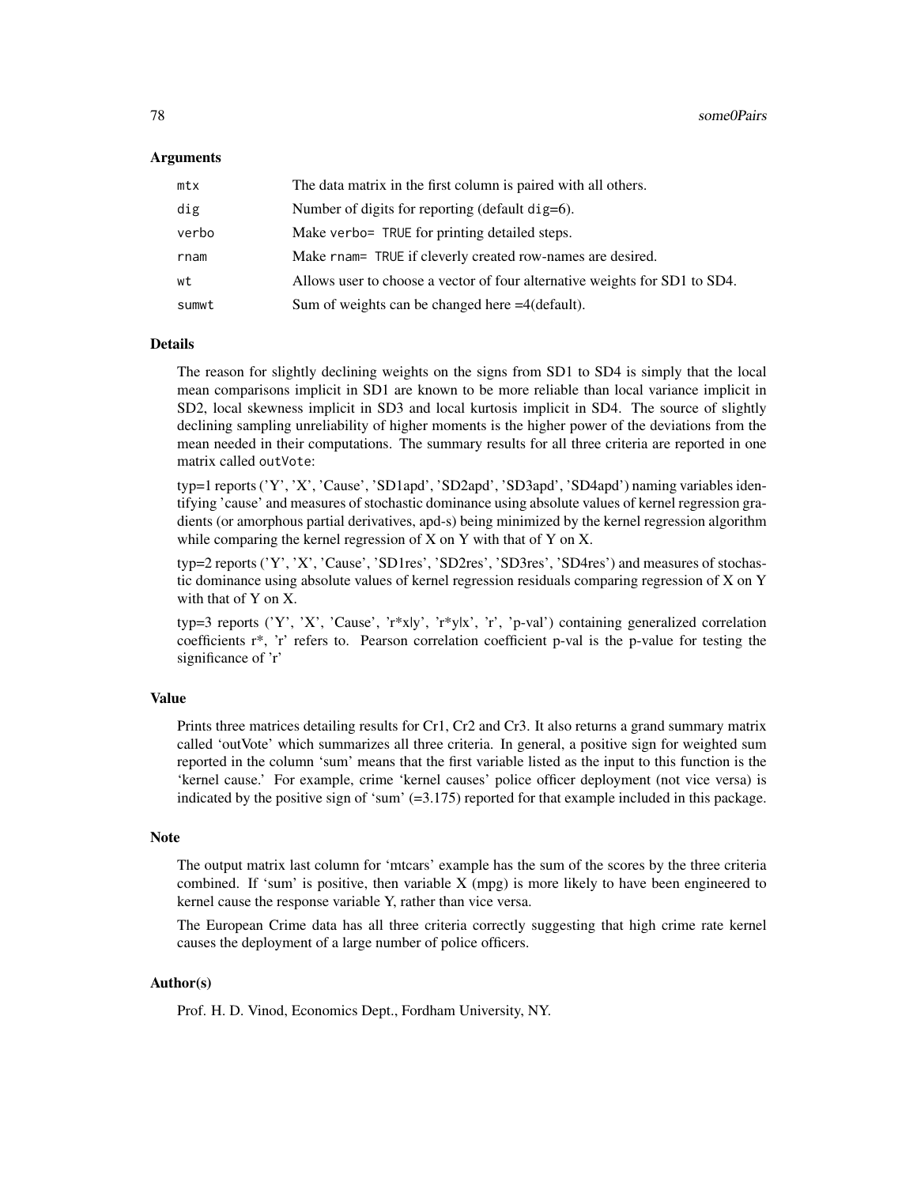## Arguments

| | |
|---|---|
| `mtx` | The data matrix in the first column is paired with all others. |
| `dig` | Number of digits for reporting (default `dig=6`). |
| `verbo` | Make `verbo= TRUE` for printing detailed steps. |
| `rnam` | Make `rnam= TRUE` if cleverly created row-names are desired. |
| `wt` | Allows user to choose a vector of four alternative weights for SD1 to SD4. |
| `sumwt` | Sum of weights can be changed here =4(default). |

## Details

The reason for slightly declining weights on the signs from SD1 to SD4 is simply that the local mean comparisons implicit in SD1 are known to be more reliable than local variance implicit in SD2, local skewness implicit in SD3 and local kurtosis implicit in SD4. The source of slightly declining sampling unreliability of higher moments is the higher power of the deviations from the mean needed in their computations. The summary results for all three criteria are reported in one matrix called `outVote`:

typ=1 reports ('Y', 'X', 'Cause', 'SD1apd', 'SD2apd', 'SD3apd', 'SD4apd') naming variables identifying 'cause' and measures of stochastic dominance using absolute values of kernel regression gradients (or amorphous partial derivatives, apd-s) being minimized by the kernel regression algorithm while comparing the kernel regression of X on Y with that of Y on X.

typ=2 reports ('Y', 'X', 'Cause', 'SD1res', 'SD2res', 'SD3res', 'SD4res') and measures of stochastic dominance using absolute values of kernel regression residuals comparing regression of X on Y with that of Y on X.

typ=3 reports ('Y', 'X', 'Cause', 'r*x|y', 'r*y|x', 'r', 'p-val') containing generalized correlation coefficients r*, 'r' refers to. Pearson correlation coefficient p-val is the p-value for testing the significance of 'r'

## Value

Prints three matrices detailing results for Cr1, Cr2 and Cr3. It also returns a grand summary matrix called 'outVote' which summarizes all three criteria. In general, a positive sign for weighted sum reported in the column 'sum' means that the first variable listed as the input to this function is the 'kernel cause.' For example, crime 'kernel causes' police officer deployment (not vice versa) is indicated by the positive sign of 'sum' (=3.175) reported for that example included in this package.

## Note

The output matrix last column for 'mtcars' example has the sum of the scores by the three criteria combined. If 'sum' is positive, then variable X (mpg) is more likely to have been engineered to kernel cause the response variable Y, rather than vice versa.

The European Crime data has all three criteria correctly suggesting that high crime rate kernel causes the deployment of a large number of police officers.

## Author(s)

Prof. H. D. Vinod, Economics Dept., Fordham University, NY.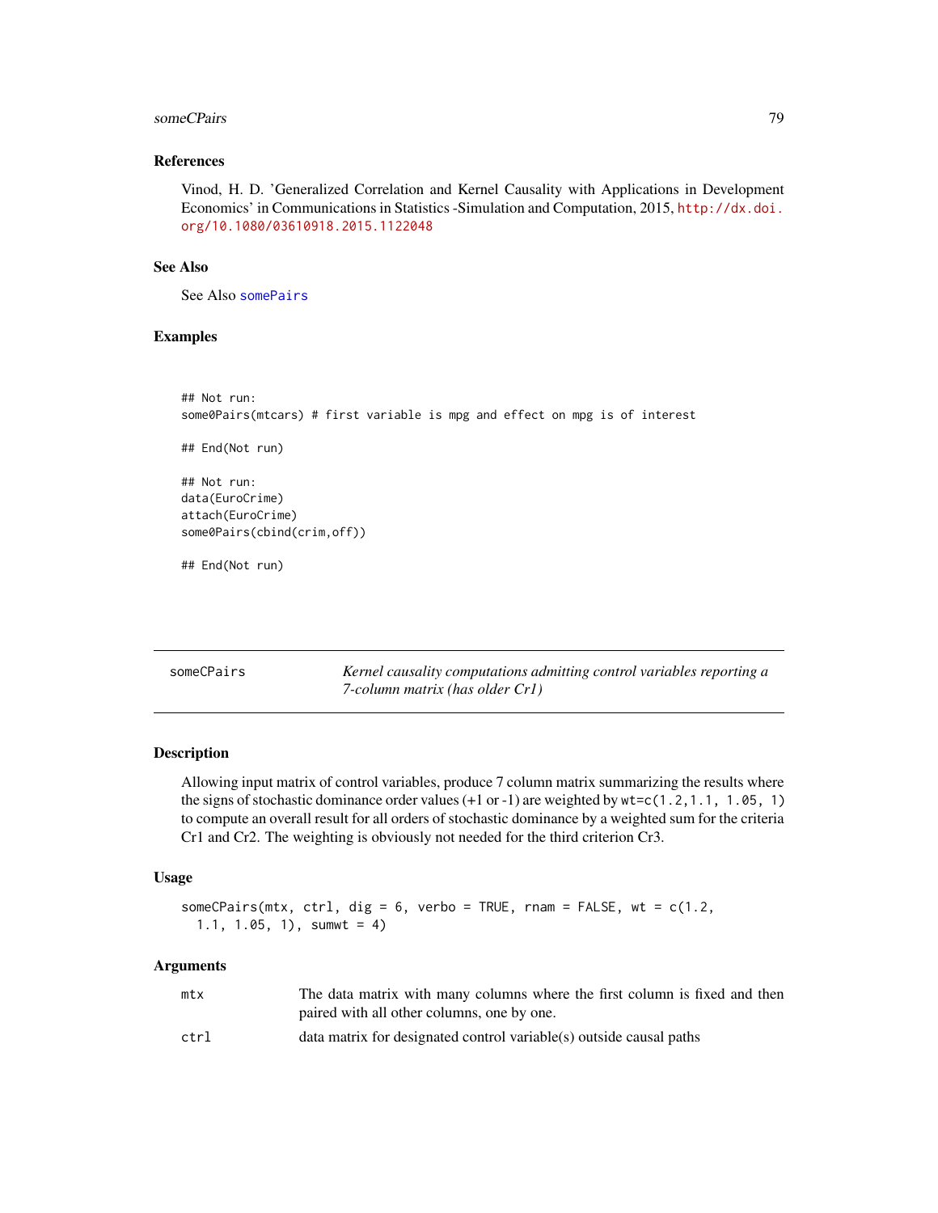### References

Vinod, H. D. 'Generalized Correlation and Kernel Causality with Applications in Development Economics' in Communications in Statistics -Simulation and Computation, 2015, http://dx.doi.org/10.1080/03610918.2015.1122048

### See Also

See Also somePairs

### Examples

```
## Not run:
some0Pairs(mtcars) # first variable is mpg and effect on mpg is of interest

## End(Not run)

## Not run:
data(EuroCrime)
attach(EuroCrime)
some0Pairs(cbind(crim,off))

## End(Not run)
```

---

## someCPairs *Kernel causality computations admitting control variables reporting a 7-column matrix (has older Cr1)*

---

### Description

Allowing input matrix of control variables, produce 7 column matrix summarizing the results where the signs of stochastic dominance order values (+1 or -1) are weighted by `wt=c(1.2,1.1, 1.05, 1)` to compute an overall result for all orders of stochastic dominance by a weighted sum for the criteria Cr1 and Cr2. The weighting is obviously not needed for the third criterion Cr3.

### Usage

```
someCPairs(mtx, ctrl, dig = 6, verbo = TRUE, rnam = FALSE, wt = c(1.2,
  1.1, 1.05, 1), sumwt = 4)
```

### Arguments

| | |
|---|---|
| mtx | The data matrix with many columns where the first column is fixed and then paired with all other columns, one by one. |
| ctrl | data matrix for designated control variable(s) outside causal paths |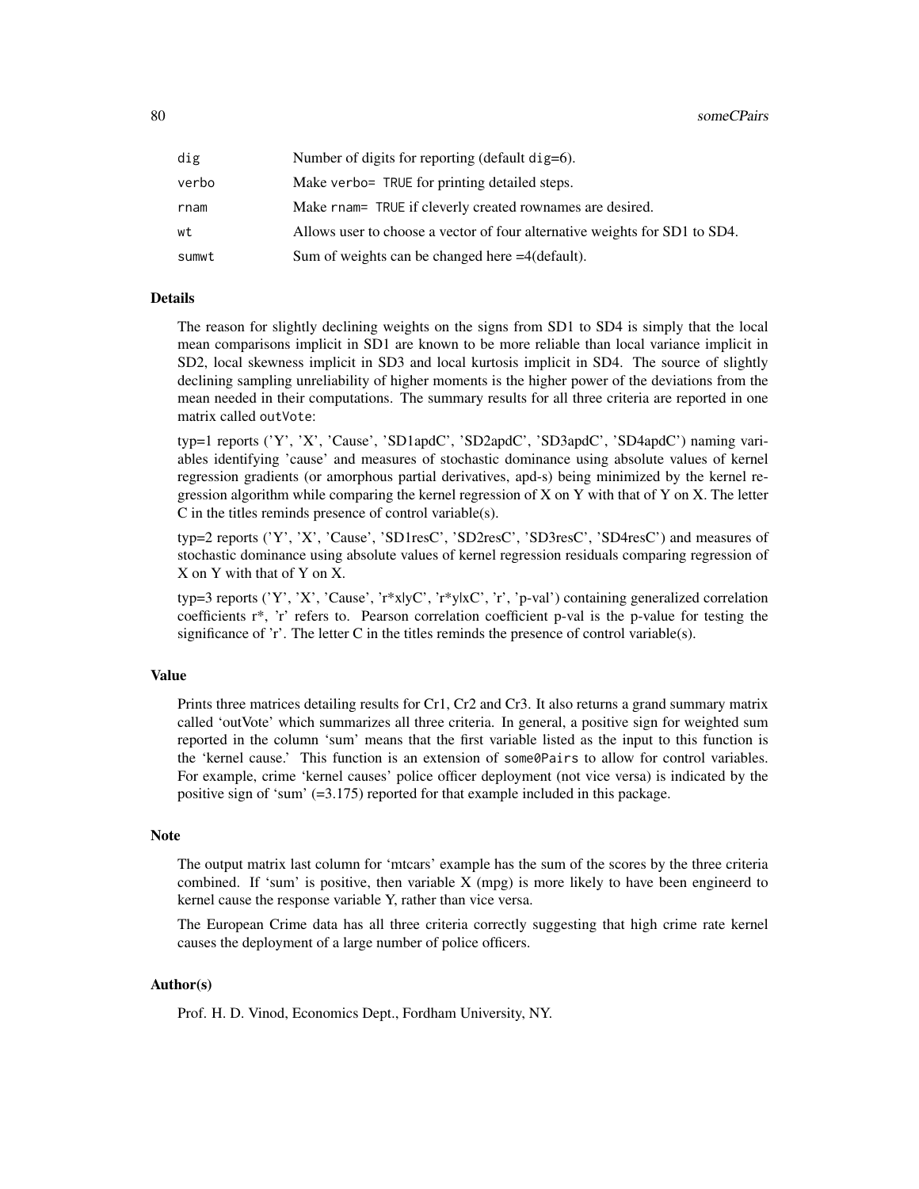| | |
|---|---|
| `dig` | Number of digits for reporting (default `dig=6`). |
| `verbo` | Make `verbo= TRUE` for printing detailed steps. |
| `rnam` | Make `rnam= TRUE` if cleverly created rownames are desired. |
| `wt` | Allows user to choose a vector of four alternative weights for SD1 to SD4. |
| `sumwt` | Sum of weights can be changed here =4(default). |

## Details

The reason for slightly declining weights on the signs from SD1 to SD4 is simply that the local mean comparisons implicit in SD1 are known to be more reliable than local variance implicit in SD2, local skewness implicit in SD3 and local kurtosis implicit in SD4. The source of slightly declining sampling unreliability of higher moments is the higher power of the deviations from the mean needed in their computations. The summary results for all three criteria are reported in one matrix called `outVote`:

typ=1 reports ('Y', 'X', 'Cause', 'SD1apdC', 'SD2apdC', 'SD3apdC', 'SD4apdC') naming variables identifying 'cause' and measures of stochastic dominance using absolute values of kernel regression gradients (or amorphous partial derivatives, apd-s) being minimized by the kernel regression algorithm while comparing the kernel regression of X on Y with that of Y on X. The letter C in the titles reminds presence of control variable(s).

typ=2 reports ('Y', 'X', 'Cause', 'SD1resC', 'SD2resC', 'SD3resC', 'SD4resC') and measures of stochastic dominance using absolute values of kernel regression residuals comparing regression of X on Y with that of Y on X.

typ=3 reports ('Y', 'X', 'Cause', 'r*x|yC', 'r*y|xC', 'r', 'p-val') containing generalized correlation coefficients r*, 'r' refers to. Pearson correlation coefficient p-val is the p-value for testing the significance of 'r'. The letter C in the titles reminds the presence of control variable(s).

## Value

Prints three matrices detailing results for Cr1, Cr2 and Cr3. It also returns a grand summary matrix called 'outVote' which summarizes all three criteria. In general, a positive sign for weighted sum reported in the column 'sum' means that the first variable listed as the input to this function is the 'kernel cause.' This function is an extension of `some0Pairs` to allow for control variables. For example, crime 'kernel causes' police officer deployment (not vice versa) is indicated by the positive sign of 'sum' (=3.175) reported for that example included in this package.

## Note

The output matrix last column for 'mtcars' example has the sum of the scores by the three criteria combined. If 'sum' is positive, then variable X (mpg) is more likely to have been engineerd to kernel cause the response variable Y, rather than vice versa.

The European Crime data has all three criteria correctly suggesting that high crime rate kernel causes the deployment of a large number of police officers.

## Author(s)

Prof. H. D. Vinod, Economics Dept., Fordham University, NY.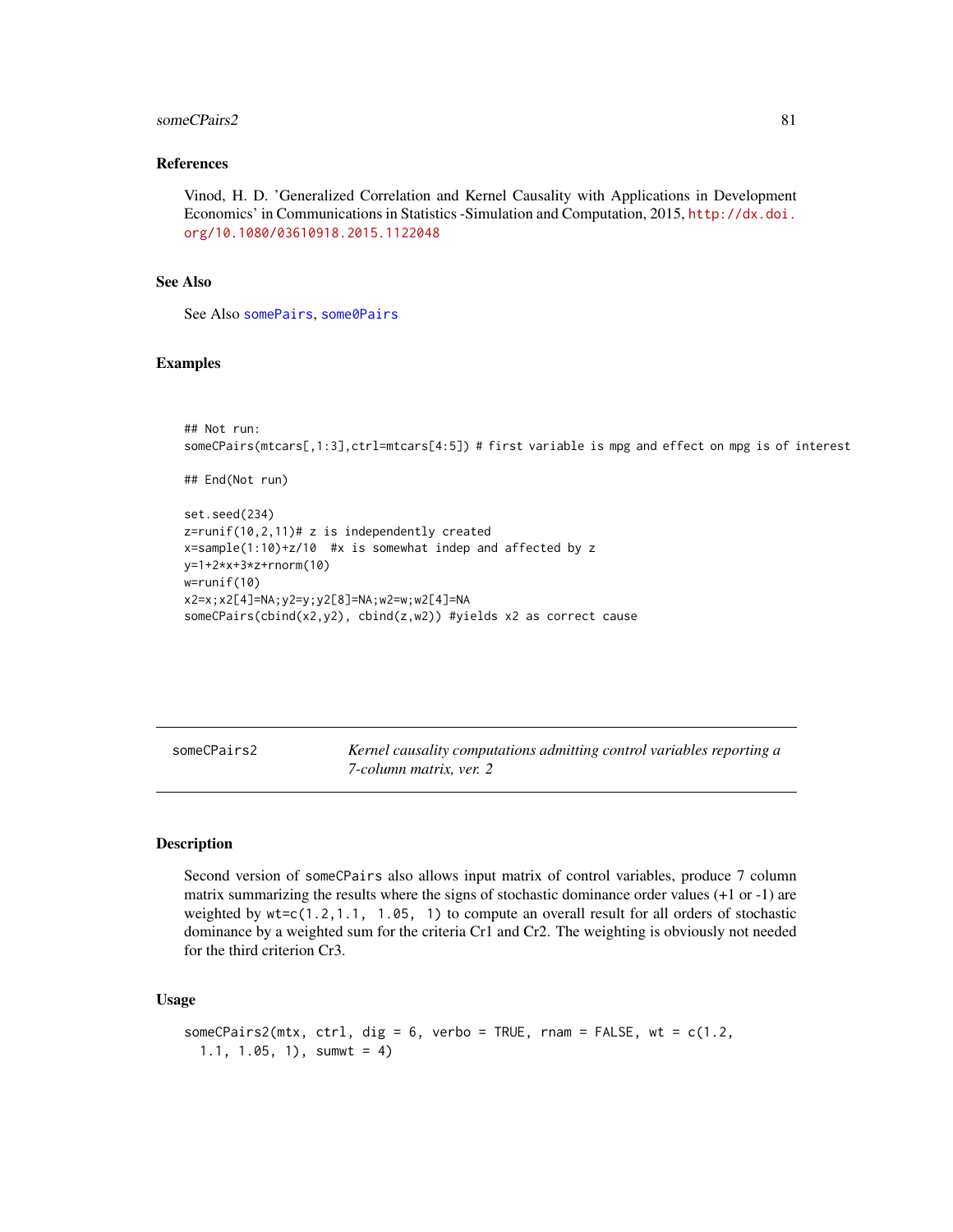### References

Vinod, H. D. 'Generalized Correlation and Kernel Causality with Applications in Development Economics' in Communications in Statistics -Simulation and Computation, 2015, http://dx.doi.org/10.1080/03610918.2015.1122048

### See Also

See Also somePairs, some0Pairs

### Examples

```
## Not run:
someCPairs(mtcars[,1:3],ctrl=mtcars[4:5]) # first variable is mpg and effect on mpg is of interest

## End(Not run)

set.seed(234)
z=runif(10,2,11)# z is independently created
x=sample(1:10)+z/10  #x is somewhat indep and affected by z
y=1+2*x+3*z+rnorm(10)
w=runif(10)
x2=x;x2[4]=NA;y2=y;y2[8]=NA;w2=w;w2[4]=NA
someCPairs(cbind(x2,y2), cbind(z,w2)) #yields x2 as correct cause
```

---

## someCPairs2 — *Kernel causality computations admitting control variables reporting a 7-column matrix, ver. 2*

### Description

Second version of someCPairs also allows input matrix of control variables, produce 7 column matrix summarizing the results where the signs of stochastic dominance order values (+1 or -1) are weighted by `wt=c(1.2,1.1, 1.05, 1)` to compute an overall result for all orders of stochastic dominance by a weighted sum for the criteria Cr1 and Cr2. The weighting is obviously not needed for the third criterion Cr3.

### Usage

```
someCPairs2(mtx, ctrl, dig = 6, verbo = TRUE, rnam = FALSE, wt = c(1.2,
  1.1, 1.05, 1), sumwt = 4)
```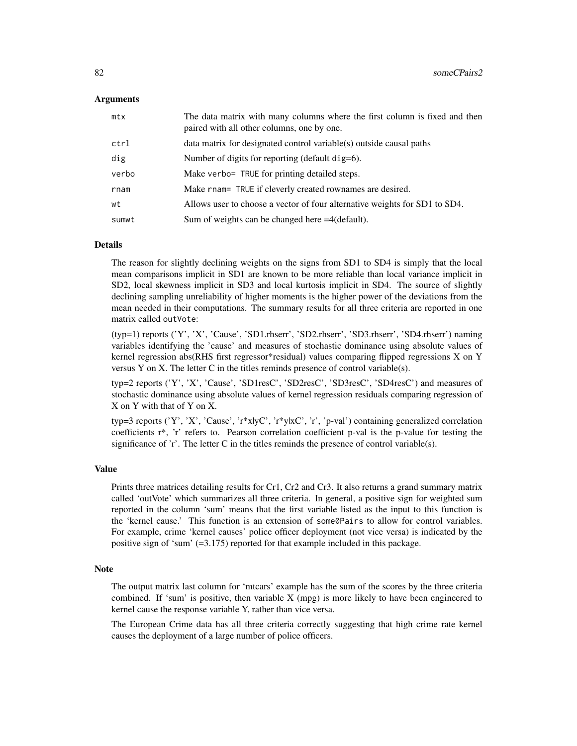## Arguments

| | |
|---|---|
| `mtx` | The data matrix with many columns where the first column is fixed and then paired with all other columns, one by one. |
| `ctrl` | data matrix for designated control variable(s) outside causal paths |
| `dig` | Number of digits for reporting (default `dig=6`). |
| `verbo` | Make `verbo= TRUE` for printing detailed steps. |
| `rnam` | Make `rnam= TRUE` if cleverly created rownames are desired. |
| `wt` | Allows user to choose a vector of four alternative weights for SD1 to SD4. |
| `sumwt` | Sum of weights can be changed here =4(default). |

## Details

The reason for slightly declining weights on the signs from SD1 to SD4 is simply that the local mean comparisons implicit in SD1 are known to be more reliable than local variance implicit in SD2, local skewness implicit in SD3 and local kurtosis implicit in SD4. The source of slightly declining sampling unreliability of higher moments is the higher power of the deviations from the mean needed in their computations. The summary results for all three criteria are reported in one matrix called `outVote`:

(typ=1) reports ('Y', 'X', 'Cause', 'SD1.rhserr', 'SD2.rhserr', 'SD3.rhserr', 'SD4.rhserr') naming variables identifying the 'cause' and measures of stochastic dominance using absolute values of kernel regression abs(RHS first regressor*residual) values comparing flipped regressions X on Y versus Y on X. The letter C in the titles reminds presence of control variable(s).

typ=2 reports ('Y', 'X', 'Cause', 'SD1resC', 'SD2resC', 'SD3resC', 'SD4resC') and measures of stochastic dominance using absolute values of kernel regression residuals comparing regression of X on Y with that of Y on X.

typ=3 reports ('Y', 'X', 'Cause', 'r*x|yC', 'r*y|xC', 'r', 'p-val') containing generalized correlation coefficients r*, 'r' refers to. Pearson correlation coefficient p-val is the p-value for testing the significance of 'r'. The letter C in the titles reminds the presence of control variable(s).

## Value

Prints three matrices detailing results for Cr1, Cr2 and Cr3. It also returns a grand summary matrix called 'outVote' which summarizes all three criteria. In general, a positive sign for weighted sum reported in the column 'sum' means that the first variable listed as the input to this function is the 'kernel cause.' This function is an extension of `some0Pairs` to allow for control variables. For example, crime 'kernel causes' police officer deployment (not vice versa) is indicated by the positive sign of 'sum' (=3.175) reported for that example included in this package.

## Note

The output matrix last column for 'mtcars' example has the sum of the scores by the three criteria combined. If 'sum' is positive, then variable X (mpg) is more likely to have been engineered to kernel cause the response variable Y, rather than vice versa.

The European Crime data has all three criteria correctly suggesting that high crime rate kernel causes the deployment of a large number of police officers.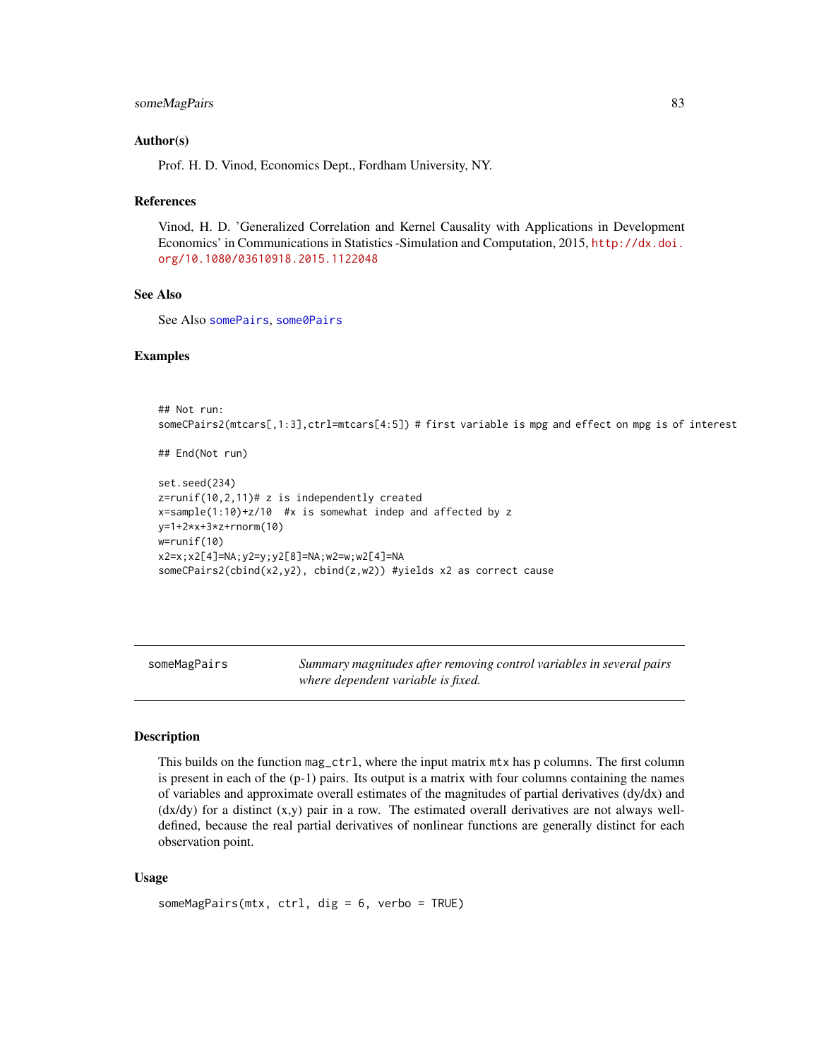### Author(s)

Prof. H. D. Vinod, Economics Dept., Fordham University, NY.

### References

Vinod, H. D. 'Generalized Correlation and Kernel Causality with Applications in Development Economics' in Communications in Statistics -Simulation and Computation, 2015, http://dx.doi.org/10.1080/03610918.2015.1122048

### See Also

See Also somePairs, some0Pairs

### Examples

```
## Not run:
someCPairs2(mtcars[,1:3],ctrl=mtcars[4:5]) # first variable is mpg and effect on mpg is of interest

## End(Not run)

set.seed(234)
z=runif(10,2,11)# z is independently created
x=sample(1:10)+z/10  #x is somewhat indep and affected by z
y=1+2*x+3*z+rnorm(10)
w=runif(10)
x2=x;x2[4]=NA;y2=y;y2[8]=NA;w2=w;w2[4]=NA
someCPairs2(cbind(x2,y2), cbind(z,w2)) #yields x2 as correct cause
```

---

## someMagPairs — *Summary magnitudes after removing control variables in several pairs where dependent variable is fixed.*

### Description

This builds on the function `mag_ctrl`, where the input matrix `mtx` has p columns. The first column is present in each of the (p-1) pairs. Its output is a matrix with four columns containing the names of variables and approximate overall estimates of the magnitudes of partial derivatives (dy/dx) and (dx/dy) for a distinct (x,y) pair in a row. The estimated overall derivatives are not always well-defined, because the real partial derivatives of nonlinear functions are generally distinct for each observation point.

### Usage

```
someMagPairs(mtx, ctrl, dig = 6, verbo = TRUE)
```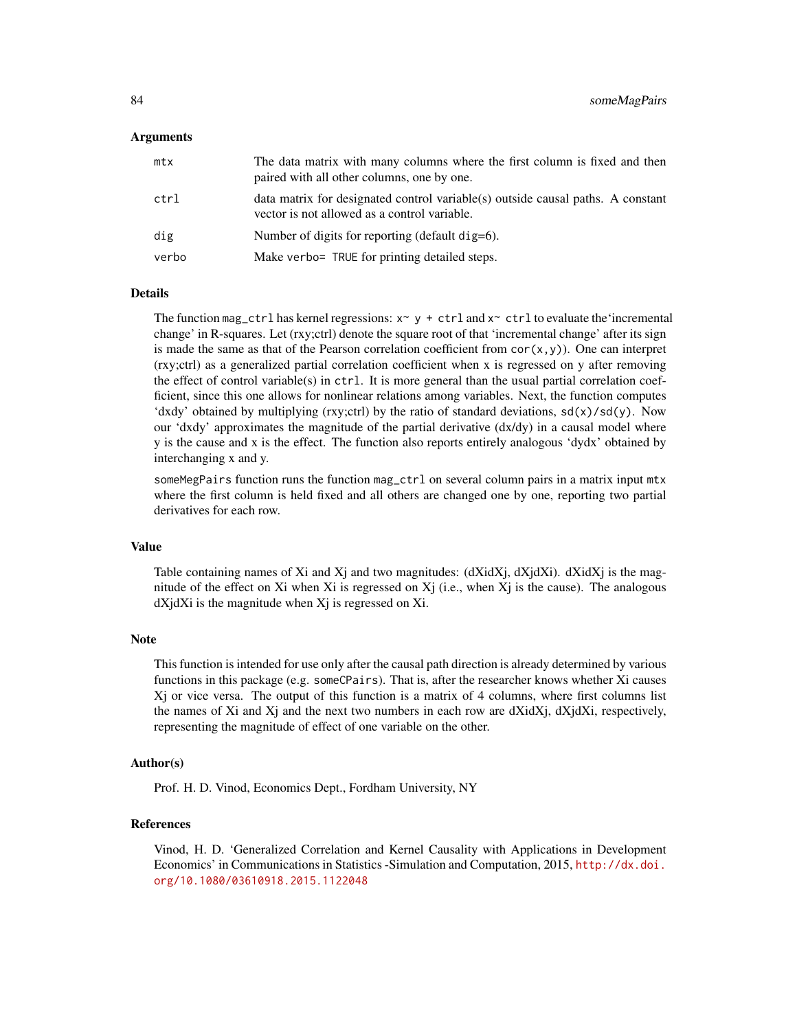### Arguments

| | |
|---|---|
| `mtx` | The data matrix with many columns where the first column is fixed and then paired with all other columns, one by one. |
| `ctrl` | data matrix for designated control variable(s) outside causal paths. A constant vector is not allowed as a control variable. |
| `dig` | Number of digits for reporting (default `dig=6`). |
| `verbo` | Make `verbo= TRUE` for printing detailed steps. |

### Details

The function `mag_ctrl` has kernel regressions: `x~ y + ctrl` and `x~ ctrl` to evaluate the 'incremental change' in R-squares. Let (rxy;ctrl) denote the square root of that 'incremental change' after its sign is made the same as that of the Pearson correlation coefficient from `cor(x,y)`). One can interpret (rxy;ctrl) as a generalized partial correlation coefficient when x is regressed on y after removing the effect of control variable(s) in `ctrl`. It is more general than the usual partial correlation coefficient, since this one allows for nonlinear relations among variables. Next, the function computes 'dxdy' obtained by multiplying (rxy;ctrl) by the ratio of standard deviations, `sd(x)/sd(y)`. Now our 'dxdy' approximates the magnitude of the partial derivative (dx/dy) in a causal model where y is the cause and x is the effect. The function also reports entirely analogous 'dydx' obtained by interchanging x and y.

`someMegPairs` function runs the function `mag_ctrl` on several column pairs in a matrix input `mtx` where the first column is held fixed and all others are changed one by one, reporting two partial derivatives for each row.

### Value

Table containing names of Xi and Xj and two magnitudes: (dXidXj, dXjdXi). dXidXj is the magnitude of the effect on Xi when Xi is regressed on Xj (i.e., when Xj is the cause). The analogous dXjdXi is the magnitude when Xj is regressed on Xi.

### Note

This function is intended for use only after the causal path direction is already determined by various functions in this package (e.g. `someCPairs`). That is, after the researcher knows whether Xi causes Xj or vice versa. The output of this function is a matrix of 4 columns, where first columns list the names of Xi and Xj and the next two numbers in each row are dXidXj, dXjdXi, respectively, representing the magnitude of effect of one variable on the other.

### Author(s)

Prof. H. D. Vinod, Economics Dept., Fordham University, NY

### References

Vinod, H. D. 'Generalized Correlation and Kernel Causality with Applications in Development Economics' in Communications in Statistics -Simulation and Computation, 2015, http://dx.doi.org/10.1080/03610918.2015.1122048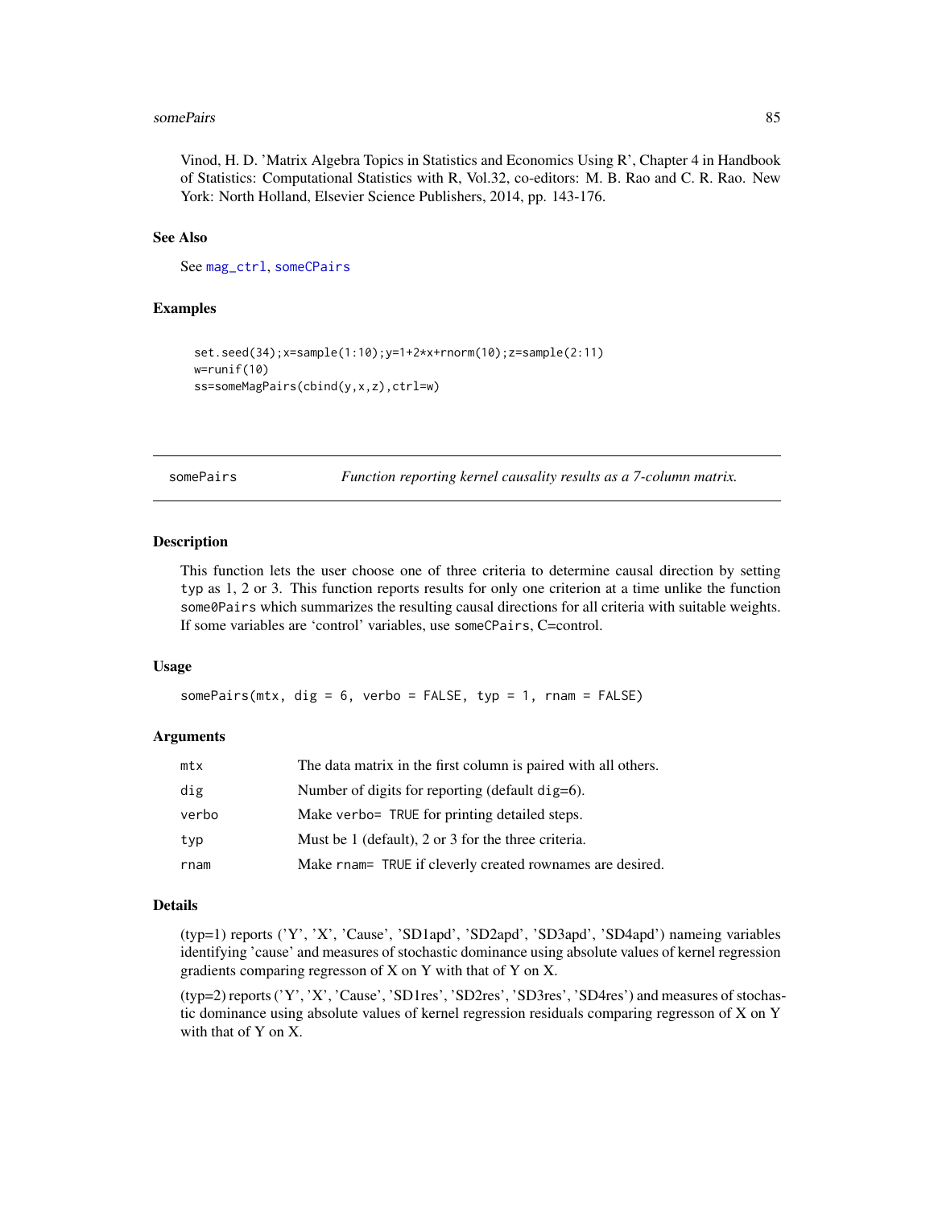Vinod, H. D. 'Matrix Algebra Topics in Statistics and Economics Using R', Chapter 4 in Handbook of Statistics: Computational Statistics with R, Vol.32, co-editors: M. B. Rao and C. R. Rao. New York: North Holland, Elsevier Science Publishers, 2014, pp. 143-176.

### See Also

See mag_ctrl, someCPairs

### Examples

```
set.seed(34);x=sample(1:10);y=1+2*x+rnorm(10);z=sample(2:11)
w=runif(10)
ss=someMagPairs(cbind(y,x,z),ctrl=w)
```

---

## somePairs — *Function reporting kernel causality results as a 7-column matrix.*

---

### Description

This function lets the user choose one of three criteria to determine causal direction by setting typ as 1, 2 or 3. This function reports results for only one criterion at a time unlike the function some0Pairs which summarizes the resulting causal directions for all criteria with suitable weights. If some variables are 'control' variables, use someCPairs, C=control.

### Usage

```
somePairs(mtx, dig = 6, verbo = FALSE, typ = 1, rnam = FALSE)
```

### Arguments

| | |
|---|---|
| mtx | The data matrix in the first column is paired with all others. |
| dig | Number of digits for reporting (default dig=6). |
| verbo | Make verbo= TRUE for printing detailed steps. |
| typ | Must be 1 (default), 2 or 3 for the three criteria. |
| rnam | Make rnam= TRUE if cleverly created rownames are desired. |

### Details

(typ=1) reports ('Y', 'X', 'Cause', 'SD1apd', 'SD2apd', 'SD3apd', 'SD4apd') nameing variables identifying 'cause' and measures of stochastic dominance using absolute values of kernel regression gradients comparing regresson of X on Y with that of Y on X.

(typ=2) reports ('Y', 'X', 'Cause', 'SD1res', 'SD2res', 'SD3res', 'SD4res') and measures of stochastic dominance using absolute values of kernel regression residuals comparing regresson of X on Y with that of Y on X.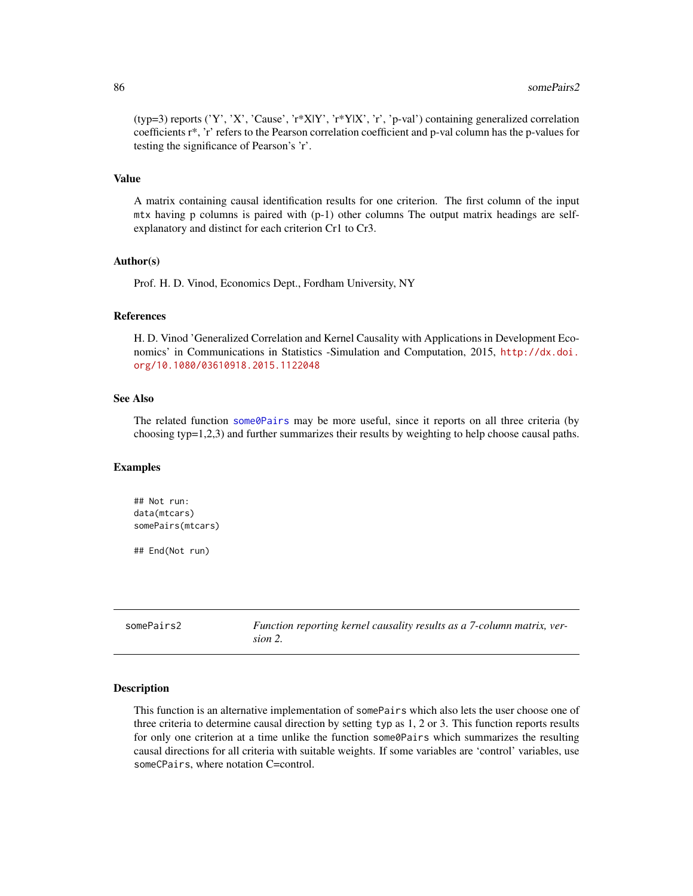(typ=3) reports ('Y', 'X', 'Cause', 'r*X|Y', 'r*Y|X', 'r', 'p-val') containing generalized correlation coefficients r*, 'r' refers to the Pearson correlation coefficient and p-val column has the p-values for testing the significance of Pearson's 'r'.

### Value

A matrix containing causal identification results for one criterion. The first column of the input `mtx` having p columns is paired with (p-1) other columns The output matrix headings are self-explanatory and distinct for each criterion Cr1 to Cr3.

### Author(s)

Prof. H. D. Vinod, Economics Dept., Fordham University, NY

### References

H. D. Vinod 'Generalized Correlation and Kernel Causality with Applications in Development Economics' in Communications in Statistics -Simulation and Computation, 2015, http://dx.doi.org/10.1080/03610918.2015.1122048

### See Also

The related function `some0Pairs` may be more useful, since it reports on all three criteria (by choosing typ=1,2,3) and further summarizes their results by weighting to help choose causal paths.

### Examples

```
## Not run:
data(mtcars)
somePairs(mtcars)

## End(Not run)
```

---

## somePairs2 — *Function reporting kernel causality results as a 7-column matrix, version 2.*

### Description

This function is an alternative implementation of `somePairs` which also lets the user choose one of three criteria to determine causal direction by setting `typ` as 1, 2 or 3. This function reports results for only one criterion at a time unlike the function `some0Pairs` which summarizes the resulting causal directions for all criteria with suitable weights. If some variables are 'control' variables, use `someCPairs`, where notation C=control.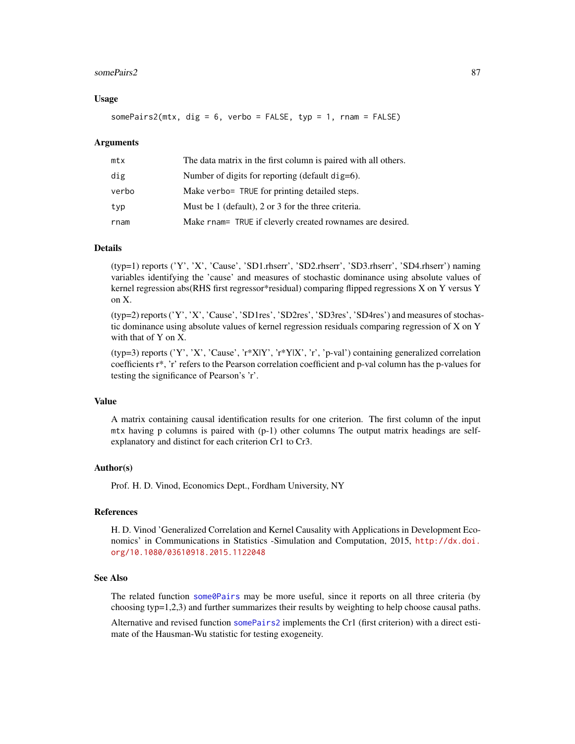### Usage

```
somePairs2(mtx, dig = 6, verbo = FALSE, typ = 1, rnam = FALSE)
```

### Arguments

| | |
|---|---|
| mtx | The data matrix in the first column is paired with all others. |
| dig | Number of digits for reporting (default dig=6). |
| verbo | Make verbo= TRUE for printing detailed steps. |
| typ | Must be 1 (default), 2 or 3 for the three criteria. |
| rnam | Make rnam= TRUE if cleverly created rownames are desired. |

### Details

(typ=1) reports ('Y', 'X', 'Cause', 'SD1.rhserr', 'SD2.rhserr', 'SD3.rhserr', 'SD4.rhserr') naming variables identifying the 'cause' and measures of stochastic dominance using absolute values of kernel regression abs(RHS first regressor*residual) comparing flipped regressions X on Y versus Y on X.

(typ=2) reports ('Y', 'X', 'Cause', 'SD1res', 'SD2res', 'SD3res', 'SD4res') and measures of stochastic dominance using absolute values of kernel regression residuals comparing regression of X on Y with that of Y on X.

(typ=3) reports ('Y', 'X', 'Cause', 'r*X|Y', 'r*Y|X', 'r', 'p-val') containing generalized correlation coefficients r*, 'r' refers to the Pearson correlation coefficient and p-val column has the p-values for testing the significance of Pearson's 'r'.

### Value

A matrix containing causal identification results for one criterion. The first column of the input mtx having p columns is paired with (p-1) other columns The output matrix headings are self-explanatory and distinct for each criterion Cr1 to Cr3.

### Author(s)

Prof. H. D. Vinod, Economics Dept., Fordham University, NY

### References

H. D. Vinod 'Generalized Correlation and Kernel Causality with Applications in Development Economics' in Communications in Statistics -Simulation and Computation, 2015, http://dx.doi.org/10.1080/03610918.2015.1122048

### See Also

The related function some0Pairs may be more useful, since it reports on all three criteria (by choosing typ=1,2,3) and further summarizes their results by weighting to help choose causal paths.

Alternative and revised function somePairs2 implements the Cr1 (first criterion) with a direct estimate of the Hausman-Wu statistic for testing exogeneity.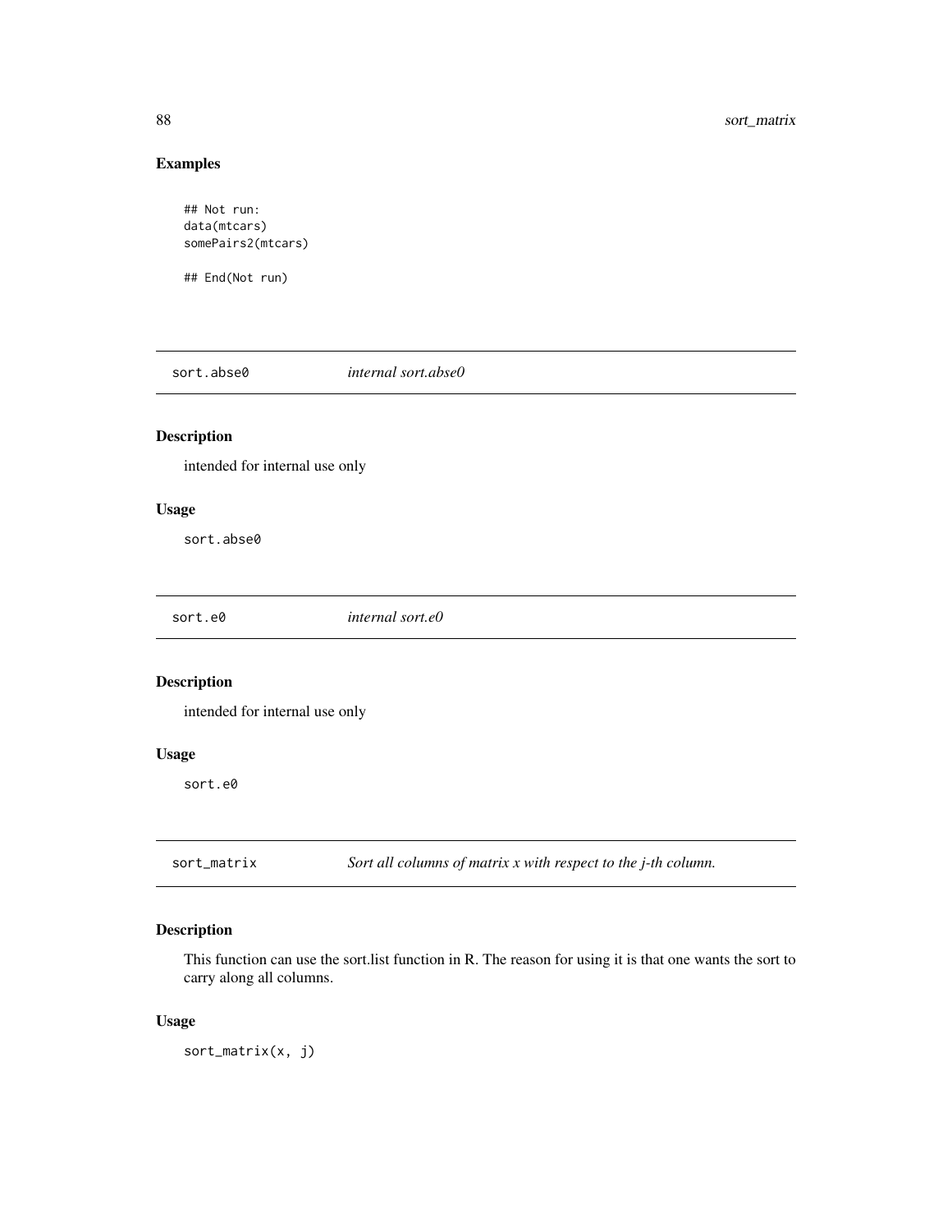## Examples

```
## Not run:
data(mtcars)
somePairs2(mtcars)

## End(Not run)
```

---

## sort.abse0 — *internal sort.abse0*

### Description

intended for internal use only

### Usage

```
sort.abse0
```

---

## sort.e0 — *internal sort.e0*

### Description

intended for internal use only

### Usage

```
sort.e0
```

---

## sort_matrix — *Sort all columns of matrix x with respect to the j-th column.*

### Description

This function can use the sort.list function in R. The reason for using it is that one wants the sort to carry along all columns.

### Usage

```
sort_matrix(x, j)
```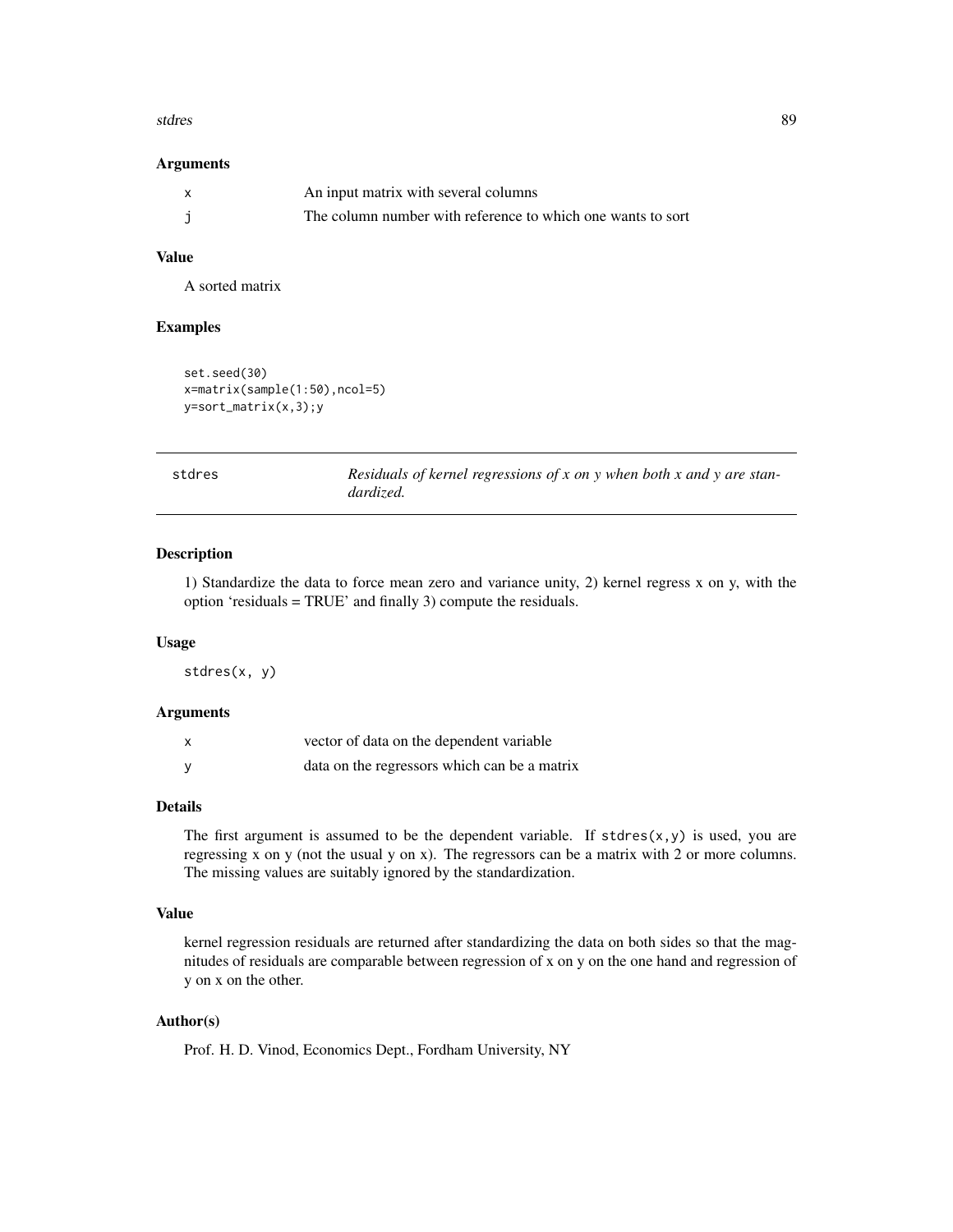### Arguments

| | |
|---|---|
| x | An input matrix with several columns |
| j | The column number with reference to which one wants to sort |

### Value

A sorted matrix

### Examples

```
set.seed(30)
x=matrix(sample(1:50),ncol=5)
y=sort_matrix(x,3);y
```

---

## stdres — *Residuals of kernel regressions of x on y when both x and y are standardized.*

### Description

1) Standardize the data to force mean zero and variance unity, 2) kernel regress x on y, with the option 'residuals = TRUE' and finally 3) compute the residuals.

### Usage

```
stdres(x, y)
```

### Arguments

| | |
|---|---|
| x | vector of data on the dependent variable |
| y | data on the regressors which can be a matrix |

### Details

The first argument is assumed to be the dependent variable. If `stdres(x,y)` is used, you are regressing x on y (not the usual y on x). The regressors can be a matrix with 2 or more columns. The missing values are suitably ignored by the standardization.

### Value

kernel regression residuals are returned after standardizing the data on both sides so that the magnitudes of residuals are comparable between regression of x on y on the one hand and regression of y on x on the other.

### Author(s)

Prof. H. D. Vinod, Economics Dept., Fordham University, NY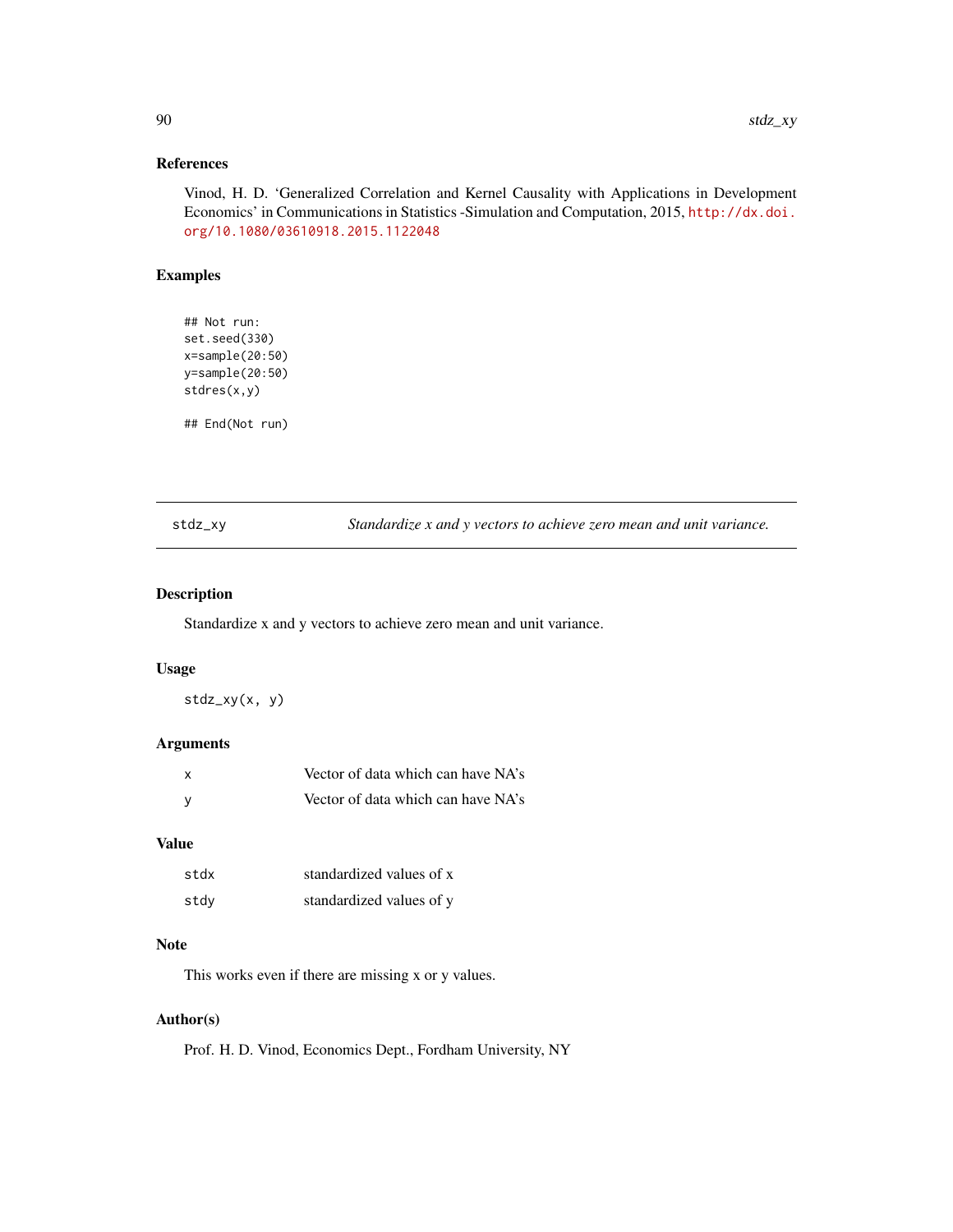## References

Vinod, H. D. 'Generalized Correlation and Kernel Causality with Applications in Development Economics' in Communications in Statistics -Simulation and Computation, 2015, http://dx.doi.org/10.1080/03610918.2015.1122048

## Examples

```
## Not run:
set.seed(330)
x=sample(20:50)
y=sample(20:50)
stdres(x,y)

## End(Not run)
```

---

# stdz_xy — *Standardize x and y vectors to achieve zero mean and unit variance.*

---

## Description

Standardize x and y vectors to achieve zero mean and unit variance.

## Usage

```
stdz_xy(x, y)
```

## Arguments

| | |
|---|---|
| x | Vector of data which can have NA's |
| y | Vector of data which can have NA's |

## Value

| | |
|---|---|
| stdx | standardized values of x |
| stdy | standardized values of y |

## Note

This works even if there are missing x or y values.

## Author(s)

Prof. H. D. Vinod, Economics Dept., Fordham University, NY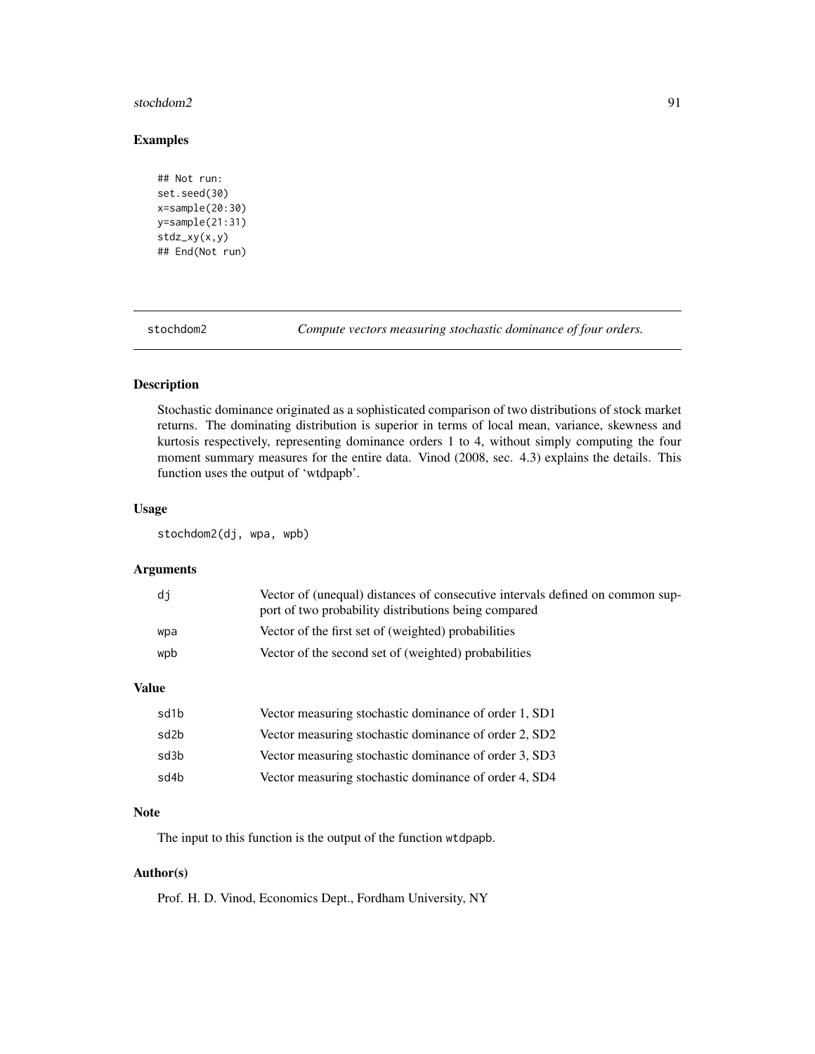## Examples

```
## Not run:
set.seed(30)
x=sample(20:30)
y=sample(21:31)
stdz_xy(x,y)
## End(Not run)
```

---

stochdom2 *Compute vectors measuring stochastic dominance of four orders.*

---

## Description

Stochastic dominance originated as a sophisticated comparison of two distributions of stock market returns. The dominating distribution is superior in terms of local mean, variance, skewness and kurtosis respectively, representing dominance orders 1 to 4, without simply computing the four moment summary measures for the entire data. Vinod (2008, sec. 4.3) explains the details. This function uses the output of 'wtdpapb'.

## Usage

```
stochdom2(dj, wpa, wpb)
```

## Arguments

| | |
|---|---|
| dj | Vector of (unequal) distances of consecutive intervals defined on common support of two probability distributions being compared |
| wpa | Vector of the first set of (weighted) probabilities |
| wpb | Vector of the second set of (weighted) probabilities |

## Value

| | |
|---|---|
| sd1b | Vector measuring stochastic dominance of order 1, SD1 |
| sd2b | Vector measuring stochastic dominance of order 2, SD2 |
| sd3b | Vector measuring stochastic dominance of order 3, SD3 |
| sd4b | Vector measuring stochastic dominance of order 4, SD4 |

## Note

The input to this function is the output of the function `wtdpapb`.

## Author(s)

Prof. H. D. Vinod, Economics Dept., Fordham University, NY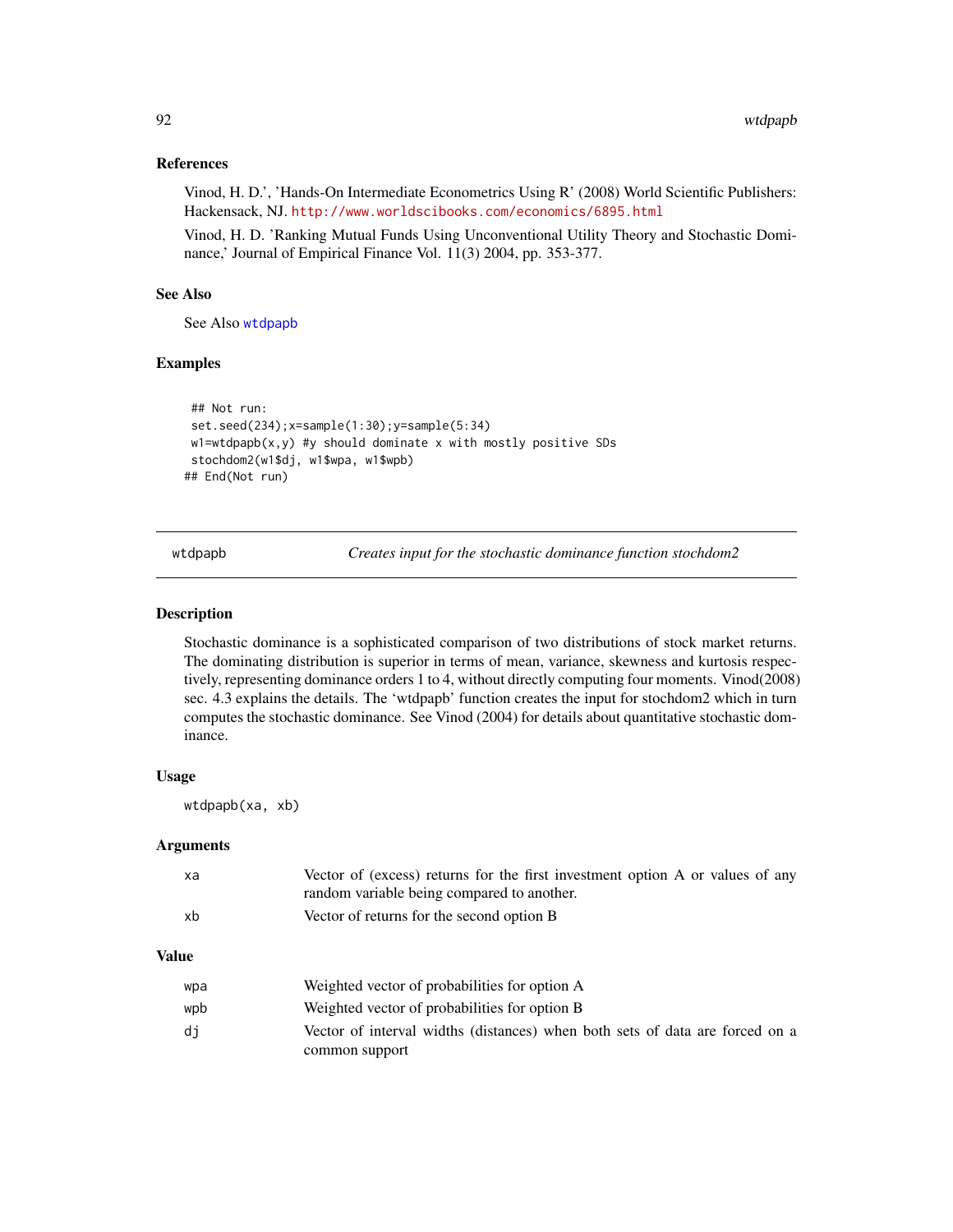### References

Vinod, H. D.', 'Hands-On Intermediate Econometrics Using R' (2008) World Scientific Publishers: Hackensack, NJ. http://www.worldscibooks.com/economics/6895.html

Vinod, H. D. 'Ranking Mutual Funds Using Unconventional Utility Theory and Stochastic Dominance,' Journal of Empirical Finance Vol. 11(3) 2004, pp. 353-377.

### See Also

See Also wtdpapb

### Examples

```
## Not run:
set.seed(234);x=sample(1:30);y=sample(5:34)
w1=wtdpapb(x,y) #y should dominate x with mostly positive SDs
stochdom2(w1$dj, w1$wpa, w1$wpb)
## End(Not run)
```

---

## wtdpapb    *Creates input for the stochastic dominance function stochdom2*

### Description

Stochastic dominance is a sophisticated comparison of two distributions of stock market returns. The dominating distribution is superior in terms of mean, variance, skewness and kurtosis respectively, representing dominance orders 1 to 4, without directly computing four moments. Vinod(2008) sec. 4.3 explains the details. The 'wtdpapb' function creates the input for stochdom2 which in turn computes the stochastic dominance. See Vinod (2004) for details about quantitative stochastic dominance.

### Usage

```
wtdpapb(xa, xb)
```

### Arguments

| | |
|---|---|
| xa | Vector of (excess) returns for the first investment option A or values of any random variable being compared to another. |
| xb | Vector of returns for the second option B |

### Value

| | |
|---|---|
| wpa | Weighted vector of probabilities for option A |
| wpb | Weighted vector of probabilities for option B |
| dj | Vector of interval widths (distances) when both sets of data are forced on a common support |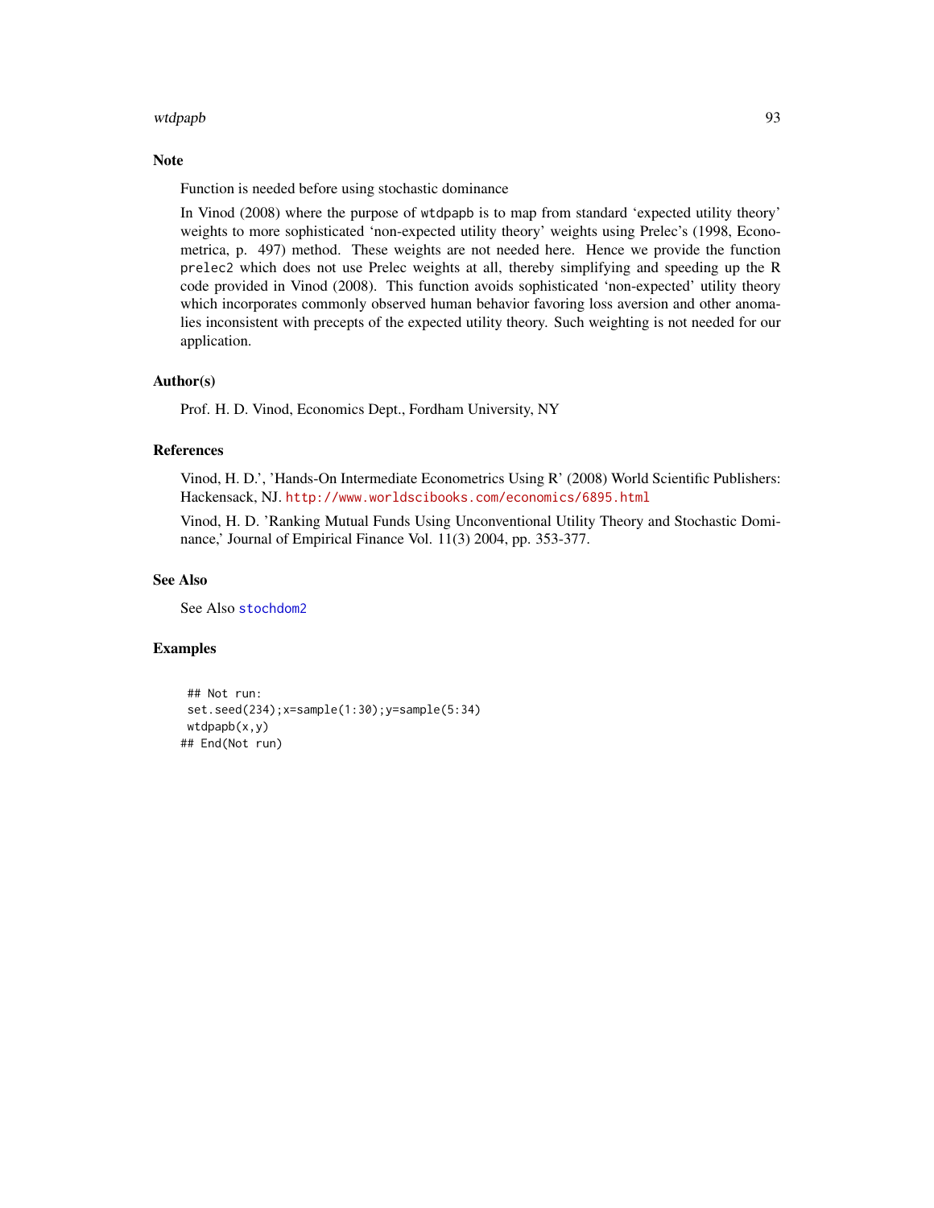## Note

Function is needed before using stochastic dominance

In Vinod (2008) where the purpose of wtdpapb is to map from standard 'expected utility theory' weights to more sophisticated 'non-expected utility theory' weights using Prelec's (1998, Econometrica, p. 497) method. These weights are not needed here. Hence we provide the function prelec2 which does not use Prelec weights at all, thereby simplifying and speeding up the R code provided in Vinod (2008). This function avoids sophisticated 'non-expected' utility theory which incorporates commonly observed human behavior favoring loss aversion and other anomalies inconsistent with precepts of the expected utility theory. Such weighting is not needed for our application.

## Author(s)

Prof. H. D. Vinod, Economics Dept., Fordham University, NY

## References

Vinod, H. D.', 'Hands-On Intermediate Econometrics Using R' (2008) World Scientific Publishers: Hackensack, NJ. http://www.worldscibooks.com/economics/6895.html

Vinod, H. D. 'Ranking Mutual Funds Using Unconventional Utility Theory and Stochastic Dominance,' Journal of Empirical Finance Vol. 11(3) 2004, pp. 353-377.

## See Also

See Also stochdom2

## Examples

```
 ## Not run:
 set.seed(234);x=sample(1:30);y=sample(5:34)
 wtdpapb(x,y)
## End(Not run)
```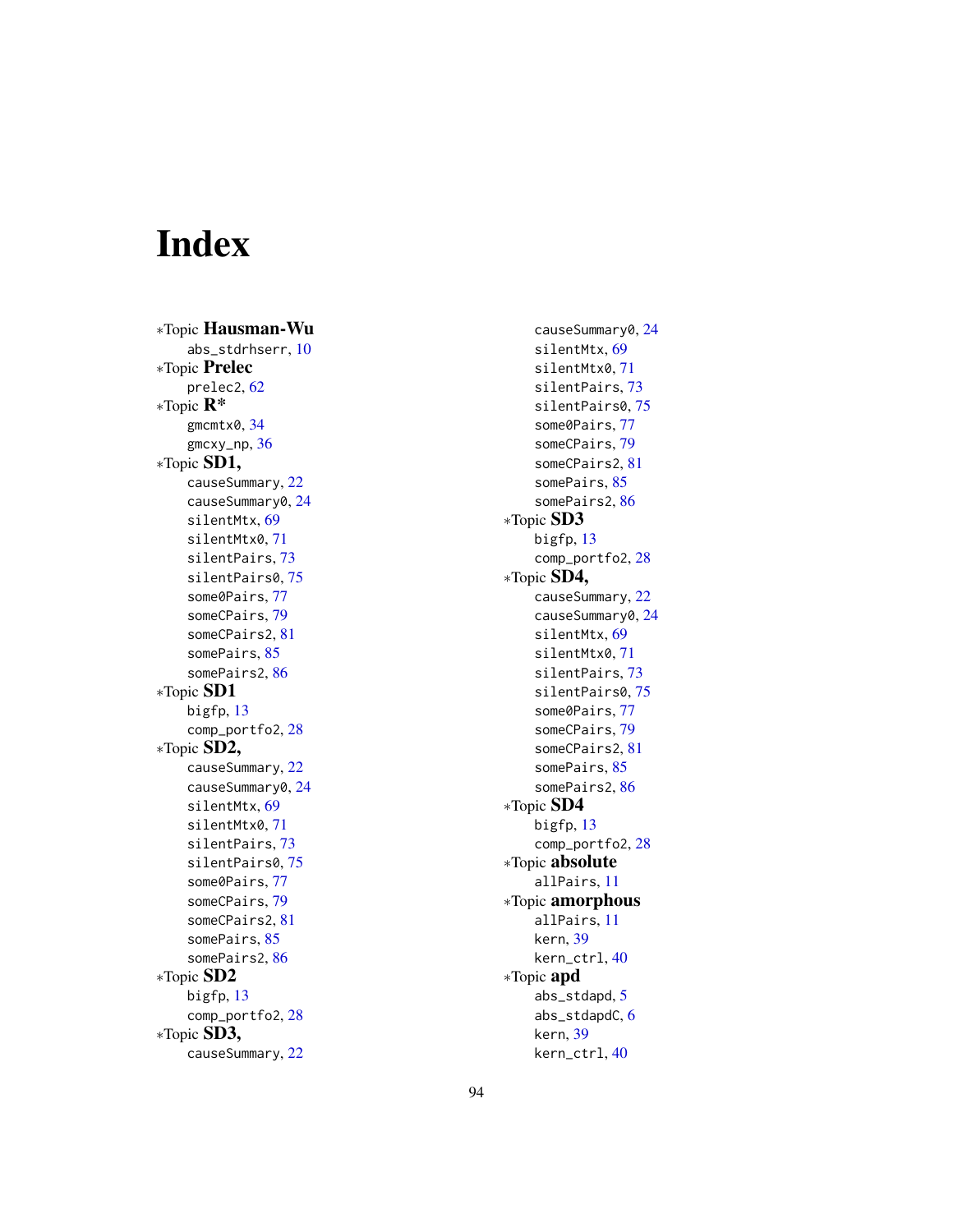# Index

∗Topic **Hausman-Wu**
  abs_stdrhserr, 10
∗Topic **Prelec**
  prelec2, 62
∗Topic **R***
  gmcmtx0, 34
  gmcxy_np, 36
∗Topic **SD1,**
  causeSummary, 22
  causeSummary0, 24
  silentMtx, 69
  silentMtx0, 71
  silentPairs, 73
  silentPairs0, 75
  some0Pairs, 77
  someCPairs, 79
  someCPairs2, 81
  somePairs, 85
  somePairs2, 86
∗Topic **SD1**
  bigfp, 13
  comp_portfo2, 28
∗Topic **SD2,**
  causeSummary, 22
  causeSummary0, 24
  silentMtx, 69
  silentMtx0, 71
  silentPairs, 73
  silentPairs0, 75
  some0Pairs, 77
  someCPairs, 79
  someCPairs2, 81
  somePairs, 85
  somePairs2, 86
∗Topic **SD2**
  bigfp, 13
  comp_portfo2, 28
∗Topic **SD3,**
  causeSummary, 22
  causeSummary0, 24
  silentMtx, 69
  silentMtx0, 71
  silentPairs, 73
  silentPairs0, 75
  some0Pairs, 77
  someCPairs, 79
  someCPairs2, 81
  somePairs, 85
  somePairs2, 86
∗Topic **SD3**
  bigfp, 13
  comp_portfo2, 28
∗Topic **SD4,**
  causeSummary, 22
  causeSummary0, 24
  silentMtx, 69
  silentMtx0, 71
  silentPairs, 73
  silentPairs0, 75
  some0Pairs, 77
  someCPairs, 79
  someCPairs2, 81
  somePairs, 85
  somePairs2, 86
∗Topic **SD4**
  bigfp, 13
  comp_portfo2, 28
∗Topic **absolute**
  allPairs, 11
∗Topic **amorphous**
  allPairs, 11
  kern, 39
  kern_ctrl, 40
∗Topic **apd**
  abs_stdapd, 5
  abs_stdapdC, 6
  kern, 39
  kern_ctrl, 40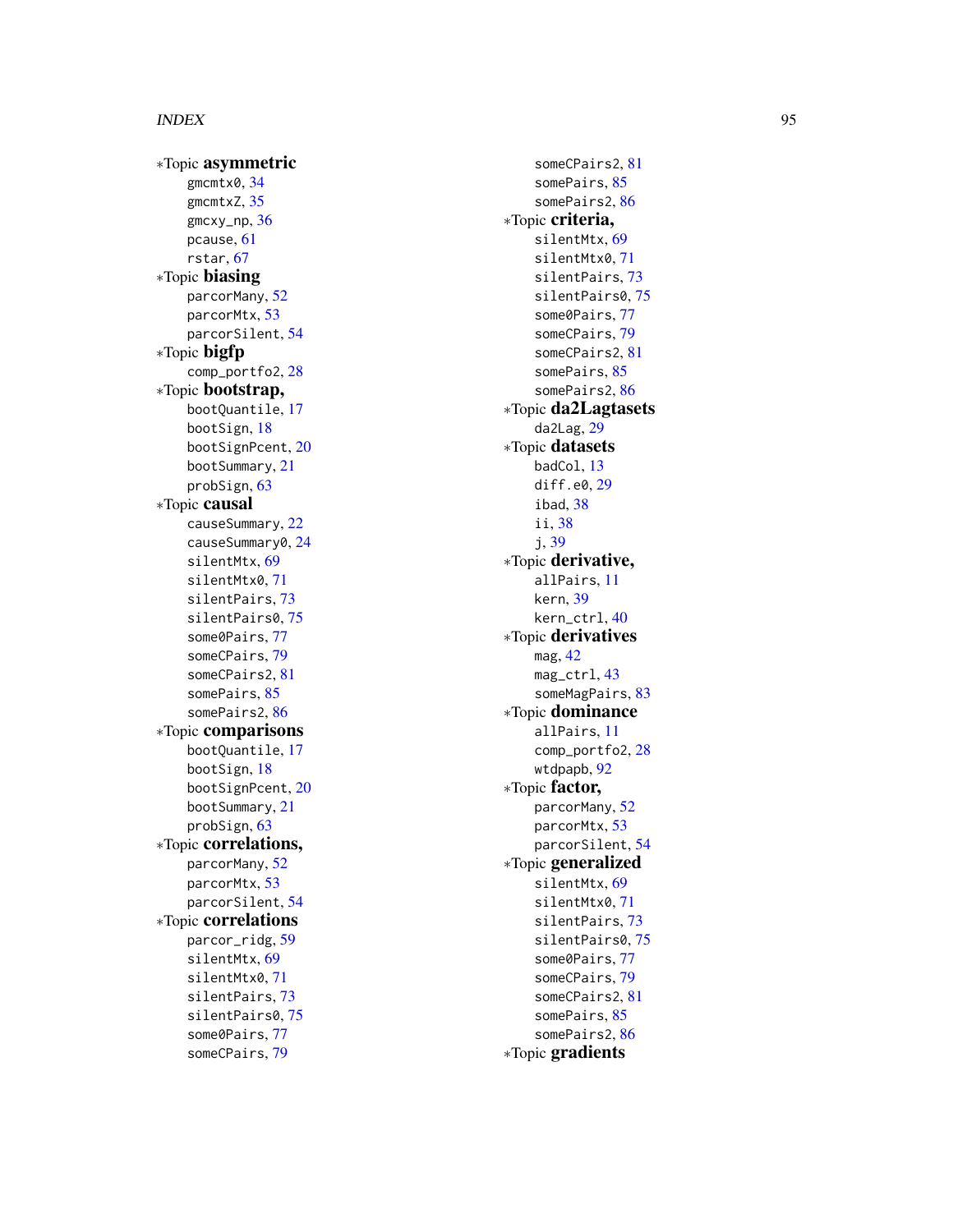∗Topic **asymmetric**
- gmcmtx0, 34
- gmcmtxZ, 35
- gmcxy_np, 36
- pcause, 61
- rstar, 67

∗Topic **biasing**
- parcorMany, 52
- parcorMtx, 53
- parcorSilent, 54

∗Topic **bigfp**
- comp_portfo2, 28

∗Topic **bootstrap,**
- bootQuantile, 17
- bootSign, 18
- bootSignPcent, 20
- bootSummary, 21
- probSign, 63

∗Topic **causal**
- causeSummary, 22
- causeSummary0, 24
- silentMtx, 69
- silentMtx0, 71
- silentPairs, 73
- silentPairs0, 75
- some0Pairs, 77
- someCPairs, 79
- someCPairs2, 81
- somePairs, 85
- somePairs2, 86

∗Topic **comparisons**
- bootQuantile, 17
- bootSign, 18
- bootSignPcent, 20
- bootSummary, 21
- probSign, 63

∗Topic **correlations,**
- parcorMany, 52
- parcorMtx, 53
- parcorSilent, 54

∗Topic **correlations**
- parcor_ridg, 59
- silentMtx, 69
- silentMtx0, 71
- silentPairs, 73
- silentPairs0, 75
- some0Pairs, 77
- someCPairs, 79
- someCPairs2, 81
- somePairs, 85
- somePairs2, 86

∗Topic **criteria,**
- silentMtx, 69
- silentMtx0, 71
- silentPairs, 73
- silentPairs0, 75
- some0Pairs, 77
- someCPairs, 79
- someCPairs2, 81
- somePairs, 85
- somePairs2, 86

∗Topic **da2Lagtasets**
- da2Lag, 29

∗Topic **datasets**
- badCol, 13
- diff.e0, 29
- ibad, 38
- ii, 38
- j, 39

∗Topic **derivative,**
- allPairs, 11
- kern, 39
- kern_ctrl, 40

∗Topic **derivatives**
- mag, 42
- mag_ctrl, 43
- someMagPairs, 83

∗Topic **dominance**
- allPairs, 11
- comp_portfo2, 28
- wtdpapb, 92

∗Topic **factor,**
- parcorMany, 52
- parcorMtx, 53
- parcorSilent, 54

∗Topic **generalized**
- silentMtx, 69
- silentMtx0, 71
- silentPairs, 73
- silentPairs0, 75
- some0Pairs, 77
- someCPairs, 79
- someCPairs2, 81
- somePairs, 85
- somePairs2, 86

∗Topic **gradients**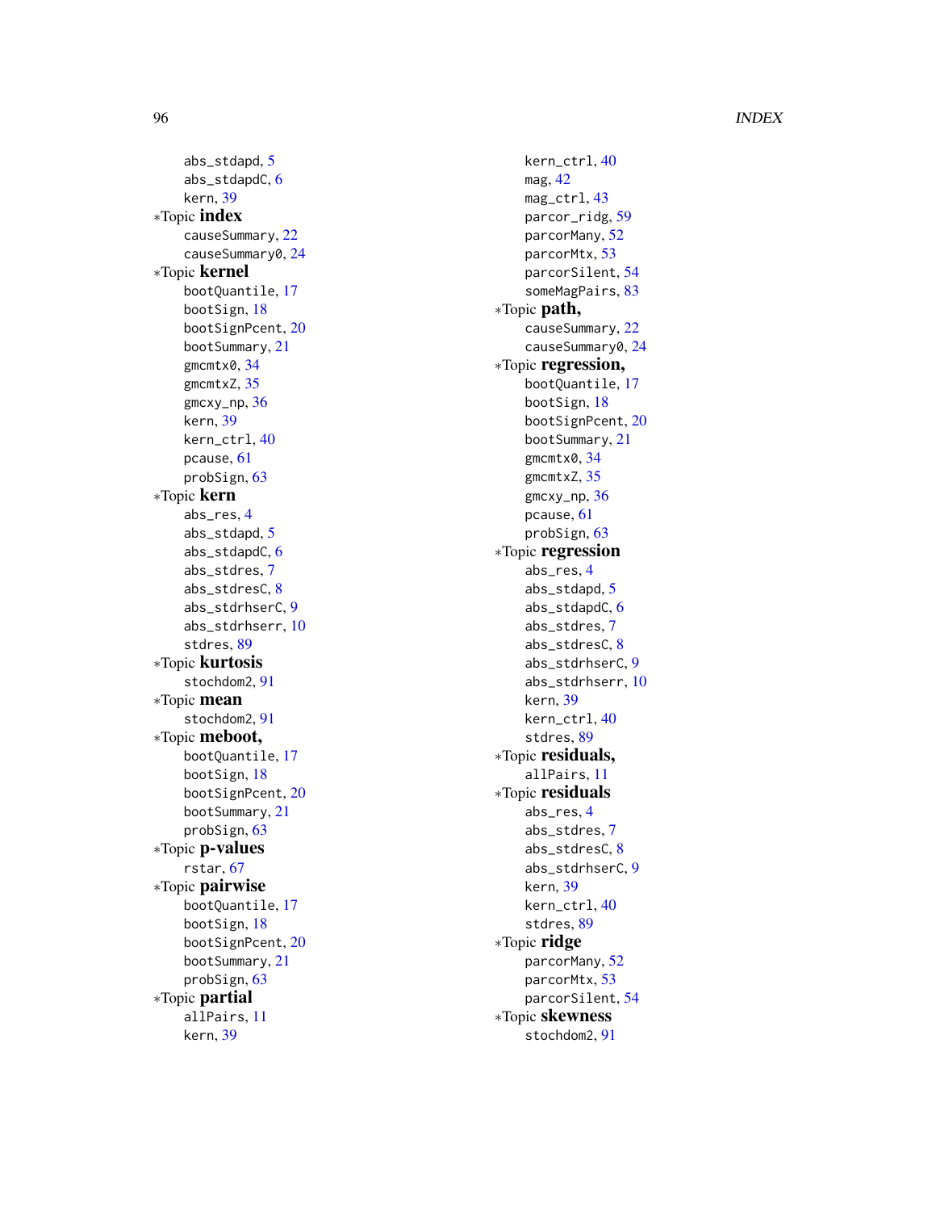abs_stdapd, 5
abs_stdapdC, 6
kern, 39

∗Topic **index**
causeSummary, 22
causeSummary0, 24

∗Topic **kernel**
bootQuantile, 17
bootSign, 18
bootSignPcent, 20
bootSummary, 21
gmcmtx0, 34
gmcmtxZ, 35
gmcxy_np, 36
kern, 39
kern_ctrl, 40
pcause, 61
probSign, 63

∗Topic **kern**
abs_res, 4
abs_stdapd, 5
abs_stdapdC, 6
abs_stdres, 7
abs_stdresC, 8
abs_stdrhserC, 9
abs_stdrhserr, 10
stdres, 89

∗Topic **kurtosis**
stochdom2, 91

∗Topic **mean**
stochdom2, 91

∗Topic **meboot,**
bootQuantile, 17
bootSign, 18
bootSignPcent, 20
bootSummary, 21
probSign, 63

∗Topic **p-values**
rstar, 67

∗Topic **pairwise**
bootQuantile, 17
bootSign, 18
bootSignPcent, 20
bootSummary, 21
probSign, 63

∗Topic **partial**
allPairs, 11
kern, 39
kern_ctrl, 40
mag, 42
mag_ctrl, 43
parcor_ridg, 59
parcorMany, 52
parcorMtx, 53
parcorSilent, 54
someMagPairs, 83

∗Topic **path,**
causeSummary, 22
causeSummary0, 24

∗Topic **regression,**
bootQuantile, 17
bootSign, 18
bootSignPcent, 20
bootSummary, 21
gmcmtx0, 34
gmcmtxZ, 35
gmcxy_np, 36
pcause, 61
probSign, 63

∗Topic **regression**
abs_res, 4
abs_stdapd, 5
abs_stdapdC, 6
abs_stdres, 7
abs_stdresC, 8
abs_stdrhserC, 9
abs_stdrhserr, 10
kern, 39
kern_ctrl, 40
stdres, 89

∗Topic **residuals,**
allPairs, 11

∗Topic **residuals**
abs_res, 4
abs_stdres, 7
abs_stdresC, 8
abs_stdrhserC, 9
kern, 39
kern_ctrl, 40
stdres, 89

∗Topic **ridge**
parcorMany, 52
parcorMtx, 53
parcorSilent, 54

∗Topic **skewness**
stochdom2, 91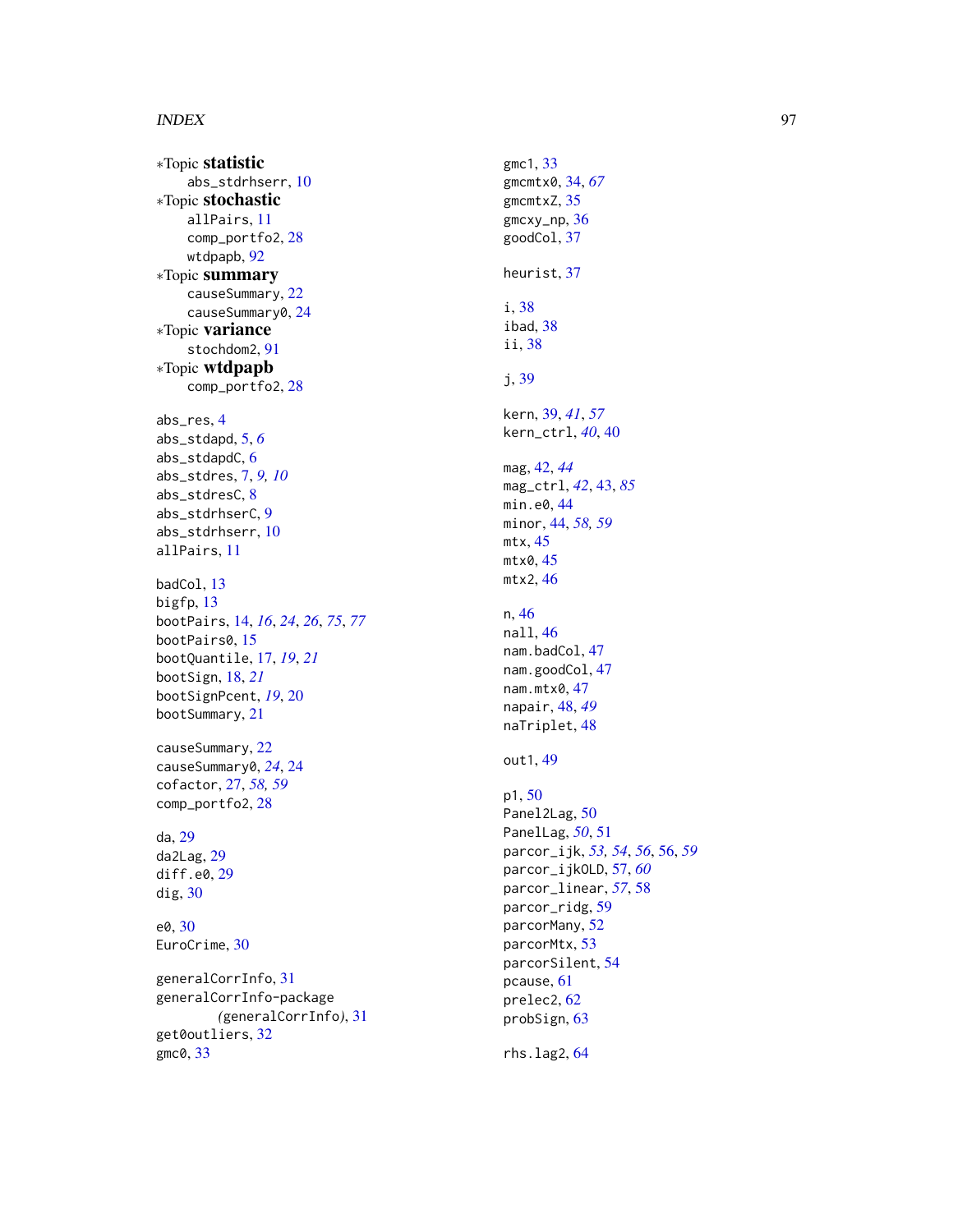*Topic **statistic**
- abs_stdrhserr, 10

*Topic **stochastic**
- allPairs, 11
- comp_portfo2, 28
- wtdpapb, 92

*Topic **summary**
- causeSummary, 22
- causeSummary0, 24

*Topic **variance**
- stochdom2, 91

*Topic **wtdpapb**
- comp_portfo2, 28

abs_res, 4
abs_stdapd, 5, *6*
abs_stdapdC, 6
abs_stdres, 7, *9, 10*
abs_stdresC, 8
abs_stdrhserC, 9
abs_stdrhserr, 10
allPairs, 11

badCol, 13
bigfp, 13
bootPairs, 14, *16*, *24*, *26*, *75*, *77*
bootPairs0, 15
bootQuantile, 17, *19*, *21*
bootSign, 18, *21*
bootSignPcent, *19*, 20
bootSummary, 21

causeSummary, 22
causeSummary0, *24*, 24
cofactor, 27, *58, 59*
comp_portfo2, 28

da, 29
da2Lag, 29
diff.e0, 29
dig, 30

e0, 30
EuroCrime, 30

generalCorrInfo, 31
generalCorrInfo-package
    *(*generalCorrInfo*)*, 31
get0outliers, 32
gmc0, 33
gmc1, 33
gmcmtx0, 34, *67*
gmcmtxZ, 35
gmcxy_np, 36
goodCol, 37

heurist, 37

i, 38
ibad, 38
ii, 38

j, 39

kern, 39, *41*, *57*
kern_ctrl, *40*, 40

mag, 42, *44*
mag_ctrl, *42*, 43, *85*
min.e0, 44
minor, 44, *58, 59*
mtx, 45
mtx0, 45
mtx2, 46

n, 46
nall, 46
nam.badCol, 47
nam.goodCol, 47
nam.mtx0, 47
napair, 48, *49*
naTriplet, 48

out1, 49

p1, 50
Panel2Lag, 50
PanelLag, *50*, 51
parcor_ijk, *53*, *54*, *56*, 56, *59*
parcor_ijkOLD, 57, *60*
parcor_linear, *57*, 58
parcor_ridg, 59
parcorMany, 52
parcorMtx, 53
parcorSilent, 54
pcause, 61
prelec2, 62
probSign, 63

rhs.lag2, 64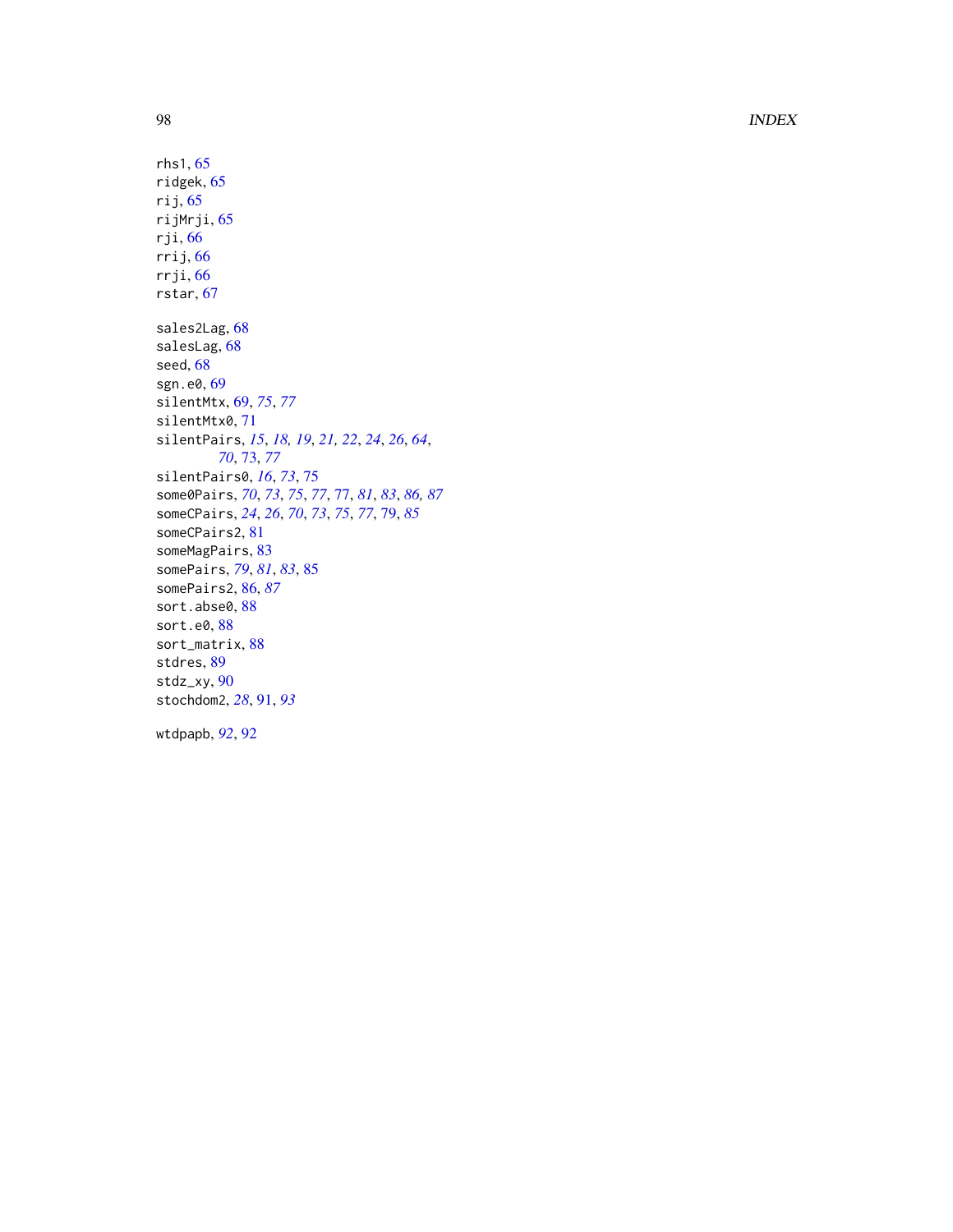rhs1, 65
ridgek, 65
rij, 65
rijMrji, 65
rji, 66
rrij, 66
rrji, 66
rstar, 67

sales2Lag, 68
salesLag, 68
seed, 68
sgn.e0, 69
silentMtx, 69, *75*, *77*
silentMtx0, 71
silentPairs, *15*, *18, 19*, *21, 22*, *24*, *26*, *64*, *70*, 73, *77*
silentPairs0, *16*, *73*, 75
some0Pairs, *70*, *73*, *75*, *77*, 77, *81*, *83*, *86, 87*
someCPairs, *24*, *26*, *70*, *73*, *75*, *77*, 79, *85*
someCPairs2, 81
someMagPairs, 83
somePairs, *79*, *81*, *83*, 85
somePairs2, 86, *87*
sort.abse0, 88
sort.e0, 88
sort_matrix, 88
stdres, 89
stdz_xy, 90
stochdom2, *28*, 91, *93*

wtdpapb, *92*, 92